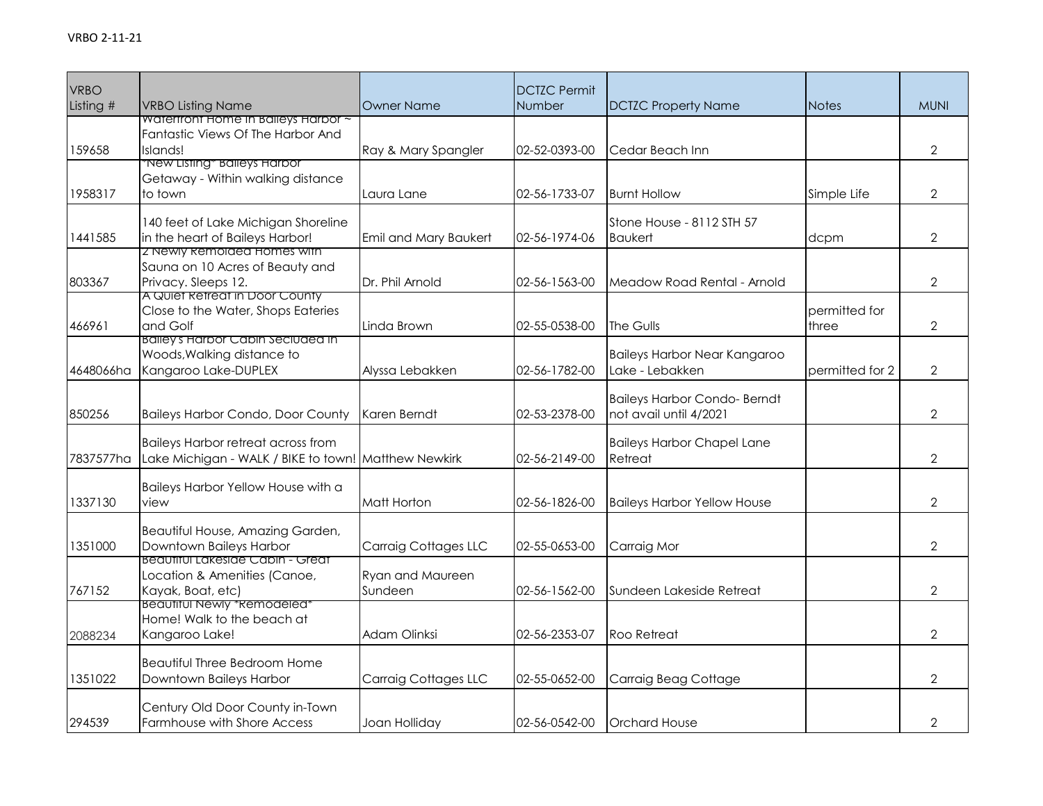| VRBO Listing # | VRBO Listing Name | Owner Name | DCTZC Permit Number | DCTZC Property Name | Notes | MUNI |
|---|---|---|---|---|---|---|
| 159658 | Waterfront Home in Baileys Harbor ~ Fantastic Views Of The Harbor And Islands! | Ray & Mary Spangler | 02-52-0393-00 | Cedar Beach Inn | | 2 |
| 1958317 | *New Listing* Baileys Harbor Getaway - Within walking distance to town | Laura Lane | 02-56-1733-07 | Burnt Hollow | Simple Life | 2 |
| 1441585 | 140 feet of Lake Michigan Shoreline in the heart of Baileys Harbor! | Emil and Mary Baukert | 02-56-1974-06 | Stone House - 8112 STH 57 Baukert | dcpm | 2 |
| 803367 | 2 Newly Remodled Homes with Sauna on 10 Acres of Beauty and Privacy. Sleeps 12. | Dr. Phil Arnold | 02-56-1563-00 | Meadow Road Rental - Arnold | | 2 |
| 466961 | A Quiet Retreat in Door County Close to the Water, Shops Eateries and Golf | Linda Brown | 02-55-0538-00 | The Gulls | permitted for three | 2 |
| 4648066ha | Bailey's Harbor Cabin Secluded in Woods,Walking distance to Kangaroo Lake-DUPLEX | Alyssa Lebakken | 02-56-1782-00 | Baileys Harbor Near Kangaroo Lake - Lebakken | permitted for 2 | 2 |
| 850256 | Baileys Harbor Condo, Door County | Karen Berndt | 02-53-2378-00 | Baileys Harbor Condo- Berndt not avail until 4/2021 | | 2 |
| 7837577ha | Baileys Harbor retreat across from Lake Michigan - WALK / BIKE to town! | Matthew Newkirk | 02-56-2149-00 | Baileys Harbor Chapel Lane Retreat | | 2 |
| 1337130 | Baileys Harbor Yellow House with a view | Matt Horton | 02-56-1826-00 | Baileys Harbor Yellow House | | 2 |
| 1351000 | Beautiful House, Amazing Garden, Downtown Baileys Harbor | Carraig Cottages LLC | 02-55-0653-00 | Carraig Mor | | 2 |
| 767152 | Beautiful Lakeside Cabin - Great Location & Amenities (Canoe, Kayak, Boat, etc) | Ryan and Maureen Sundeen | 02-56-1562-00 | Sundeen Lakeside Retreat | | 2 |
| 2088234 | Beautiful Newly *Remodeled* Home! Walk to the beach at Kangaroo Lake! | Adam Olinksi | 02-56-2353-07 | Roo Retreat | | 2 |
| 1351022 | Beautiful Three Bedroom Home Downtown Baileys Harbor | Carraig Cottages LLC | 02-55-0652-00 | Carraig Beag Cottage | | 2 |
| 294539 | Century Old Door County in-Town Farmhouse with Shore Access | Joan Holliday | 02-56-0542-00 | Orchard House | | 2 |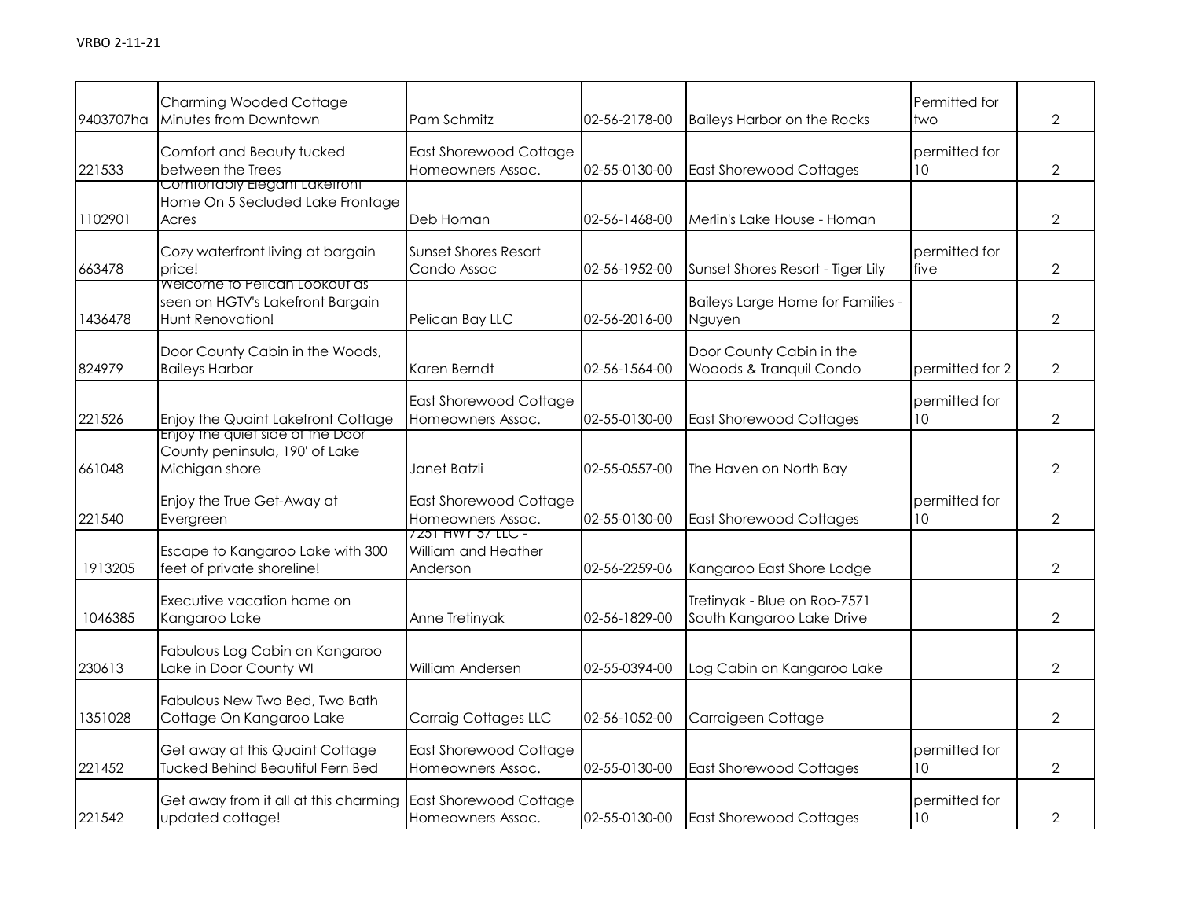VRBO 2-11-21

| | | | | | | |
|---|---|---|---|---|---|---|
| 9403707ha | Charming Wooded Cottage Minutes from Downtown | Pam Schmitz | 02-56-2178-00 | Baileys Harbor on the Rocks | Permitted for two | 2 |
| 221533 | Comfort and Beauty tucked between the Trees | East Shorewood Cottage Homeowners Assoc. | 02-55-0130-00 | East Shorewood Cottages | permitted for 10 | 2 |
| 1102901 | Comfortably Elegant Lakefront Home On 5 Secluded Lake Frontage Acres | Deb Homan | 02-56-1468-00 | Merlin's Lake House - Homan | | 2 |
| 663478 | Cozy waterfront living at bargain price! | Sunset Shores Resort Condo Assoc | 02-56-1952-00 | Sunset Shores Resort - Tiger Lily | permitted for five | 2 |
| 1436478 | Welcome to Pelican Lookout as seen on HGTV's Lakefront Bargain Hunt Renovation! | Pelican Bay LLC | 02-56-2016-00 | Baileys Large Home for Families - Nguyen | | 2 |
| 824979 | Door County Cabin in the Woods, Baileys Harbor | Karen Berndt | 02-56-1564-00 | Door County Cabin in the Wooods & Tranquil Condo | permitted for 2 | 2 |
| 221526 | Enjoy the Quaint Lakefront Cottage | East Shorewood Cottage Homeowners Assoc. | 02-55-0130-00 | East Shorewood Cottages | permitted for 10 | 2 |
| 661048 | Enjoy the quiet side of the Door County peninsula, 190' of Lake Michigan shore | Janet Batzli | 02-55-0557-00 | The Haven on North Bay | | 2 |
| 221540 | Enjoy the True Get-Away at Evergreen | East Shorewood Cottage Homeowners Assoc. | 02-55-0130-00 | East Shorewood Cottages | permitted for 10 | 2 |
| 1913205 | Escape to Kangaroo Lake with 300 feet of private shoreline! | 7251 HWY 57 LLC - William and Heather Anderson | 02-56-2259-06 | Kangaroo East Shore Lodge | | 2 |
| 1046385 | Executive vacation home on Kangaroo Lake | Anne Tretinyak | 02-56-1829-00 | Tretinyak - Blue on Roo-7571 South Kangaroo Lake Drive | | 2 |
| 230613 | Fabulous Log Cabin on Kangaroo Lake in Door County WI | William Andersen | 02-55-0394-00 | Log Cabin on Kangaroo Lake | | 2 |
| 1351028 | Fabulous New Two Bed, Two Bath Cottage On Kangaroo Lake | Carraig Cottages LLC | 02-56-1052-00 | Carraigeen Cottage | | 2 |
| 221452 | Get away at this Quaint Cottage Tucked Behind Beautiful Fern Bed | East Shorewood Cottage Homeowners Assoc. | 02-55-0130-00 | East Shorewood Cottages | permitted for 10 | 2 |
| 221542 | Get away from it all at this charming updated cottage! | East Shorewood Cottage Homeowners Assoc. | 02-55-0130-00 | East Shorewood Cottages | permitted for 10 | 2 |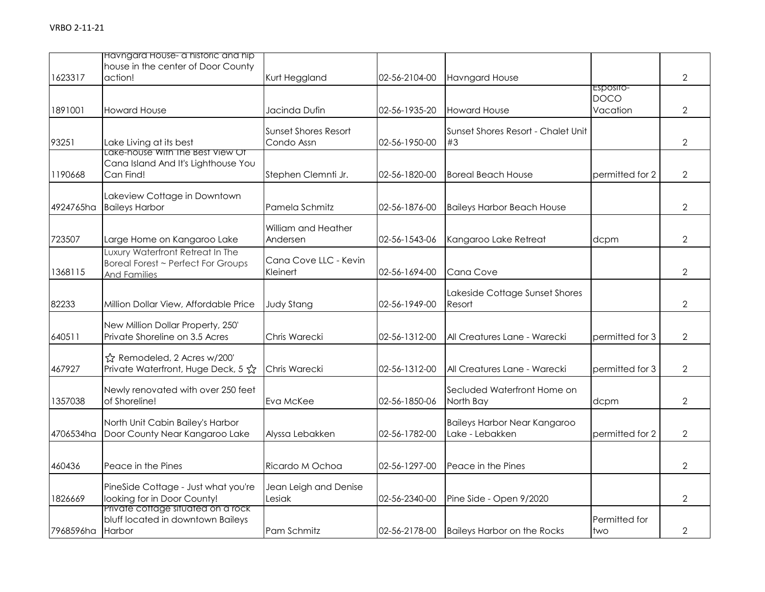| | | | | | | |
|---|---|---|---|---|---|---|
| 1623317 | Havngard House- a historic and hip house in the center of Door County action! | Kurt Heggland | 02-56-2104-00 | Havngard House | | 2 |
| 1891001 | Howard House | Jacinda Dufin | 02-56-1935-20 | Howard House | Esposito-DOCO Vacation | 2 |
| 93251 | Lake Living at its best | Sunset Shores Resort Condo Assn | 02-56-1950-00 | Sunset Shores Resort - Chalet Unit #3 | | 2 |
| 1190668 | Lake-house With The Best View Of Cana Island And It's Lighthouse You Can Find! | Stephen Clemnti Jr. | 02-56-1820-00 | Boreal Beach House | permitted for 2 | 2 |
| 4924765ha | Lakeview Cottage in Downtown Baileys Harbor | Pamela Schmitz | 02-56-1876-00 | Baileys Harbor Beach House | | 2 |
| 723507 | Large Home on Kangaroo Lake | William and Heather Andersen | 02-56-1543-06 | Kangaroo Lake Retreat | dcpm | 2 |
| 1368115 | Luxury Waterfront Retreat In The Boreal Forest ~ Perfect For Groups And Families | Cana Cove LLC - Kevin Kleinert | 02-56-1694-00 | Cana Cove | | 2 |
| 82233 | Million Dollar View, Affordable Price | Judy Stang | 02-56-1949-00 | Lakeside Cottage Sunset Shores Resort | | 2 |
| 640511 | New Million Dollar Property, 250' Private Shoreline on 3.5 Acres | Chris Warecki | 02-56-1312-00 | All Creatures Lane - Warecki | permitted for 3 | 2 |
| 467927 | ☆ Remodeled, 2 Acres w/200' Private Waterfront, Huge Deck, 5 ☆ | Chris Warecki | 02-56-1312-00 | All Creatures Lane - Warecki | permitted for 3 | 2 |
| 1357038 | Newly renovated with over 250 feet of Shoreline! | Eva McKee | 02-56-1850-06 | Secluded Waterfront Home on North Bay | dcpm | 2 |
| 4706534ha | North Unit Cabin Bailey's Harbor Door County Near Kangaroo Lake | Alyssa Lebakken | 02-56-1782-00 | Baileys Harbor Near Kangaroo Lake - Lebakken | permitted for 2 | 2 |
| 460436 | Peace in the Pines | Ricardo M Ochoa | 02-56-1297-00 | Peace in the Pines | | 2 |
| 1826669 | PineSide Cottage - Just what you're looking for in Door County! | Jean Leigh and Denise Lesiak | 02-56-2340-00 | Pine Side - Open 9/2020 | | 2 |
| 7968596ha | Private cottage situated on a rock bluff located in downtown Baileys Harbor | Pam Schmitz | 02-56-2178-00 | Baileys Harbor on the Rocks | Permitted for two | 2 |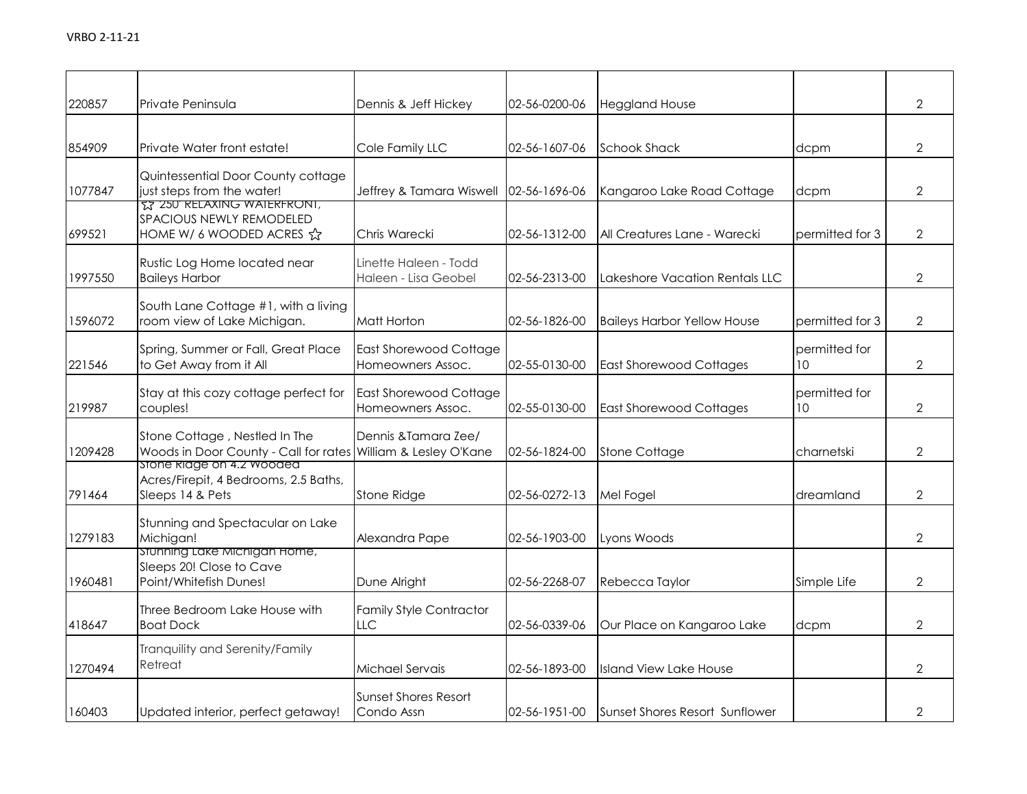VRBO 2-11-21

| | | | | | | |
|---|---|---|---|---|---|---|
| 220857 | Private Peninsula | Dennis & Jeff Hickey | 02-56-0200-06 | Heggland House | | 2 |
| 854909 | Private Water front estate! | Cole Family LLC | 02-56-1607-06 | Schook Shack | dcpm | 2 |
| 1077847 | Quintessential Door County cottage just steps from the water! | Jeffrey & Tamara Wiswell | 02-56-1696-06 | Kangaroo Lake Road Cottage | dcpm | 2 |
| 699521 | ☆ 250' RELAXING WATERFRONT, SPACIOUS NEWLY REMODELED HOME W/ 6 WOODED ACRES ☆ | Chris Warecki | 02-56-1312-00 | All Creatures Lane - Warecki | permitted for 3 | 2 |
| 1997550 | Rustic Log Home located near Baileys Harbor | Linette Haleen - Todd Haleen - Lisa Geobel | 02-56-2313-00 | Lakeshore Vacation Rentals LLC | | 2 |
| 1596072 | South Lane Cottage #1, with a living room view of Lake Michigan. | Matt Horton | 02-56-1826-00 | Baileys Harbor Yellow House | permitted for 3 | 2 |
| 221546 | Spring, Summer or Fall, Great Place to Get Away from it All | East Shorewood Cottage Homeowners Assoc. | 02-55-0130-00 | East Shorewood Cottages | permitted for 10 | 2 |
| 219987 | Stay at this cozy cottage perfect for couples! | East Shorewood Cottage Homeowners Assoc. | 02-55-0130-00 | East Shorewood Cottages | permitted for 10 | 2 |
| 1209428 | Stone Cottage , Nestled In The Woods in Door County - Call for rates | Dennis &Tamara Zee/ William & Lesley O'Kane | 02-56-1824-00 | Stone Cottage | charnetski | 2 |
| 791464 | Stone Ridge on 4.2 Wooded Acres/Firepit, 4 Bedrooms, 2.5 Baths, Sleeps 14 & Pets | Stone Ridge | 02-56-0272-13 | Mel Fogel | dreamland | 2 |
| 1279183 | Stunning and Spectacular on Lake Michigan! | Alexandra Pape | 02-56-1903-00 | Lyons Woods | | 2 |
| 1960481 | Stunning Lake Michigan Home, Sleeps 20! Close to Cave Point/Whitefish Dunes! | Dune Alright | 02-56-2268-07 | Rebecca Taylor | Simple Life | 2 |
| 418647 | Three Bedroom Lake House with Boat Dock | Family Style Contractor LLC | 02-56-0339-06 | Our Place on Kangaroo Lake | dcpm | 2 |
| 1270494 | Tranquility and Serenity/Family Retreat | Michael Servais | 02-56-1893-00 | Island View Lake House | | 2 |
| 160403 | Updated interior, perfect getaway! | Sunset Shores Resort Condo Assn | 02-56-1951-00 | Sunset Shores Resort Sunflower | | 2 |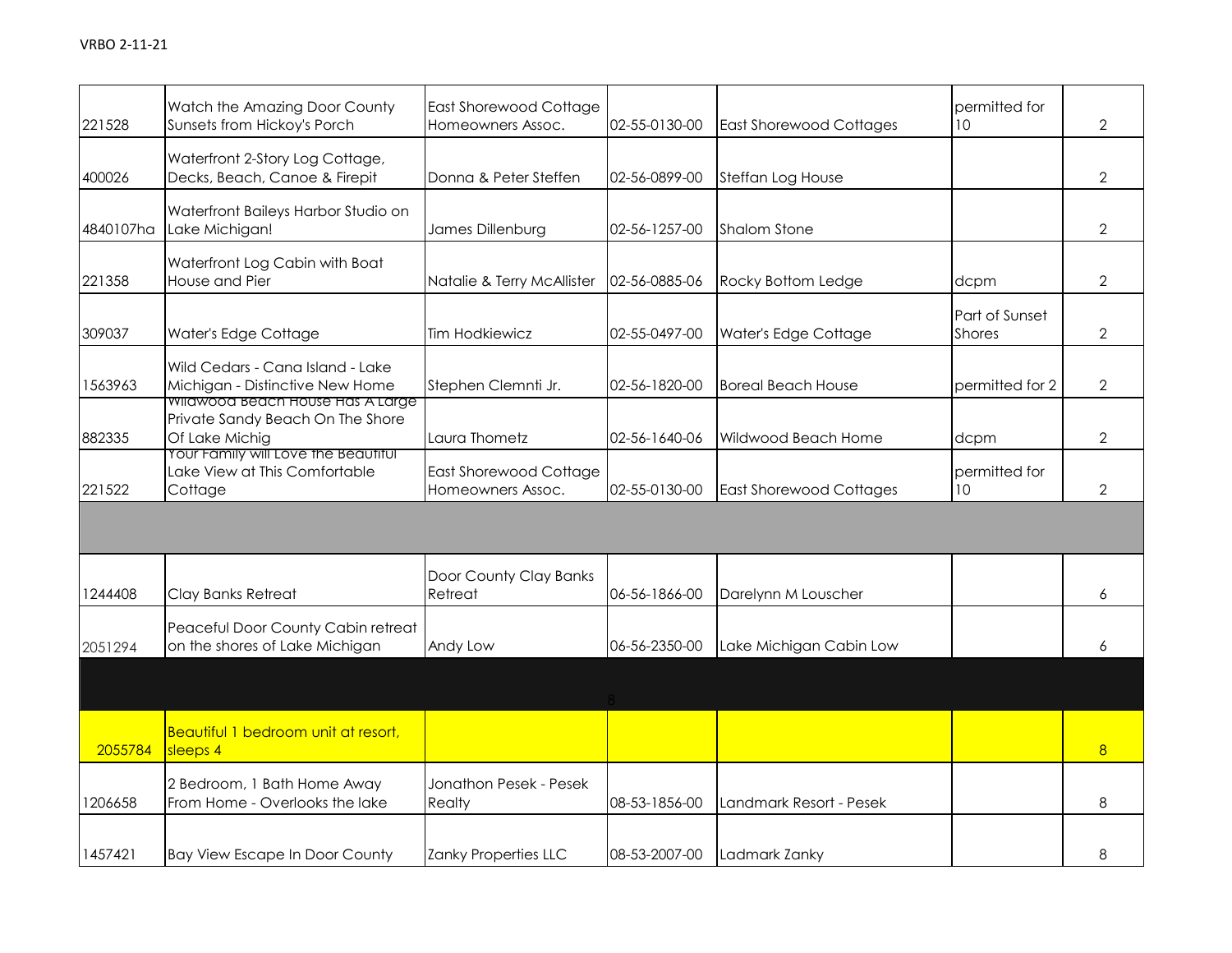VRBO 2-11-21

| | | | | | | |
|---|---|---|---|---|---|---|
| 221528 | Watch the Amazing Door County Sunsets from Hickoy's Porch | East Shorewood Cottage Homeowners Assoc. | 02-55-0130-00 | East Shorewood Cottages | permitted for 10 | 2 |
| 400026 | Waterfront 2-Story Log Cottage, Decks, Beach, Canoe & Firepit | Donna & Peter Steffen | 02-56-0899-00 | Steffan Log House | | 2 |
| 4840107ha | Waterfront Baileys Harbor Studio on Lake Michigan! | James Dillenburg | 02-56-1257-00 | Shalom Stone | | 2 |
| 221358 | Waterfront Log Cabin with Boat House and Pier | Natalie & Terry McAllister | 02-56-0885-06 | Rocky Bottom Ledge | dcpm | 2 |
| 309037 | Water's Edge Cottage | Tim Hodkiewicz | 02-55-0497-00 | Water's Edge Cottage | Part of Sunset Shores | 2 |
| 1563963 | Wild Cedars - Cana Island - Lake Michigan - Distinctive New Home | Stephen Clemnti Jr. | 02-56-1820-00 | Boreal Beach House | permitted for 2 | 2 |
| 882335 | Wildwood Beach House Has A Large Private Sandy Beach On The Shore Of Lake Michig | Laura Thometz | 02-56-1640-06 | Wildwood Beach Home | dcpm | 2 |
| 221522 | Your Family will Love the Beautiful Lake View at This Comfortable Cottage | East Shorewood Cottage Homeowners Assoc. | 02-55-0130-00 | East Shorewood Cottages | permitted for 10 | 2 |
| | | | | | | |
| 1244408 | Clay Banks Retreat | Door County Clay Banks Retreat | 06-56-1866-00 | Darelynn M Louscher | | 6 |
| 2051294 | Peaceful Door County Cabin retreat on the shores of Lake Michigan | Andy Low | 06-56-2350-00 | Lake Michigan Cabin Low | | 6 |
| | | | 8 | | | |
| 2055784 | Beautiful 1 bedroom unit at resort, sleeps 4 | | | | | 8 |
| 1206658 | 2 Bedroom, 1 Bath Home Away From Home - Overlooks the lake | Jonathon Pesek - Pesek Realty | 08-53-1856-00 | Landmark Resort - Pesek | | 8 |
| 1457421 | Bay View Escape In Door County | Zanky Properties LLC | 08-53-2007-00 | Ladmark Zanky | | 8 |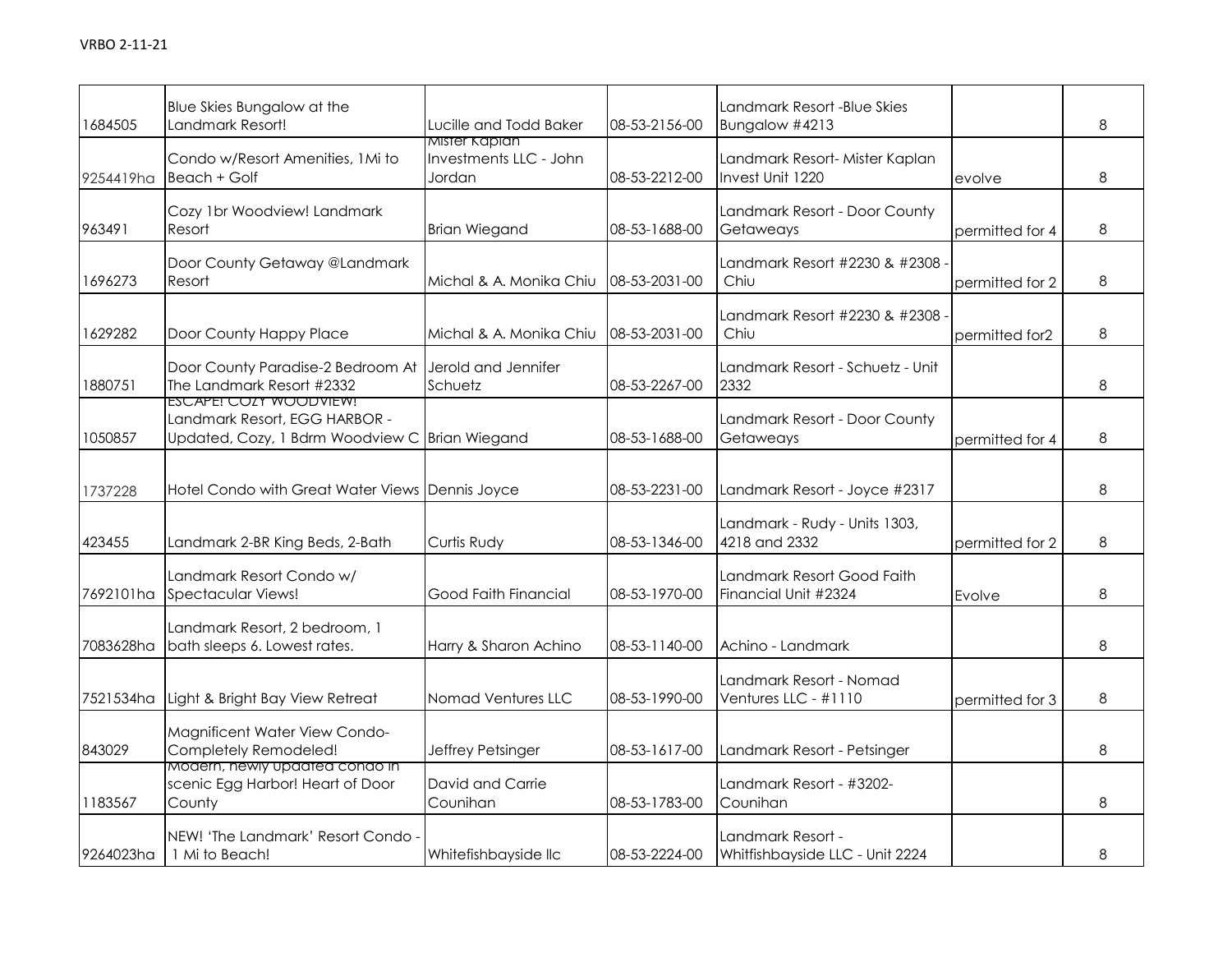VRBO 2-11-21

| | | | | | | |
|---|---|---|---|---|---|---|
| 1684505 | Blue Skies Bungalow at the Landmark Resort! | Lucille and Todd Baker | 08-53-2156-00 | Landmark Resort -Blue Skies Bungalow #4213 | | 8 |
| 9254419ha | Condo w/Resort Amenities, 1Mi to Beach + Golf | Mister Kaplan Investments LLC - John Jordan | 08-53-2212-00 | Landmark Resort- Mister Kaplan Invest Unit 1220 | evolve | 8 |
| 963491 | Cozy 1br Woodview! Landmark Resort | Brian Wiegand | 08-53-1688-00 | Landmark Resort - Door County Getaweays | permitted for 4 | 8 |
| 1696273 | Door County Getaway @Landmark Resort | Michal & A. Monika Chiu | 08-53-2031-00 | Landmark Resort #2230 & #2308 - Chiu | permitted for 2 | 8 |
| 1629282 | Door County Happy Place | Michal & A. Monika Chiu | 08-53-2031-00 | Landmark Resort #2230 & #2308 - Chiu | permitted for2 | 8 |
| 1880751 | Door County Paradise-2 Bedroom At The Landmark Resort #2332 | Jerold and Jennifer Schuetz | 08-53-2267-00 | Landmark Resort - Schuetz - Unit 2332 | | 8 |
| 1050857 | ESCAPE! COZY WOODVIEW! Landmark Resort, EGG HARBOR - Updated, Cozy, 1 Bdrm Woodview C | Brian Wiegand | 08-53-1688-00 | Landmark Resort - Door County Getaweays | permitted for 4 | 8 |
| 1737228 | Hotel Condo with Great Water Views | Dennis Joyce | 08-53-2231-00 | Landmark Resort - Joyce #2317 | | 8 |
| 423455 | Landmark 2-BR King Beds, 2-Bath | Curtis Rudy | 08-53-1346-00 | Landmark - Rudy - Units 1303, 4218 and 2332 | permitted for 2 | 8 |
| 7692101ha | Landmark Resort Condo w/ Spectacular Views! | Good Faith Financial | 08-53-1970-00 | Landmark Resort Good Faith Financial Unit #2324 | Evolve | 8 |
| 7083628ha | Landmark Resort, 2 bedroom, 1 bath sleeps 6. Lowest rates. | Harry & Sharon Achino | 08-53-1140-00 | Achino - Landmark | | 8 |
| 7521534ha | Light & Bright Bay View Retreat | Nomad Ventures LLC | 08-53-1990-00 | Landmark Resort - Nomad Ventures LLC - #1110 | permitted for 3 | 8 |
| 843029 | Magnificent Water View Condo- Completely Remodeled! | Jeffrey Petsinger | 08-53-1617-00 | Landmark Resort - Petsinger | | 8 |
| 1183567 | Modern, newly updated condo in scenic Egg Harbor! Heart of Door County | David and Carrie Counihan | 08-53-1783-00 | Landmark Resort - #3202- Counihan | | 8 |
| 9264023ha | NEW! 'The Landmark' Resort Condo - 1 Mi to Beach! | Whitefishbayside llc | 08-53-2224-00 | Landmark Resort - Whitfishbayside LLC - Unit 2224 | | 8 |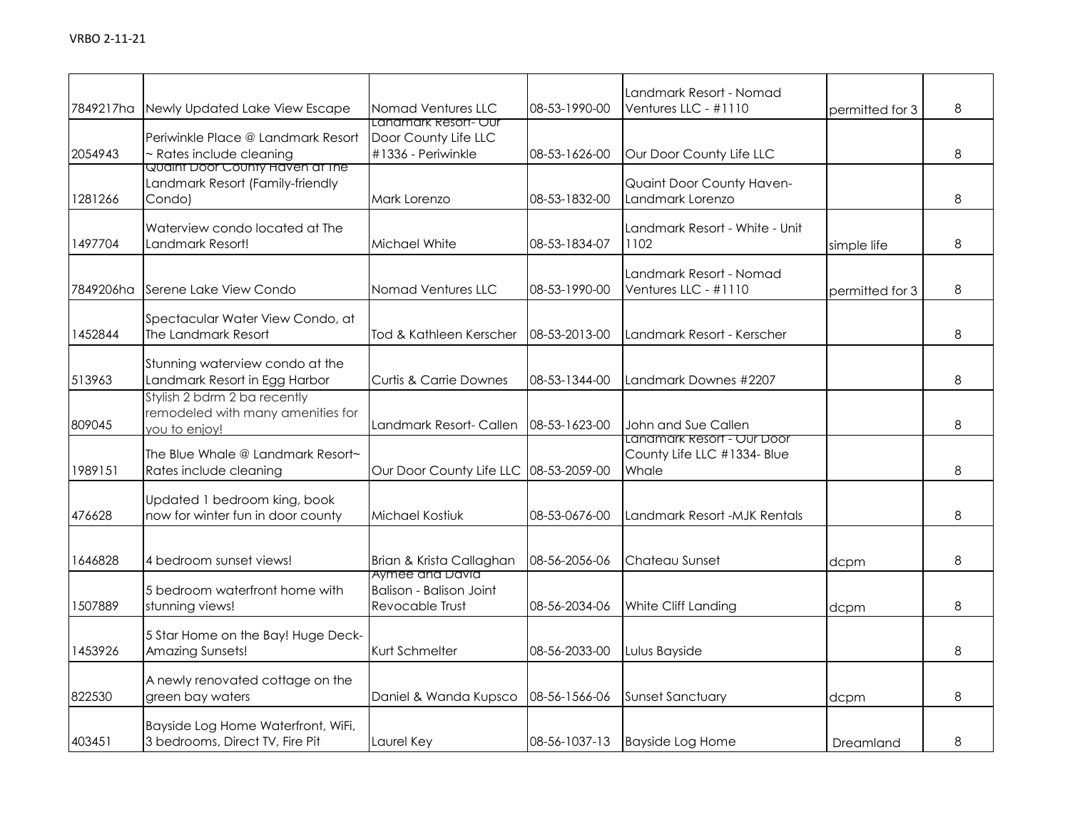VRBO 2-11-21

| | | | | | | |
|---|---|---|---|---|---|---|
| 7849217ha | Newly Updated Lake View Escape | Nomad Ventures LLC | 08-53-1990-00 | Landmark Resort - Nomad Ventures LLC - #1110 | permitted for 3 | 8 |
| 2054943 | Periwinkle Place @ Landmark Resort ~ Rates include cleaning | Landmark Resort- Our Door County Life LLC #1336 - Periwinkle | 08-53-1626-00 | Our Door County Life LLC | | 8 |
| 1281266 | Quaint Door County Haven at The Landmark Resort (Family-friendly Condo) | Mark Lorenzo | 08-53-1832-00 | Quaint Door County Haven- Landmark Lorenzo | | 8 |
| 1497704 | Waterview condo located at The Landmark Resort! | Michael White | 08-53-1834-07 | Landmark Resort - White - Unit 1102 | simple life | 8 |
| 7849206ha | Serene Lake View Condo | Nomad Ventures LLC | 08-53-1990-00 | Landmark Resort - Nomad Ventures LLC - #1110 | permitted for 3 | 8 |
| 1452844 | Spectacular Water View Condo, at The Landmark Resort | Tod & Kathleen Kerscher | 08-53-2013-00 | Landmark Resort - Kerscher | | 8 |
| 513963 | Stunning waterview condo at the Landmark Resort in Egg Harbor | Curtis & Carrie Downes | 08-53-1344-00 | Landmark Downes #2207 | | 8 |
| 809045 | Stylish 2 bdrm 2 ba recently remodeled with many amenities for you to enjoy! | Landmark Resort- Callen | 08-53-1623-00 | John and Sue Callen | | 8 |
| 1989151 | The Blue Whale @ Landmark Resort~ Rates include cleaning | Our Door County Life LLC | 08-53-2059-00 | Landmark Resort - Our Door County Life LLC #1334- Blue Whale | | 8 |
| 476628 | Updated 1 bedroom king, book now for winter fun in door county | Michael Kostiuk | 08-53-0676-00 | Landmark Resort -MJK Rentals | | 8 |
| 1646828 | 4 bedroom sunset views! | Brian & Krista Callaghan | 08-56-2056-06 | Chateau Sunset | dcpm | 8 |
| 1507889 | 5 bedroom waterfront home with stunning views! | Aymee and David Balison - Balison Joint Revocable Trust | 08-56-2034-06 | White Cliff Landing | dcpm | 8 |
| 1453926 | 5 Star Home on the Bay! Huge Deck-Amazing Sunsets! | Kurt Schmelter | 08-56-2033-00 | Lulus Bayside | | 8 |
| 822530 | A newly renovated cottage on the green bay waters | Daniel & Wanda Kupsco | 08-56-1566-06 | Sunset Sanctuary | dcpm | 8 |
| 403451 | Bayside Log Home Waterfront, WiFi, 3 bedrooms, Direct TV, Fire Pit | Laurel Key | 08-56-1037-13 | Bayside Log Home | Dreamland | 8 |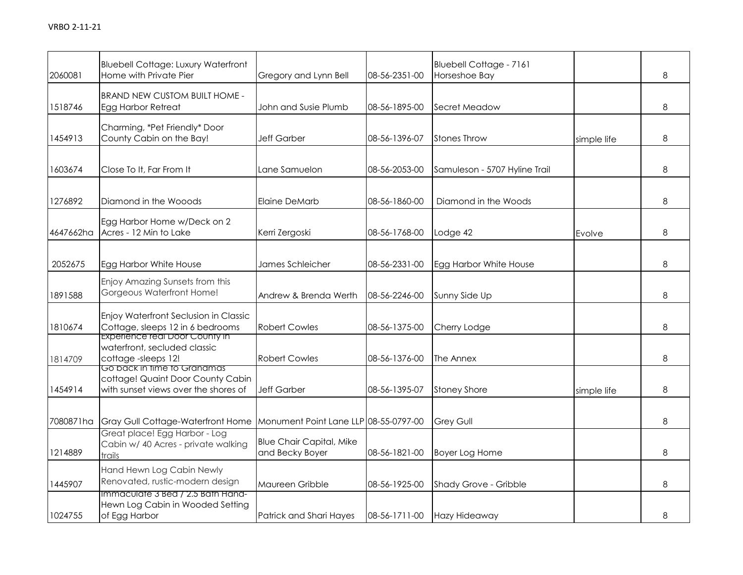VRBO 2-11-21

| | | | | | | |
|---|---|---|---|---|---|---|
| 2060081 | Bluebell Cottage: Luxury Waterfront Home with Private Pier | Gregory and Lynn Bell | 08-56-2351-00 | Bluebell Cottage - 7161 Horseshoe Bay | | 8 |
| 1518746 | BRAND NEW CUSTOM BUILT HOME - Egg Harbor Retreat | John and Susie Plumb | 08-56-1895-00 | Secret Meadow | | 8 |
| 1454913 | Charming, *Pet Friendly* Door County Cabin on the Bay! | Jeff Garber | 08-56-1396-07 | Stones Throw | simple life | 8 |
| 1603674 | Close To It, Far From It | Lane Samuelon | 08-56-2053-00 | Samuleson - 5707 Hyline Trail | | 8 |
| 1276892 | Diamond in the Wooods | Elaine DeMarb | 08-56-1860-00 | Diamond in the Woods | | 8 |
| 4647662ha | Egg Harbor Home w/Deck on 2 Acres - 12 Min to Lake | Kerri Zergoski | 08-56-1768-00 | Lodge 42 | Evolve | 8 |
| 2052675 | Egg Harbor White House | James Schleicher | 08-56-2331-00 | Egg Harbor White House | | 8 |
| 1891588 | Enjoy Amazing Sunsets from this Gorgeous Waterfront Home! | Andrew & Brenda Werth | 08-56-2246-00 | Sunny Side Up | | 8 |
| 1810674 | Enjoy Waterfront Seclusion in Classic Cottage, sleeps 12 in 6 bedrooms | Robert Cowles | 08-56-1375-00 | Cherry Lodge | | 8 |
| 1814709 | Experience real Door County in waterfront, secluded classic cottage -sleeps 12! | Robert Cowles | 08-56-1376-00 | The Annex | | 8 |
| 1454914 | Go back in time to Grandmas cottage! Quaint Door County Cabin with sunset views over the shores of | Jeff Garber | 08-56-1395-07 | Stoney Shore | simple life | 8 |
| 7080871ha | Gray Gull Cottage-Waterfront Home | Monument Point Lane LLP | 08-55-0797-00 | Grey Gull | | 8 |
| 1214889 | Great place! Egg Harbor - Log Cabin w/ 40 Acres - private walking trails | Blue Chair Capital, Mike and Becky Boyer | 08-56-1821-00 | Boyer Log Home | | 8 |
| 1445907 | Hand Hewn Log Cabin Newly Renovated, rustic-modern design | Maureen Gribble | 08-56-1925-00 | Shady Grove - Gribble | | 8 |
| 1024755 | Immaculate 3 Bed / 2.5 Bath Hand-Hewn Log Cabin in Wooded Setting of Egg Harbor | Patrick and Shari Hayes | 08-56-1711-00 | Hazy Hideaway | | 8 |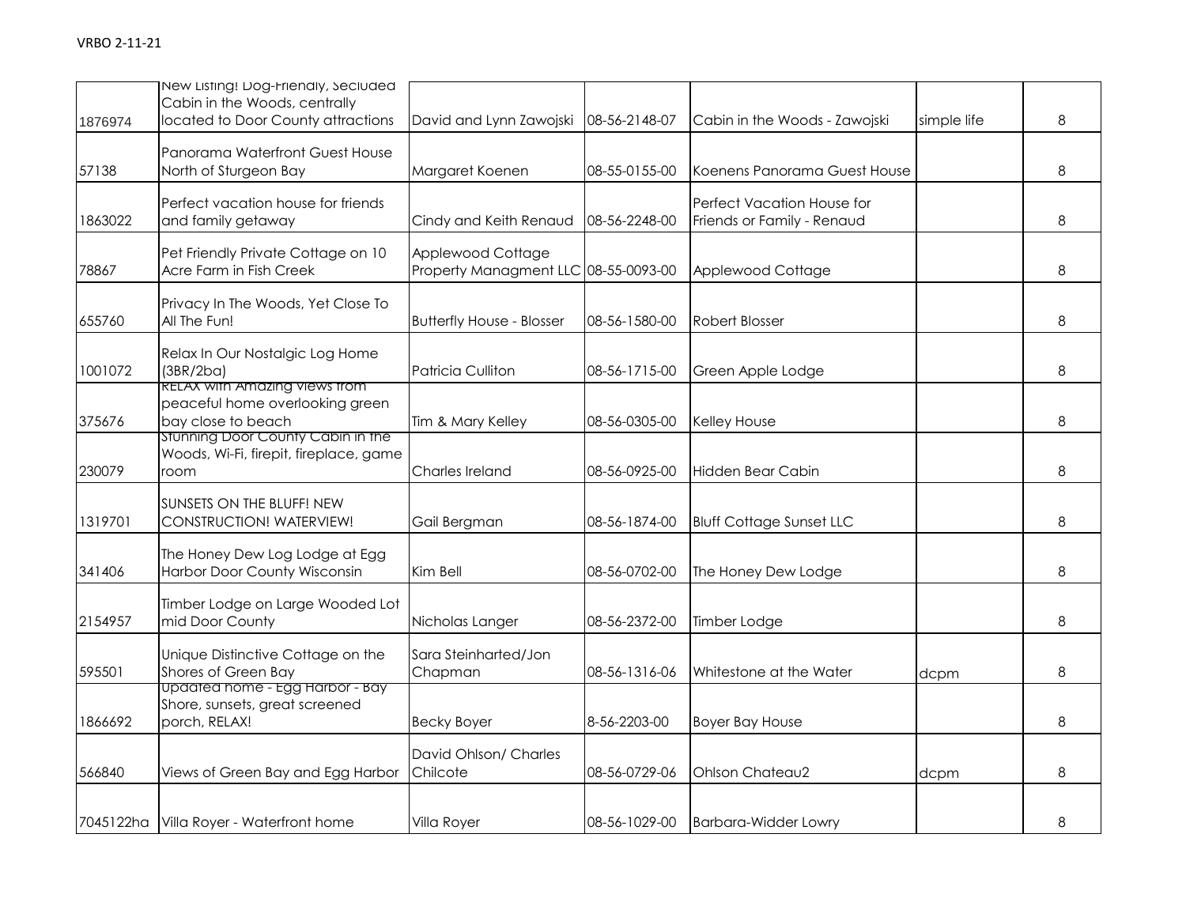| | | | | | | |
|---|---|---|---|---|---|---|
| 1876974 | New Listing! Dog-Friendly, Secluded Cabin in the Woods, centrally located to Door County attractions | David and Lynn Zawojski | 08-56-2148-07 | Cabin in the Woods - Zawojski | simple life | 8 |
| 57138 | Panorama Waterfront Guest House North of Sturgeon Bay | Margaret Koenen | 08-55-0155-00 | Koenens Panorama Guest House | | 8 |
| 1863022 | Perfect vacation house for friends and family getaway | Cindy and Keith Renaud | 08-56-2248-00 | Perfect Vacation House for Friends or Family - Renaud | | 8 |
| 78867 | Pet Friendly Private Cottage on 10 Acre Farm in Fish Creek | Applewood Cottage Property Managment LLC | 08-55-0093-00 | Applewood Cottage | | 8 |
| 655760 | Privacy In The Woods, Yet Close To All The Fun! | Butterfly House - Blosser | 08-56-1580-00 | Robert Blosser | | 8 |
| 1001072 | Relax In Our Nostalgic Log Home (3BR/2ba) | Patricia Culliton | 08-56-1715-00 | Green Apple Lodge | | 8 |
| 375676 | RELAX with Amazing views from peaceful home overlooking green bay close to beach | Tim & Mary Kelley | 08-56-0305-00 | Kelley House | | 8 |
| 230079 | Stunning Door County Cabin in the Woods, Wi-Fi, firepit, fireplace, game room | Charles Ireland | 08-56-0925-00 | Hidden Bear Cabin | | 8 |
| 1319701 | SUNSETS ON THE BLUFF! NEW CONSTRUCTION! WATERVIEW! | Gail Bergman | 08-56-1874-00 | Bluff Cottage Sunset LLC | | 8 |
| 341406 | The Honey Dew Log Lodge at Egg Harbor Door County Wisconsin | Kim Bell | 08-56-0702-00 | The Honey Dew Lodge | | 8 |
| 2154957 | Timber Lodge on Large Wooded Lot mid Door County | Nicholas Langer | 08-56-2372-00 | Timber Lodge | | 8 |
| 595501 | Unique Distinctive Cottage on the Shores of Green Bay | Sara Steinharted/Jon Chapman | 08-56-1316-06 | Whitestone at the Water | dcpm | 8 |
| 1866692 | Updated home - Egg Harbor - Bay Shore, sunsets, great screened porch, RELAX! | Becky Boyer | 8-56-2203-00 | Boyer Bay House | | 8 |
| 566840 | Views of Green Bay and Egg Harbor | David Ohlson/ Charles Chilcote | 08-56-0729-06 | Ohlson Chateau2 | dcpm | 8 |
| 7045122ha | Villa Royer - Waterfront home | Villa Royer | 08-56-1029-00 | Barbara-Widder Lowry | | 8 |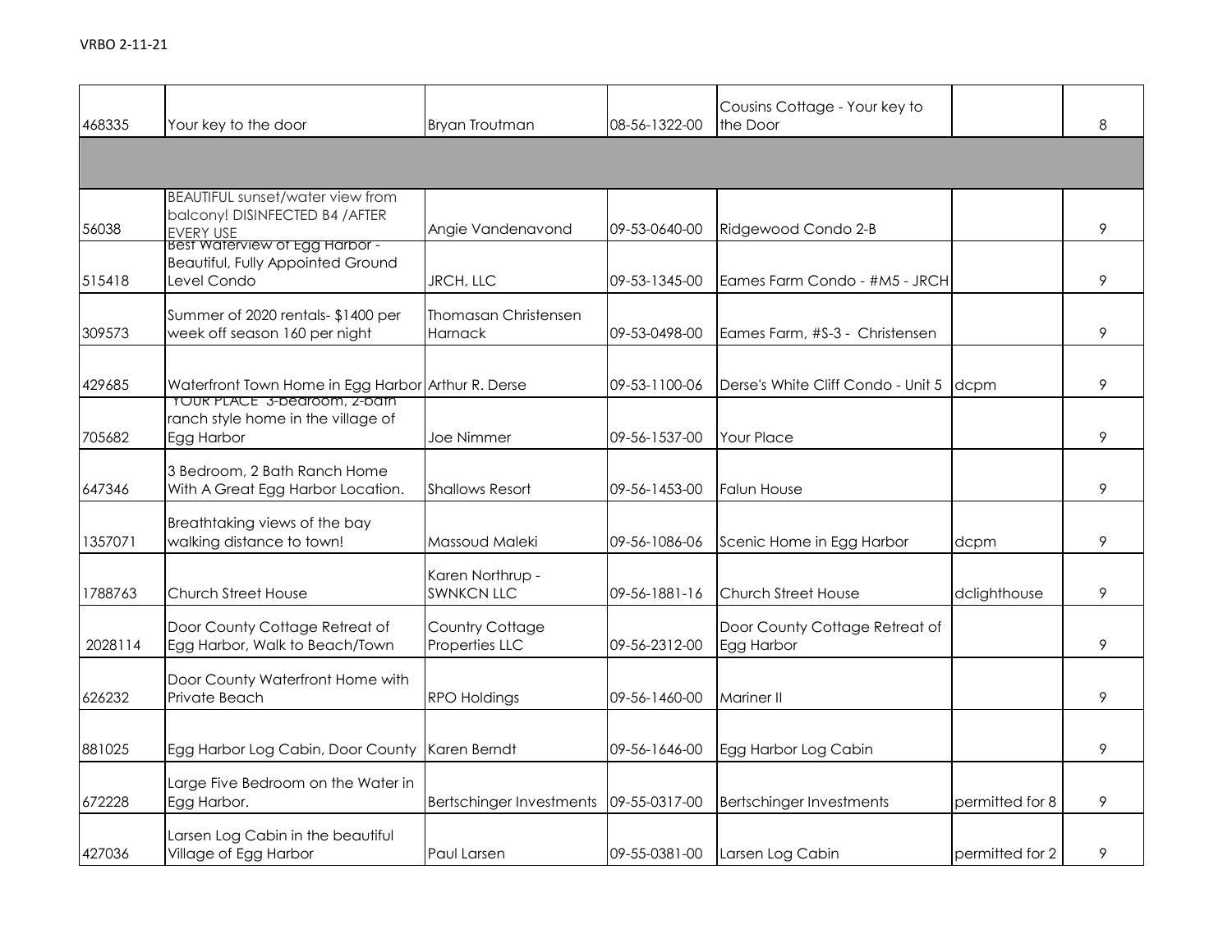VRBO 2-11-21

| | | | | | | |
|---|---|---|---|---|---|---|
| 468335 | Your key to the door | Bryan Troutman | 08-56-1322-00 | Cousins Cottage - Your key to the Door | | 8 |
| | | | | | | |
| 56038 | BEAUTIFUL sunset/water view from balcony! DISINFECTED B4 /AFTER EVERY USE | Angie Vandenavond | 09-53-0640-00 | Ridgewood Condo 2-B | | 9 |
| 515418 | Best Waterview of Egg Harbor - Beautiful, Fully Appointed Ground Level Condo | JRCH, LLC | 09-53-1345-00 | Eames Farm Condo - #M5 - JRCH | | 9 |
| 309573 | Summer of 2020 rentals- $1400 per week off season 160 per night | Thomasan Christensen Harnack | 09-53-0498-00 | Eames Farm, #S-3 - Christensen | | 9 |
| 429685 | Waterfront Town Home in Egg Harbor | Arthur R. Derse | 09-53-1100-06 | Derse's White Cliff Condo - Unit 5 | dcpm | 9 |
| 705682 | "YOUR PLACE" 3-bedroom, 2-bath ranch style home in the village of Egg Harbor | Joe Nimmer | 09-56-1537-00 | Your Place | | 9 |
| 647346 | 3 Bedroom, 2 Bath Ranch Home With A Great Egg Harbor Location. | Shallows Resort | 09-56-1453-00 | Falun House | | 9 |
| 1357071 | Breathtaking views of the bay walking distance to town! | Massoud Maleki | 09-56-1086-06 | Scenic Home in Egg Harbor | dcpm | 9 |
| 1788763 | Church Street House | Karen Northrup - SWNKCN LLC | 09-56-1881-16 | Church Street House | dclighthouse | 9 |
| 2028114 | Door County Cottage Retreat of Egg Harbor, Walk to Beach/Town | Country Cottage Properties LLC | 09-56-2312-00 | Door County Cottage Retreat of Egg Harbor | | 9 |
| 626232 | Door County Waterfront Home with Private Beach | RPO Holdings | 09-56-1460-00 | Mariner II | | 9 |
| 881025 | Egg Harbor Log Cabin, Door County | Karen Berndt | 09-56-1646-00 | Egg Harbor Log Cabin | | 9 |
| 672228 | Large Five Bedroom on the Water in Egg Harbor. | Bertschinger Investments | 09-55-0317-00 | Bertschinger Investments | permitted for 8 | 9 |
| 427036 | Larsen Log Cabin in the beautiful Village of Egg Harbor | Paul Larsen | 09-55-0381-00 | Larsen Log Cabin | permitted for 2 | 9 |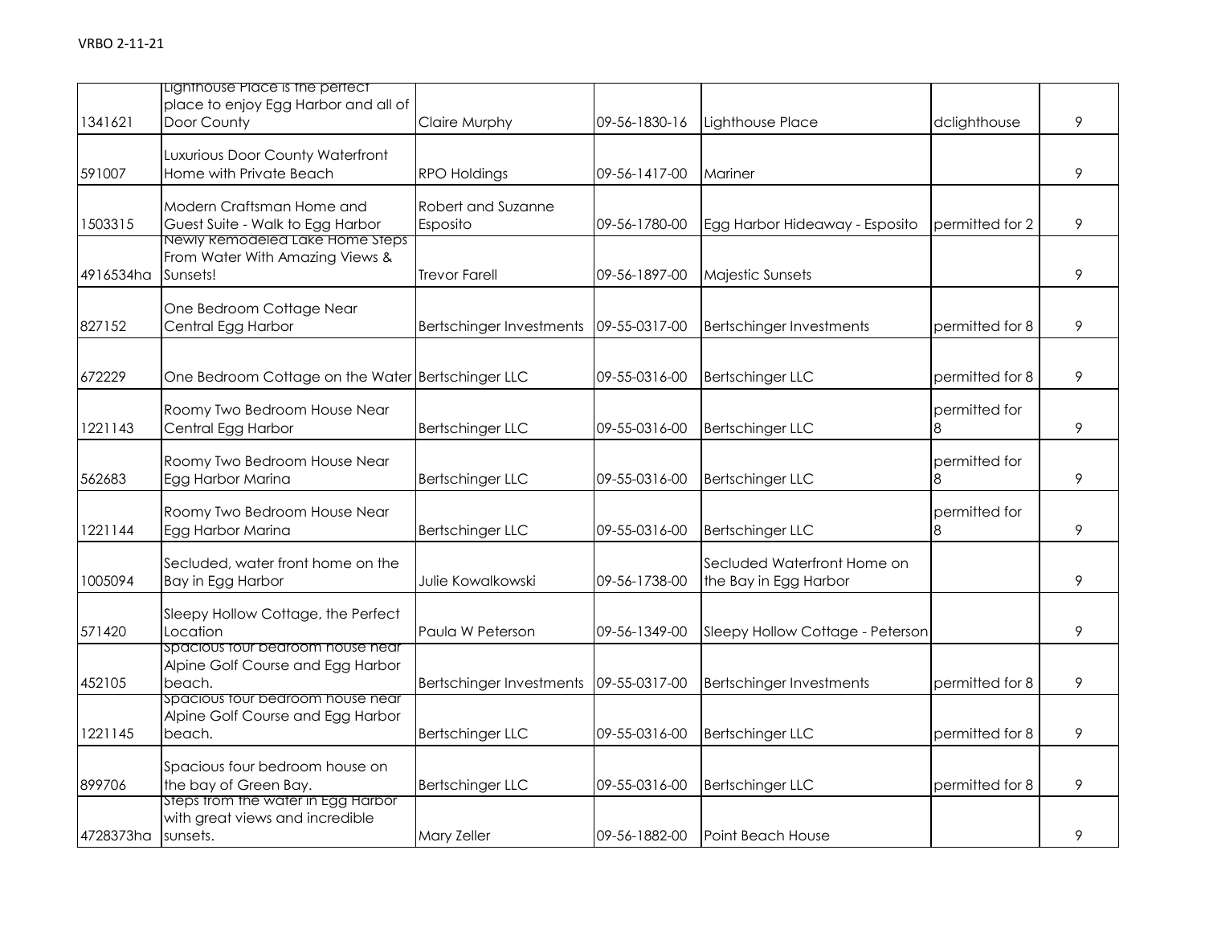VRBO 2-11-21

| | | | | | | |
|---|---|---|---|---|---|---|
| 1341621 | Lighthouse Place is the perfect place to enjoy Egg Harbor and all of Door County | Claire Murphy | 09-56-1830-16 | Lighthouse Place | dclighthouse | 9 |
| 591007 | Luxurious Door County Waterfront Home with Private Beach | RPO Holdings | 09-56-1417-00 | Mariner | | 9 |
| 1503315 | Modern Craftsman Home and Guest Suite - Walk to Egg Harbor | Robert and Suzanne Esposito | 09-56-1780-00 | Egg Harbor Hideaway - Esposito | permitted for 2 | 9 |
| 4916534ha | Newly Remodeled Lake Home Steps From Water With Amazing Views & Sunsets! | Trevor Farell | 09-56-1897-00 | Majestic Sunsets | | 9 |
| 827152 | One Bedroom Cottage Near Central Egg Harbor | Bertschinger Investments | 09-55-0317-00 | Bertschinger Investments | permitted for 8 | 9 |
| 672229 | One Bedroom Cottage on the Water | Bertschinger LLC | 09-55-0316-00 | Bertschinger LLC | permitted for 8 | 9 |
| 1221143 | Roomy Two Bedroom House Near Central Egg Harbor | Bertschinger LLC | 09-55-0316-00 | Bertschinger LLC | permitted for 8 | 9 |
| 562683 | Roomy Two Bedroom House Near Egg Harbor Marina | Bertschinger LLC | 09-55-0316-00 | Bertschinger LLC | permitted for 8 | 9 |
| 1221144 | Roomy Two Bedroom House Near Egg Harbor Marina | Bertschinger LLC | 09-55-0316-00 | Bertschinger LLC | permitted for 8 | 9 |
| 1005094 | Secluded, water front home on the Bay in Egg Harbor | Julie Kowalkowski | 09-56-1738-00 | Secluded Waterfront Home on the Bay in Egg Harbor | | 9 |
| 571420 | Sleepy Hollow Cottage, the Perfect Location | Paula W Peterson | 09-56-1349-00 | Sleepy Hollow Cottage - Peterson | | 9 |
| 452105 | Spacious four bedroom house near Alpine Golf Course and Egg Harbor beach. | Bertschinger Investments | 09-55-0317-00 | Bertschinger Investments | permitted for 8 | 9 |
| 1221145 | Spacious four bedroom house near Alpine Golf Course and Egg Harbor beach. | Bertschinger LLC | 09-55-0316-00 | Bertschinger LLC | permitted for 8 | 9 |
| 899706 | Spacious four bedroom house on the bay of Green Bay. | Bertschinger LLC | 09-55-0316-00 | Bertschinger LLC | permitted for 8 | 9 |
| 4728373ha | Steps from the water in Egg Harbor with great views and incredible sunsets. | Mary Zeller | 09-56-1882-00 | Point Beach House | | 9 |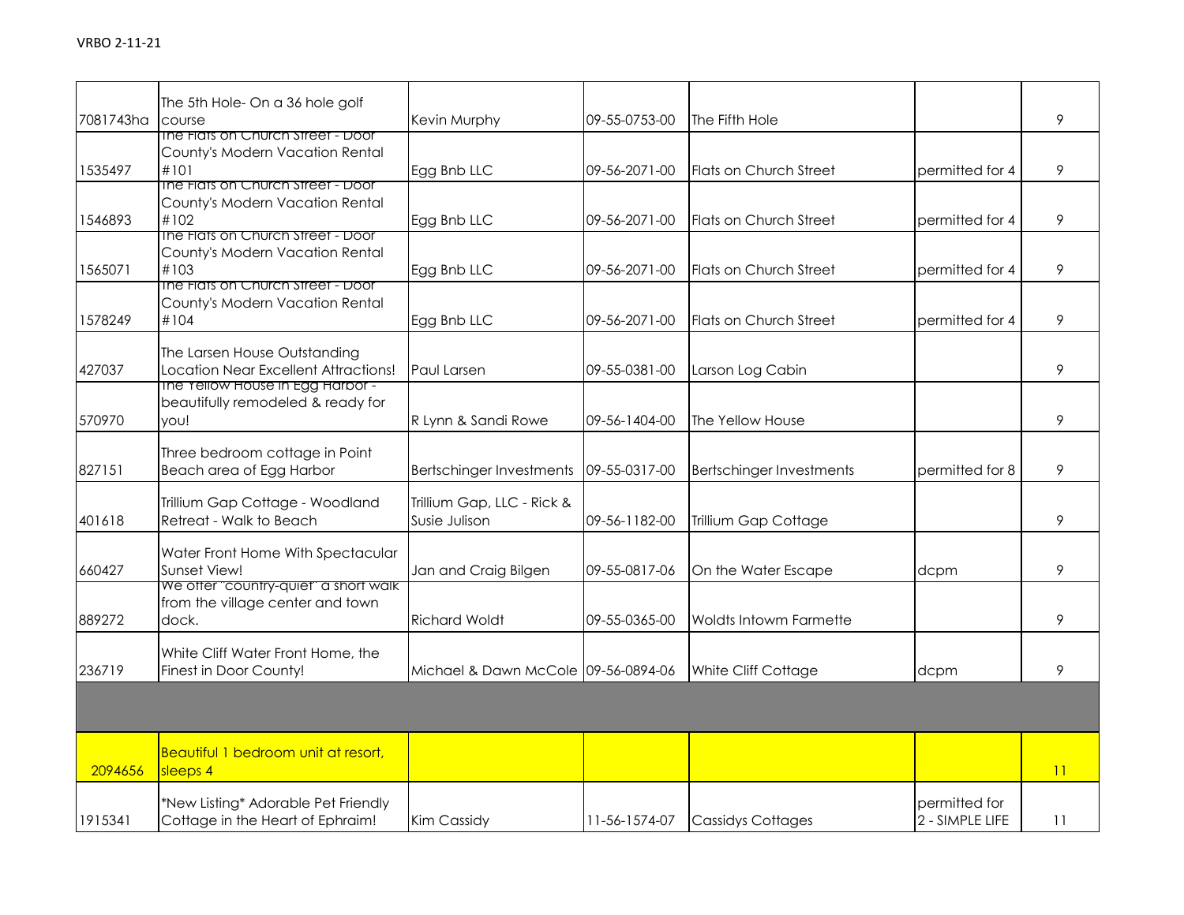| | | | | | | |
|---|---|---|---|---|---|---|
| 7081743ha | The 5th Hole- On a 36 hole golf course | Kevin Murphy | 09-55-0753-00 | The Fifth Hole | | 9 |
| 1535497 | The Flats on Church Street - Door County's Modern Vacation Rental #101 | Egg Bnb LLC | 09-56-2071-00 | Flats on Church Street | permitted for 4 | 9 |
| 1546893 | The Flats on Church Street - Door County's Modern Vacation Rental #102 | Egg Bnb LLC | 09-56-2071-00 | Flats on Church Street | permitted for 4 | 9 |
| 1565071 | The Flats on Church Street - Door County's Modern Vacation Rental #103 | Egg Bnb LLC | 09-56-2071-00 | Flats on Church Street | permitted for 4 | 9 |
| 1578249 | The Flats on Church Street - Door County's Modern Vacation Rental #104 | Egg Bnb LLC | 09-56-2071-00 | Flats on Church Street | permitted for 4 | 9 |
| 427037 | The Larsen House Outstanding Location Near Excellent Attractions! | Paul Larsen | 09-55-0381-00 | Larson Log Cabin | | 9 |
| 570970 | The Yellow House in Egg Harbor - beautifully remodeled & ready for you! | R Lynn & Sandi Rowe | 09-56-1404-00 | The Yellow House | | 9 |
| 827151 | Three bedroom cottage in Point Beach area of Egg Harbor | Bertschinger Investments | 09-55-0317-00 | Bertschinger Investments | permitted for 8 | 9 |
| 401618 | Trillium Gap Cottage - Woodland Retreat - Walk to Beach | Trillium Gap, LLC - Rick & Susie Julison | 09-56-1182-00 | Trillium Gap Cottage | | 9 |
| 660427 | Water Front Home With Spectacular Sunset View! | Jan and Craig Bilgen | 09-55-0817-06 | On the Water Escape | dcpm | 9 |
| 889272 | We offer "country-quiet" a short walk from the village center and town dock. | Richard Woldt | 09-55-0365-00 | Woldts Intowm Farmette | | 9 |
| 236719 | White Cliff Water Front Home, the Finest in Door County! | Michael & Dawn McCole | 09-56-0894-06 | White Cliff Cottage | dcpm | 9 |
| | | | | | | |
| 2094656 | Beautiful 1 bedroom unit at resort, sleeps 4 | | | | | 11 |
| 1915341 | *New Listing* Adorable Pet Friendly Cottage in the Heart of Ephraim! | Kim Cassidy | 11-56-1574-07 | Cassidys Cottages | permitted for 2 - SIMPLE LIFE | 11 |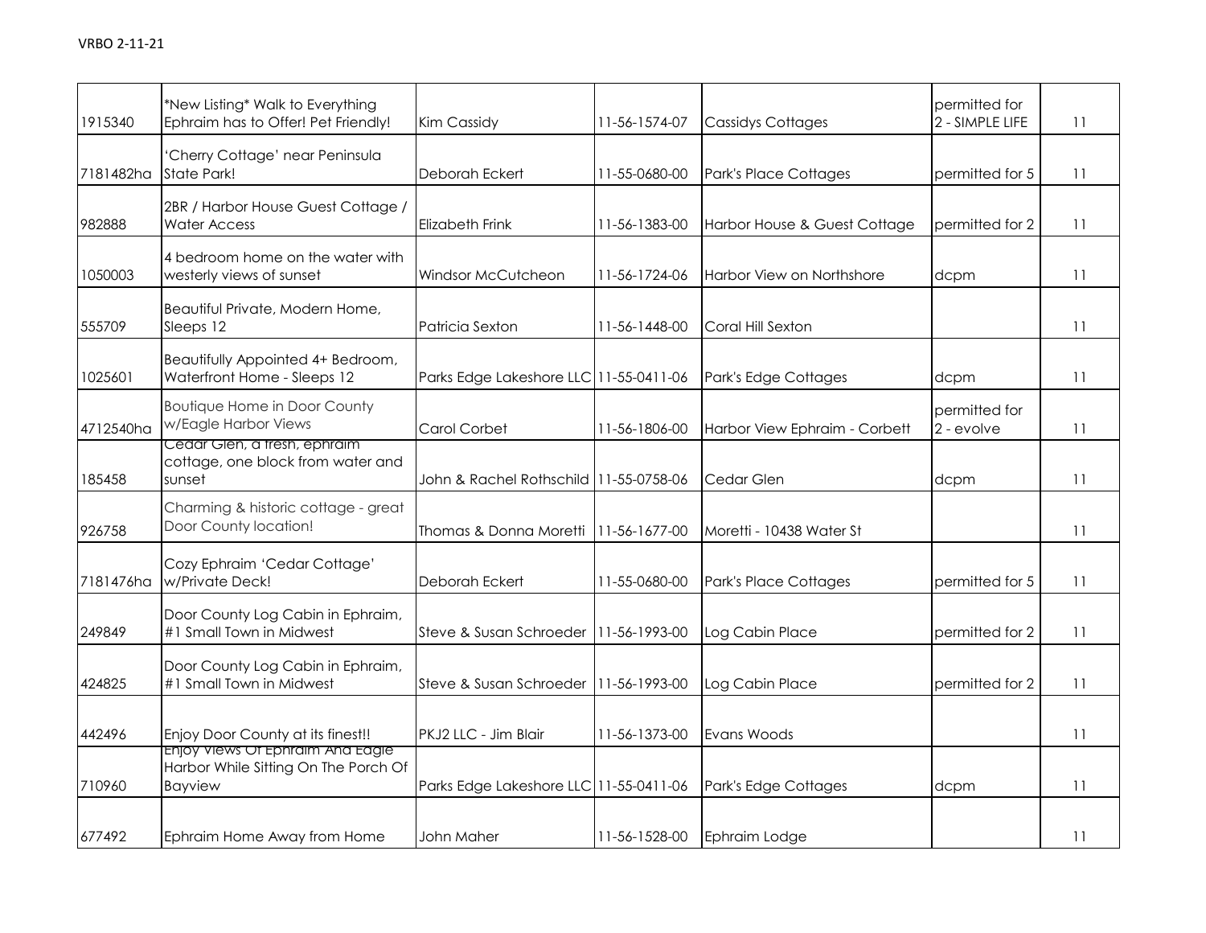| 1915340 | *New Listing* Walk to Everything Ephraim has to Offer! Pet Friendly! | Kim Cassidy | 11-56-1574-07 | Cassidys Cottages | permitted for 2 - SIMPLE LIFE | 11 |
|---|---|---|---|---|---|---|
| 7181482ha | 'Cherry Cottage' near Peninsula State Park! | Deborah Eckert | 11-55-0680-00 | Park's Place Cottages | permitted for 5 | 11 |
| 982888 | 2BR / Harbor House Guest Cottage / Water Access | Elizabeth Frink | 11-56-1383-00 | Harbor House & Guest Cottage | permitted for 2 | 11 |
| 1050003 | 4 bedroom home on the water with westerly views of sunset | Windsor McCutcheon | 11-56-1724-06 | Harbor View on Northshore | dcpm | 11 |
| 555709 | Beautiful Private, Modern Home, Sleeps 12 | Patricia Sexton | 11-56-1448-00 | Coral Hill Sexton | | 11 |
| 1025601 | Beautifully Appointed 4+ Bedroom, Waterfront Home - Sleeps 12 | Parks Edge Lakeshore LLC | 11-55-0411-06 | Park's Edge Cottages | dcpm | 11 |
| 4712540ha | Boutique Home in Door County w/Eagle Harbor Views | Carol Corbet | 11-56-1806-00 | Harbor View Ephraim - Corbett | permitted for 2 - evolve | 11 |
| 185458 | Cedar Glen, a fresh, ephraim cottage, one block from water and sunset | John & Rachel Rothschild | 11-55-0758-06 | Cedar Glen | dcpm | 11 |
| 926758 | Charming & historic cottage - great Door County location! | Thomas & Donna Moretti | 11-56-1677-00 | Moretti - 10438 Water St | | 11 |
| 7181476ha | Cozy Ephraim 'Cedar Cottage' w/Private Deck! | Deborah Eckert | 11-55-0680-00 | Park's Place Cottages | permitted for 5 | 11 |
| 249849 | Door County Log Cabin in Ephraim, #1 Small Town in Midwest | Steve & Susan Schroeder | 11-56-1993-00 | Log Cabin Place | permitted for 2 | 11 |
| 424825 | Door County Log Cabin in Ephraim, #1 Small Town in Midwest | Steve & Susan Schroeder | 11-56-1993-00 | Log Cabin Place | permitted for 2 | 11 |
| 442496 | Enjoy Door County at its finest!! | PKJ2 LLC - Jim Blair | 11-56-1373-00 | Evans Woods | | 11 |
| 710960 | Enjoy Views Of Ephraim And Eagle Harbor While Sitting On The Porch Of Bayview | Parks Edge Lakeshore LLC | 11-55-0411-06 | Park's Edge Cottages | dcpm | 11 |
| 677492 | Ephraim Home Away from Home | John Maher | 11-56-1528-00 | Ephraim Lodge | | 11 |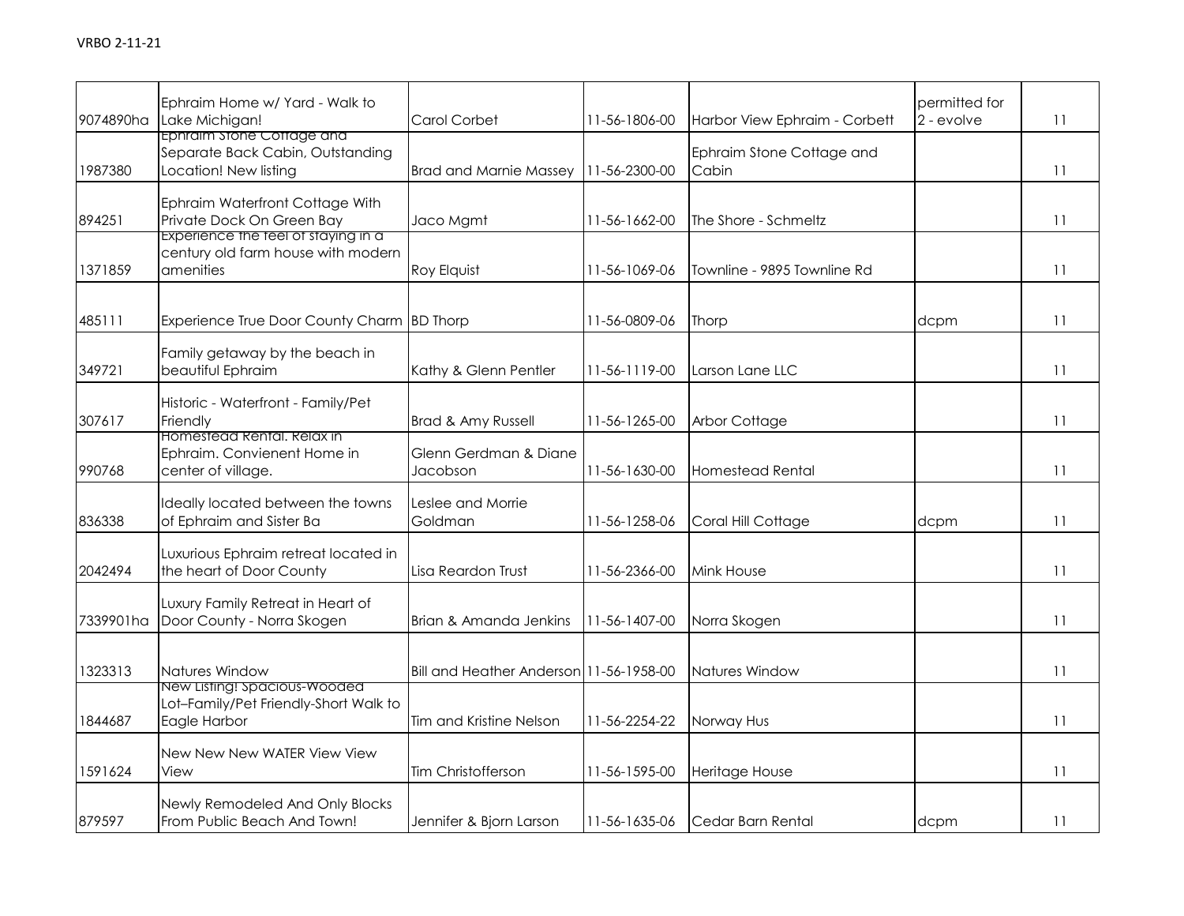VRBO 2-11-21

| | | | | | | |
|---|---|---|---|---|---|---|
| 9074890ha | Ephraim Home w/ Yard - Walk to Lake Michigan! | Carol Corbet | 11-56-1806-00 | Harbor View Ephraim - Corbett | permitted for 2 - evolve | 11 |
| 1987380 | Ephraim Stone Cottage and Separate Back Cabin, Outstanding Location! New listing | Brad and Marnie Massey | 11-56-2300-00 | Ephraim Stone Cottage and Cabin | | 11 |
| 894251 | Ephraim Waterfront Cottage With Private Dock On Green Bay | Jaco Mgmt | 11-56-1662-00 | The Shore - Schmeltz | | 11 |
| 1371859 | Experience the feel of staying in a century old farm house with modern amenities | Roy Elquist | 11-56-1069-06 | Townline - 9895 Townline Rd | | 11 |
| 485111 | Experience True Door County Charm | BD Thorp | 11-56-0809-06 | Thorp | dcpm | 11 |
| 349721 | Family getaway by the beach in beautiful Ephraim | Kathy & Glenn Pentler | 11-56-1119-00 | Larson Lane LLC | | 11 |
| 307617 | Historic - Waterfront - Family/Pet Friendly | Brad & Amy Russell | 11-56-1265-00 | Arbor Cottage | | 11 |
| 990768 | Homestead Rental. Relax in Ephraim. Convienent Home in center of village. | Glenn Gerdman & Diane Jacobson | 11-56-1630-00 | Homestead Rental | | 11 |
| 836338 | Ideally located between the towns of Ephraim and Sister Ba | Leslee and Morrie Goldman | 11-56-1258-06 | Coral Hill Cottage | dcpm | 11 |
| 2042494 | Luxurious Ephraim retreat located in the heart of Door County | Lisa Reardon Trust | 11-56-2366-00 | Mink House | | 11 |
| 7339901ha | Luxury Family Retreat in Heart of Door County - Norra Skogen | Brian & Amanda Jenkins | 11-56-1407-00 | Norra Skogen | | 11 |
| 1323313 | Natures Window | Bill and Heather Anderson | 11-56-1958-00 | Natures Window | | 11 |
| 1844687 | New Listing! Spacious-Wooded Lot–Family/Pet Friendly-Short Walk to Eagle Harbor | Tim and Kristine Nelson | 11-56-2254-22 | Norway Hus | | 11 |
| 1591624 | New New New WATER View View View | Tim Christofferson | 11-56-1595-00 | Heritage House | | 11 |
| 879597 | Newly Remodeled And Only Blocks From Public Beach And Town! | Jennifer & Bjorn Larson | 11-56-1635-06 | Cedar Barn Rental | dcpm | 11 |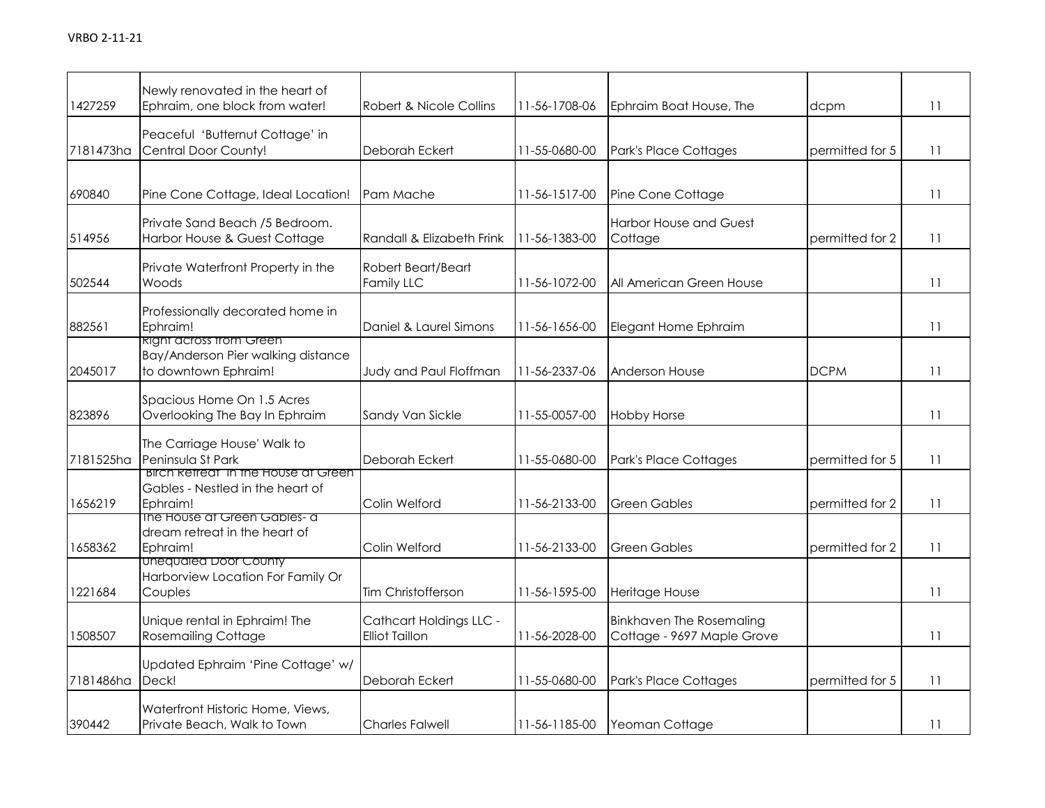VRBO 2-11-21

| | | | | | | |
|---|---|---|---|---|---|---|
| 1427259 | Newly renovated in the heart of Ephraim, one block from water! | Robert & Nicole Collins | 11-56-1708-06 | Ephraim Boat House, The | dcpm | 11 |
| 7181473ha | Peaceful 'Butternut Cottage' in Central Door County! | Deborah Eckert | 11-55-0680-00 | Park's Place Cottages | permitted for 5 | 11 |
| 690840 | Pine Cone Cottage, Ideal Location! | Pam Mache | 11-56-1517-00 | Pine Cone Cottage | | 11 |
| 514956 | Private Sand Beach /5 Bedroom. Harbor House & Guest Cottage | Randall & Elizabeth Frink | 11-56-1383-00 | Harbor House and Guest Cottage | permitted for 2 | 11 |
| 502544 | Private Waterfront Property in the Woods | Robert Beart/Beart Family LLC | 11-56-1072-00 | All American Green House | | 11 |
| 882561 | Professionally decorated home in Ephraim! | Daniel & Laurel Simons | 11-56-1656-00 | Elegant Home Ephraim | | 11 |
| 2045017 | Right across from Green Bay/Anderson Pier walking distance to downtown Ephraim! | Judy and Paul Floffman | 11-56-2337-06 | Anderson House | DCPM | 11 |
| 823896 | Spacious Home On 1.5 Acres Overlooking The Bay In Ephraim | Sandy Van Sickle | 11-55-0057-00 | Hobby Horse | | 11 |
| 7181525ha | The Carriage House' Walk to Peninsula St Park | Deborah Eckert | 11-55-0680-00 | Park's Place Cottages | permitted for 5 | 11 |
| 1656219 | 'Birch Retreat' in the House at Green Gables - Nestled in the heart of Ephraim! | Colin Welford | 11-56-2133-00 | Green Gables | permitted for 2 | 11 |
| 1658362 | The House at Green Gables- a dream retreat in the heart of Ephraim! | Colin Welford | 11-56-2133-00 | Green Gables | permitted for 2 | 11 |
| 1221684 | Unequaled Door County Harborview Location For Family Or Couples | Tim Christofferson | 11-56-1595-00 | Heritage House | | 11 |
| 1508507 | Unique rental in Ephraim! The Rosemailing Cottage | Cathcart Holdings LLC - Elliot Taillon | 11-56-2028-00 | Binkhaven The Rosemaling Cottage - 9697 Maple Grove | | 11 |
| 7181486ha | Updated Ephraim 'Pine Cottage' w/ Deck! | Deborah Eckert | 11-55-0680-00 | Park's Place Cottages | permitted for 5 | 11 |
| 390442 | Waterfront Historic Home, Views, Private Beach, Walk to Town | Charles Falwell | 11-56-1185-00 | Yeoman Cottage | | 11 |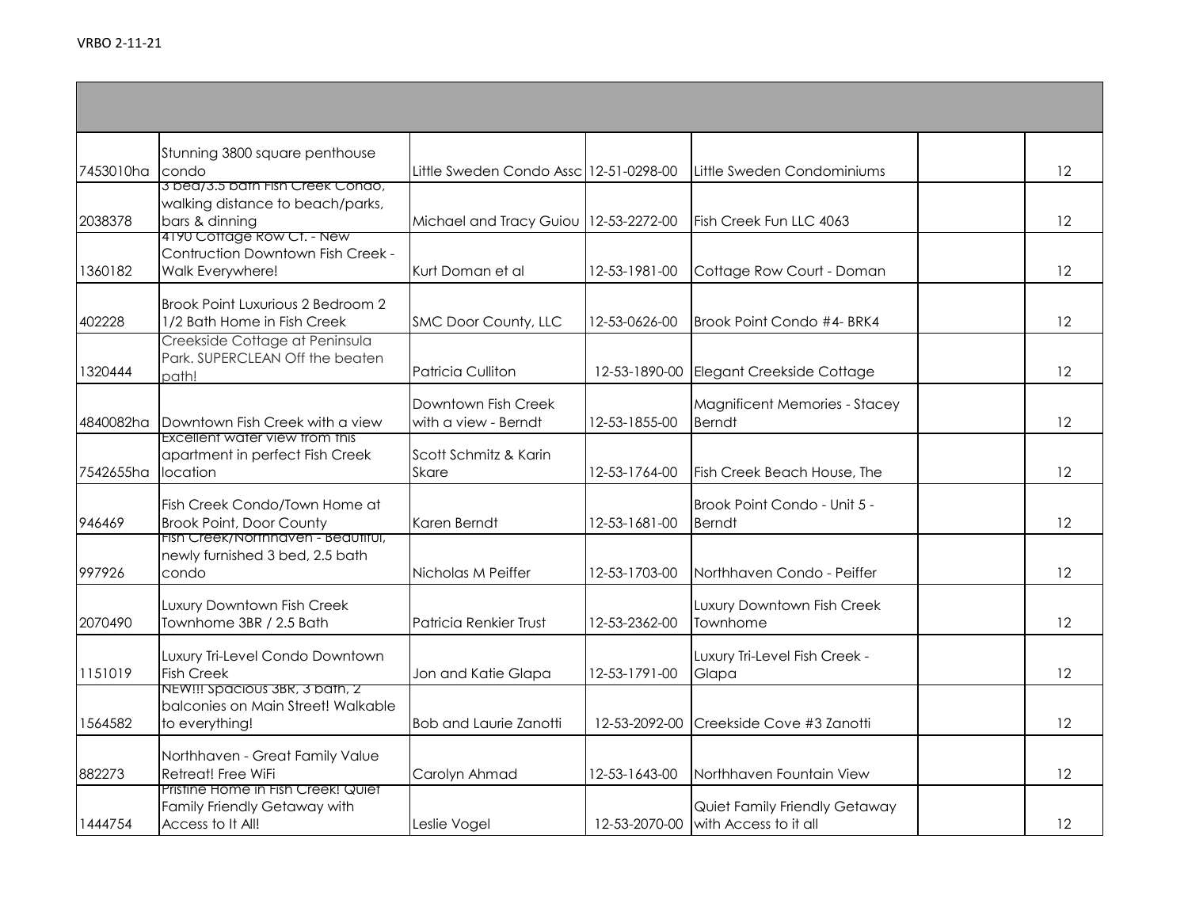VRBO 2-11-21

| | | | | | | |
|---|---|---|---|---|---|---|
| 7453010ha | Stunning 3800 square penthouse condo | Little Sweden Condo Assc | 12-51-0298-00 | Little Sweden Condominiums | | 12 |
| 2038378 | 3 bed/3.5 bath Fish Creek Condo, walking distance to beach/parks, bars & dinning | Michael and Tracy Guiou | 12-53-2272-00 | Fish Creek Fun LLC 4063 | | 12 |
| 1360182 | 4190 Cottage Row Ct. - New Contruction Downtown Fish Creek - Walk Everywhere! | Kurt Doman et al | 12-53-1981-00 | Cottage Row Court - Doman | | 12 |
| 402228 | Brook Point Luxurious 2 Bedroom 2 1/2 Bath Home in Fish Creek | SMC Door County, LLC | 12-53-0626-00 | Brook Point Condo #4- BRK4 | | 12 |
| 1320444 | Creekside Cottage at Peninsula Park. SUPERCLEAN Off the beaten path! | Patricia Culliton | 12-53-1890-00 | Elegant Creekside Cottage | | 12 |
| 4840082ha | Downtown Fish Creek with a view | Downtown Fish Creek with a view - Berndt | 12-53-1855-00 | Magnificent Memories - Stacey Berndt | | 12 |
| 7542655ha | Excellent water view from this apartment in perfect Fish Creek location | Scott Schmitz & Karin Skare | 12-53-1764-00 | Fish Creek Beach House, The | | 12 |
| 946469 | Fish Creek Condo/Town Home at Brook Point, Door County | Karen Berndt | 12-53-1681-00 | Brook Point Condo - Unit 5 - Berndt | | 12 |
| 997926 | Fish Creek/Northhaven - Beautiful, newly furnished 3 bed, 2.5 bath condo | Nicholas M Peiffer | 12-53-1703-00 | Northhaven Condo - Peiffer | | 12 |
| 2070490 | Luxury Downtown Fish Creek Townhome 3BR / 2.5 Bath | Patricia Renkier Trust | 12-53-2362-00 | Luxury Downtown Fish Creek Townhome | | 12 |
| 1151019 | Luxury Tri-Level Condo Downtown Fish Creek | Jon and Katie Glapa | 12-53-1791-00 | Luxury Tri-Level Fish Creek - Glapa | | 12 |
| 1564582 | NEW!!! Spacious 3BR, 3 bath, 2 balconies on Main Street! Walkable to everything! | Bob and Laurie Zanotti | 12-53-2092-00 | Creekside Cove #3 Zanotti | | 12 |
| 882273 | Northhaven - Great Family Value Retreat! Free WiFi | Carolyn Ahmad | 12-53-1643-00 | Northhaven Fountain View | | 12 |
| 1444754 | Pristine Home in Fish Creek! Quiet Family Friendly Getaway with Access to It All! | Leslie Vogel | 12-53-2070-00 | Quiet Family Friendly Getaway with Access to it all | | 12 |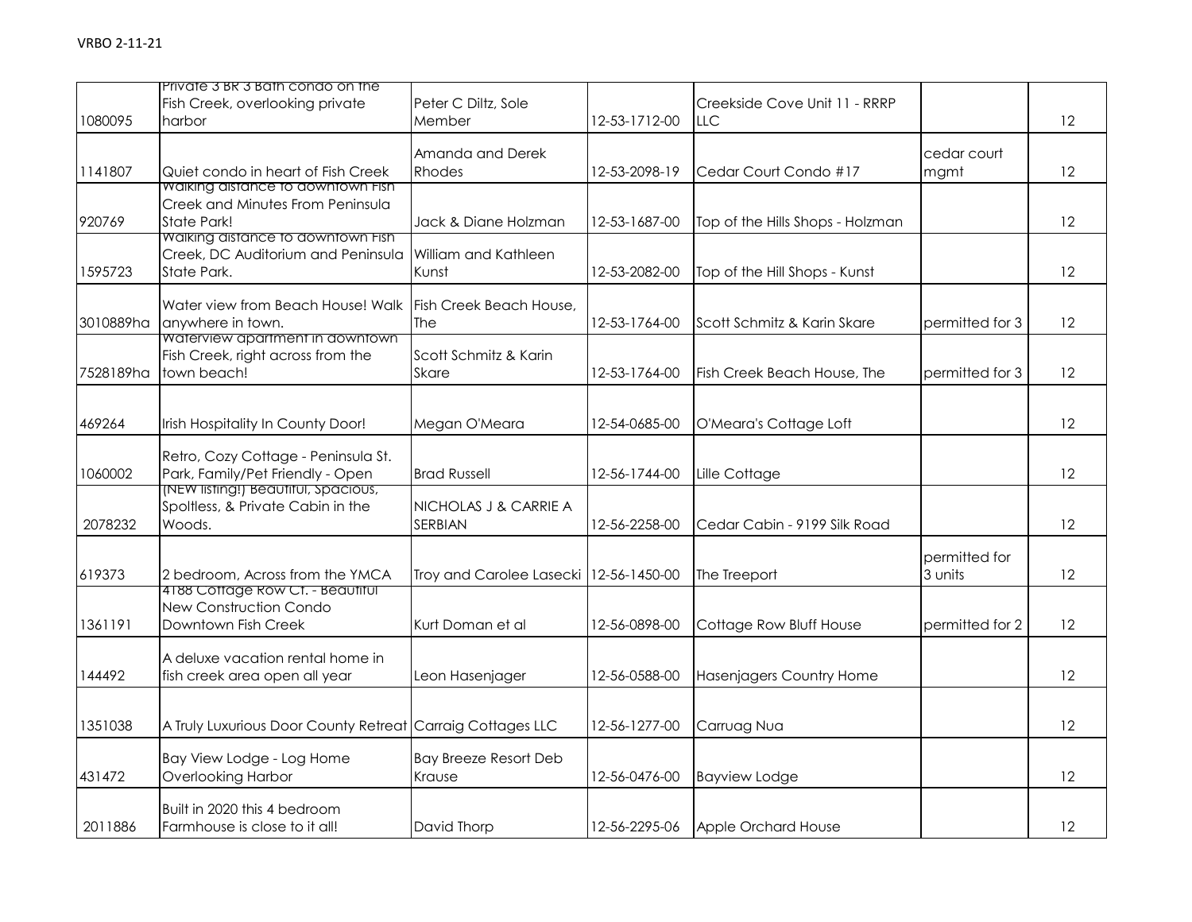| | | | | | | |
|---|---|---|---|---|---|---|
| 1080095 | Private 3 BR 3 Bath condo on the Fish Creek, overlooking private harbor | Peter C Diltz, Sole Member | 12-53-1712-00 | Creekside Cove Unit 11 - RRRP LLC | | 12 |
| 1141807 | Quiet condo in heart of Fish Creek | Amanda and Derek Rhodes | 12-53-2098-19 | Cedar Court Condo #17 | cedar court mgmt | 12 |
| 920769 | Walking distance to downtown Fish Creek and Minutes From Peninsula State Park! | Jack & Diane Holzman | 12-53-1687-00 | Top of the Hills Shops - Holzman | | 12 |
| 1595723 | Walking distance to downtown Fish Creek, DC Auditorium and Peninsula State Park. | William and Kathleen Kunst | 12-53-2082-00 | Top of the Hill Shops - Kunst | | 12 |
| 3010889ha | Water view from Beach House! Walk anywhere in town. | Fish Creek Beach House, The | 12-53-1764-00 | Scott Schmitz & Karin Skare | permitted for 3 | 12 |
| 7528189ha | Waterview apartment in downtown Fish Creek, right across from the town beach! | Scott Schmitz & Karin Skare | 12-53-1764-00 | Fish Creek Beach House, The | permitted for 3 | 12 |
| 469264 | Irish Hospitality In County Door! | Megan O'Meara | 12-54-0685-00 | O'Meara's Cottage Loft | | 12 |
| 1060002 | Retro, Cozy Cottage - Peninsula St. Park, Family/Pet Friendly - Open | Brad Russell | 12-56-1744-00 | Lille Cottage | | 12 |
| 2078232 | (NEW listing!) Beautiful, Spacious, Spotless, & Private Cabin in the Woods. | NICHOLAS J & CARRIE A SERBIAN | 12-56-2258-00 | Cedar Cabin - 9199 Silk Road | | 12 |
| 619373 | 2 bedroom, Across from the YMCA | Troy and Carolee Lasecki | 12-56-1450-00 | The Treeport | permitted for 3 units | 12 |
| 1361191 | 4188 Cottage Row Ct. - Beautiful New Construction Condo Downtown Fish Creek | Kurt Doman et al | 12-56-0898-00 | Cottage Row Bluff House | permitted for 2 | 12 |
| 144492 | A deluxe vacation rental home in fish creek area open all year | Leon Hasenjager | 12-56-0588-00 | Hasenjagers Country Home | | 12 |
| 1351038 | A Truly Luxurious Door County Retreat | Carraig Cottages LLC | 12-56-1277-00 | Carruag Nua | | 12 |
| 431472 | Bay View Lodge - Log Home Overlooking Harbor | Bay Breeze Resort Deb Krause | 12-56-0476-00 | Bayview Lodge | | 12 |
| 2011886 | Built in 2020 this 4 bedroom Farmhouse is close to it all! | David Thorp | 12-56-2295-06 | Apple Orchard House | | 12 |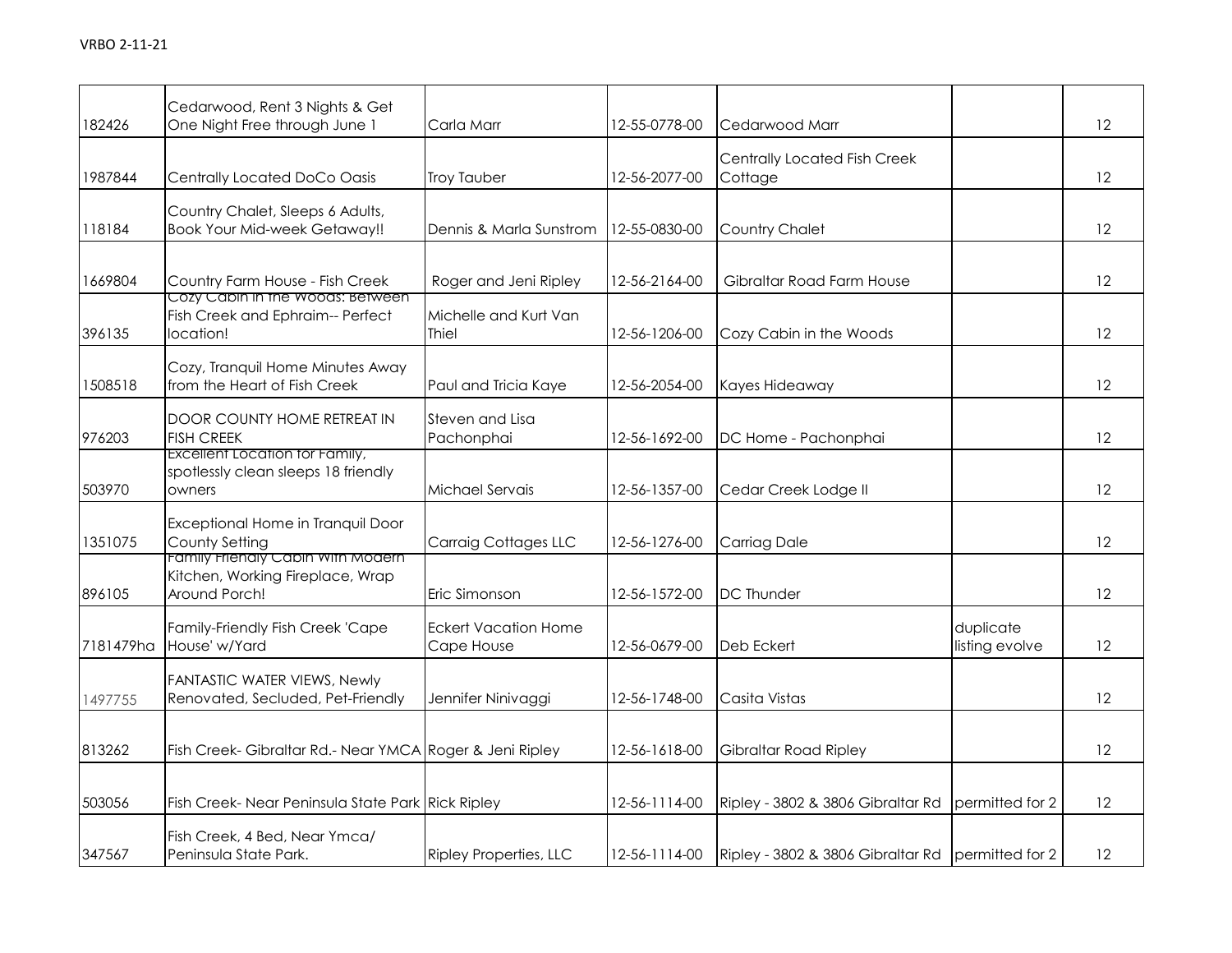| 182426 | Cedarwood, Rent 3 Nights & Get One Night Free through June 1 | Carla Marr | 12-55-0778-00 | Cedarwood Marr | | 12 |
|---|---|---|---|---|---|---|
| 1987844 | Centrally Located DoCo Oasis | Troy Tauber | 12-56-2077-00 | Centrally Located Fish Creek Cottage | | 12 |
| 118184 | Country Chalet, Sleeps 6 Adults, Book Your Mid-week Getaway!! | Dennis & Marla Sunstrom | 12-55-0830-00 | Country Chalet | | 12 |
| 1669804 | Country Farm House - Fish Creek | Roger and Jeni Ripley | 12-56-2164-00 | Gibraltar Road Farm House | | 12 |
| 396135 | Cozy Cabin in the Woods: Between Fish Creek and Ephraim-- Perfect location! | Michelle and Kurt Van Thiel | 12-56-1206-00 | Cozy Cabin in the Woods | | 12 |
| 1508518 | Cozy, Tranquil Home Minutes Away from the Heart of Fish Creek | Paul and Tricia Kaye | 12-56-2054-00 | Kayes Hideaway | | 12 |
| 976203 | DOOR COUNTY HOME RETREAT IN FISH CREEK | Steven and Lisa Pachonphai | 12-56-1692-00 | DC Home - Pachonphai | | 12 |
| 503970 | Excellent Location for Family, spotlessly clean sleeps 18 friendly owners | Michael Servais | 12-56-1357-00 | Cedar Creek Lodge II | | 12 |
| 1351075 | Exceptional Home in Tranquil Door County Setting | Carraig Cottages LLC | 12-56-1276-00 | Carriag Dale | | 12 |
| 896105 | Family Friendly Cabin With Modern Kitchen, Working Fireplace, Wrap Around Porch! | Eric Simonson | 12-56-1572-00 | DC Thunder | | 12 |
| 7181479ha | Family-Friendly Fish Creek 'Cape House' w/Yard | Eckert Vacation Home Cape House | 12-56-0679-00 | Deb Eckert | duplicate listing evolve | 12 |
| 1497755 | FANTASTIC WATER VIEWS, Newly Renovated, Secluded, Pet-Friendly | Jennifer Ninivaggi | 12-56-1748-00 | Casita Vistas | | 12 |
| 813262 | Fish Creek- Gibraltar Rd.- Near YMCA | Roger & Jeni Ripley | 12-56-1618-00 | Gibraltar Road Ripley | | 12 |
| 503056 | Fish Creek- Near Peninsula State Park | Rick Ripley | 12-56-1114-00 | Ripley - 3802 & 3806 Gibraltar Rd | permitted for 2 | 12 |
| 347567 | Fish Creek, 4 Bed, Near Ymca/ Peninsula State Park. | Ripley Properties, LLC | 12-56-1114-00 | Ripley - 3802 & 3806 Gibraltar Rd | permitted for 2 | 12 |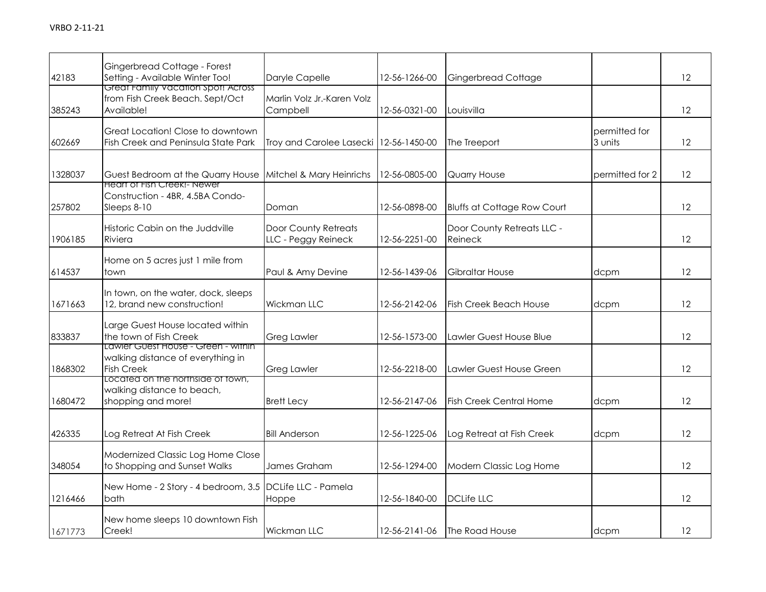VRBO 2-11-21

| | | | | | | |
|---|---|---|---|---|---|---|
| 42183 | Gingerbread Cottage - Forest Setting - Available Winter Too! | Daryle Capelle | 12-56-1266-00 | Gingerbread Cottage | | 12 |
| 385243 | Great Family Vacation Spot! Across from Fish Creek Beach. Sept/Oct Available! | Marlin Volz Jr.-Karen Volz Campbell | 12-56-0321-00 | Louisvilla | | 12 |
| 602669 | Great Location! Close to downtown Fish Creek and Peninsula State Park | Troy and Carolee Lasecki | 12-56-1450-00 | The Treeport | permitted for 3 units | 12 |
| 1328037 | Guest Bedroom at the Quarry House | Mitchel & Mary Heinrichs | 12-56-0805-00 | Quarry House | permitted for 2 | 12 |
| 257802 | Heart of Fish Creek!- Newer Construction - 4BR, 4.5BA Condo-Sleeps 8-10 | Doman | 12-56-0898-00 | Bluffs at Cottage Row Court | | 12 |
| 1906185 | Historic Cabin on the Juddville Riviera | Door County Retreats LLC - Peggy Reineck | 12-56-2251-00 | Door County Retreats LLC - Reineck | | 12 |
| 614537 | Home on 5 acres just 1 mile from town | Paul & Amy Devine | 12-56-1439-06 | Gibraltar House | dcpm | 12 |
| 1671663 | In town, on the water, dock, sleeps 12, brand new construction! | Wickman LLC | 12-56-2142-06 | Fish Creek Beach House | dcpm | 12 |
| 833837 | Large Guest House located within the town of Fish Creek | Greg Lawler | 12-56-1573-00 | Lawler Guest House Blue | | 12 |
| 1868302 | Lawler Guest House - Green - within walking distance of everything in Fish Creek | Greg Lawler | 12-56-2218-00 | Lawler Guest House Green | | 12 |
| 1680472 | Located on the northside of town, walking distance to beach, shopping and more! | Brett Lecy | 12-56-2147-06 | Fish Creek Central Home | dcpm | 12 |
| 426335 | Log Retreat At Fish Creek | Bill Anderson | 12-56-1225-06 | Log Retreat at Fish Creek | dcpm | 12 |
| 348054 | Modernized Classic Log Home Close to Shopping and Sunset Walks | James Graham | 12-56-1294-00 | Modern Classic Log Home | | 12 |
| 1216466 | New Home - 2 Story - 4 bedroom, 3.5 bath | DCLife LLC - Pamela Hoppe | 12-56-1840-00 | DCLife LLC | | 12 |
| 1671773 | New home sleeps 10 downtown Fish Creek! | Wickman LLC | 12-56-2141-06 | The Road House | dcpm | 12 |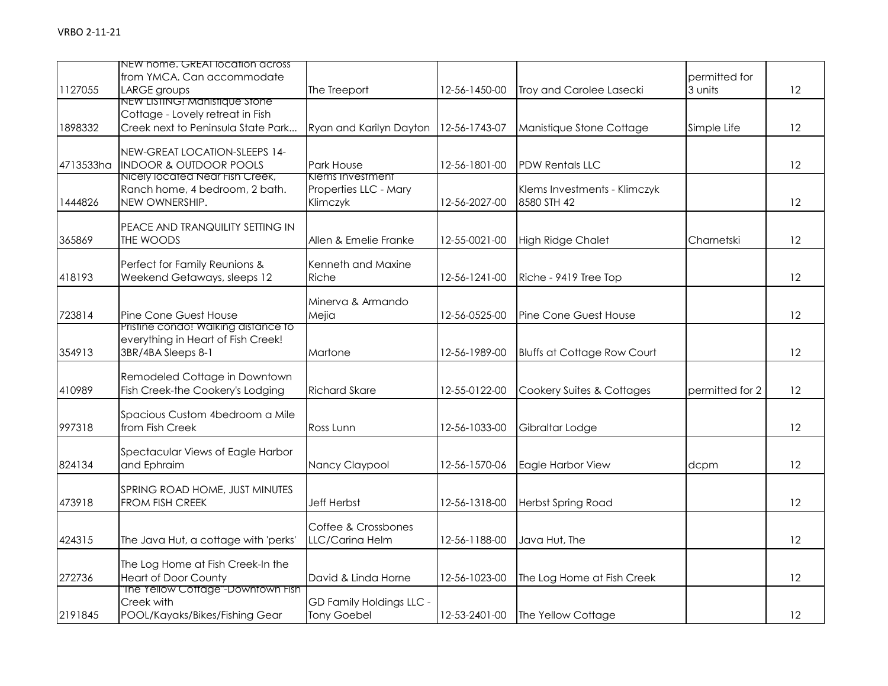| | | | | | | |
|---|---|---|---|---|---|---|
| 1127055 | NEW home. GREAT location across from YMCA. Can accommodate LARGE groups | The Treeport | 12-56-1450-00 | Troy and Carolee Lasecki | permitted for 3 units | 12 |
| 1898332 | NEW LISTING! Manistique Stone Cottage - Lovely retreat in Fish Creek next to Peninsula State Park... | Ryan and Karilyn Dayton | 12-56-1743-07 | Manistique Stone Cottage | Simple Life | 12 |
| 4713533ha | NEW-GREAT LOCATION-SLEEPS 14-INDOOR & OUTDOOR POOLS | Park House | 12-56-1801-00 | PDW Rentals LLC | | 12 |
| 1444826 | Nicely located Near Fish Creek, Ranch home, 4 bedroom, 2 bath. NEW OWNERSHIP. | Klems Investment Properties LLC - Mary Klimczyk | 12-56-2027-00 | Klems Investments - Klimczyk 8580 STH 42 | | 12 |
| 365869 | PEACE AND TRANQUILITY SETTING IN THE WOODS | Allen & Emelie Franke | 12-55-0021-00 | High Ridge Chalet | Charnetski | 12 |
| 418193 | Perfect for Family Reunions & Weekend Getaways, sleeps 12 | Kenneth and Maxine Riche | 12-56-1241-00 | Riche - 9419 Tree Top | | 12 |
| 723814 | Pine Cone Guest House | Minerva & Armando Mejia | 12-56-0525-00 | Pine Cone Guest House | | 12 |
| 354913 | Pristine condo! Walking distance to everything in Heart of Fish Creek! 3BR/4BA Sleeps 8-1 | Martone | 12-56-1989-00 | Bluffs at Cottage Row Court | | 12 |
| 410989 | Remodeled Cottage in Downtown Fish Creek-the Cookery's Lodging | Richard Skare | 12-55-0122-00 | Cookery Suites & Cottages | permitted for 2 | 12 |
| 997318 | Spacious Custom 4bedroom a Mile from Fish Creek | Ross Lunn | 12-56-1033-00 | Gibraltar Lodge | | 12 |
| 824134 | Spectacular Views of Eagle Harbor and Ephraim | Nancy Claypool | 12-56-1570-06 | Eagle Harbor View | dcpm | 12 |
| 473918 | SPRING ROAD HOME, JUST MINUTES FROM FISH CREEK | Jeff Herbst | 12-56-1318-00 | Herbst Spring Road | | 12 |
| 424315 | The Java Hut, a cottage with 'perks' | Coffee & Crossbones LLC/Carina Helm | 12-56-1188-00 | Java Hut, The | | 12 |
| 272736 | The Log Home at Fish Creek-In the Heart of Door County | David & Linda Horne | 12-56-1023-00 | The Log Home at Fish Creek | | 12 |
| 2191845 | "The Yellow Cottage"-Downtown Fish Creek with POOL/Kayaks/Bikes/Fishing Gear | GD Family Holdings LLC - Tony Goebel | 12-53-2401-00 | The Yellow Cottage | | 12 |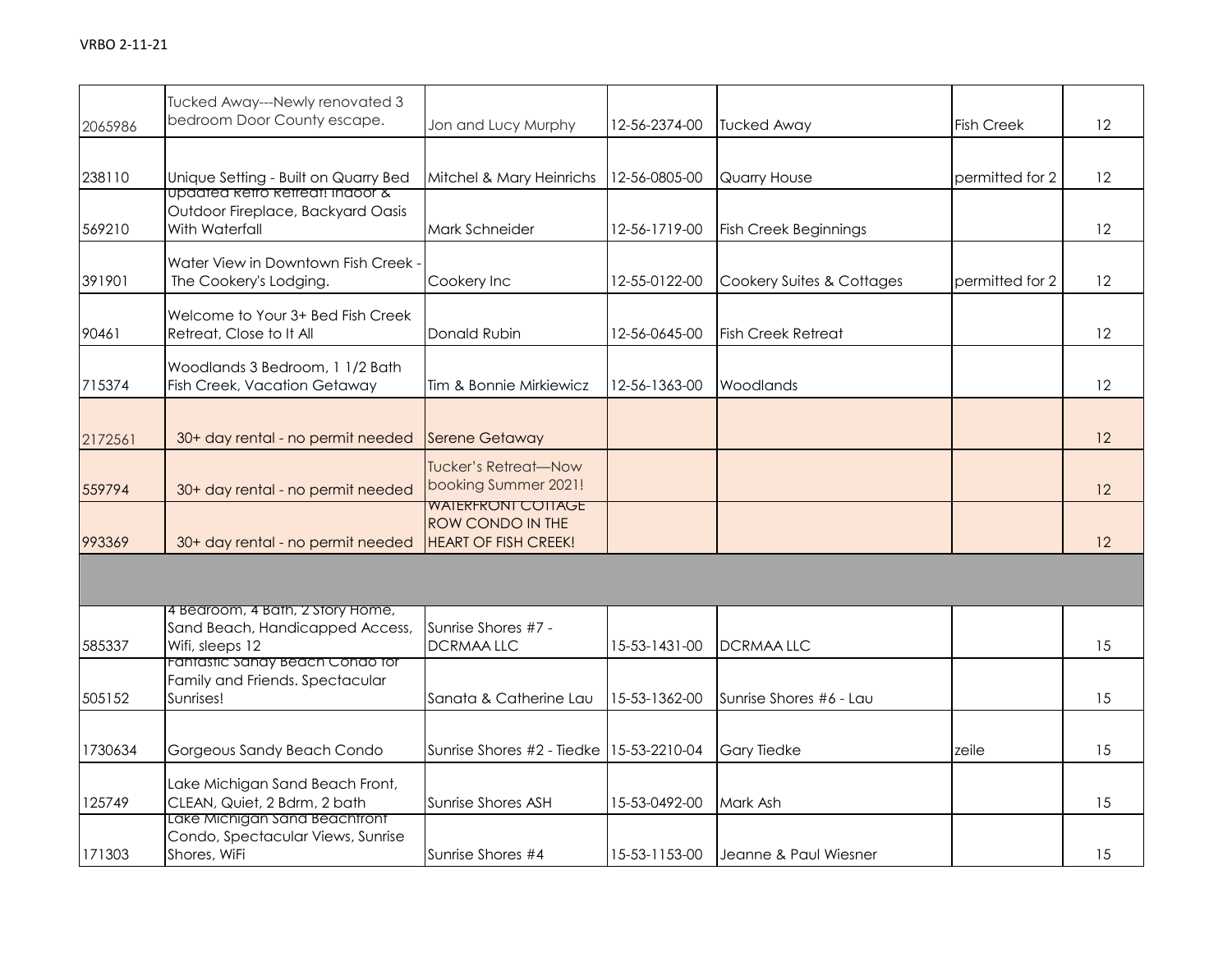VRBO 2-11-21

| | | | | | | |
|---|---|---|---|---|---|---|
| 2065986 | Tucked Away---Newly renovated 3 bedroom Door County escape. | Jon and Lucy Murphy | 12-56-2374-00 | Tucked Away | Fish Creek | 12 |
| 238110 | Unique Setting - Built on Quarry Bed | Mitchel & Mary Heinrichs | 12-56-0805-00 | Quarry House | permitted for 2 | 12 |
| 569210 | Updated Retro Retreat! Indoor & Outdoor Fireplace, Backyard Oasis With Waterfall | Mark Schneider | 12-56-1719-00 | Fish Creek Beginnings | | 12 |
| 391901 | Water View in Downtown Fish Creek - The Cookery's Lodging. | Cookery Inc | 12-55-0122-00 | Cookery Suites & Cottages | permitted for 2 | 12 |
| 90461 | Welcome to Your 3+ Bed Fish Creek Retreat, Close to It All | Donald Rubin | 12-56-0645-00 | Fish Creek Retreat | | 12 |
| 715374 | Woodlands 3 Bedroom, 1 1/2 Bath Fish Creek, Vacation Getaway | Tim & Bonnie Mirkiewicz | 12-56-1363-00 | Woodlands | | 12 |
| 2172561 | 30+ day rental - no permit needed | Serene Getaway | | | | 12 |
| 559794 | 30+ day rental - no permit needed | Tucker's Retreat—Now booking Summer 2021! | | | | 12 |
| 993369 | 30+ day rental - no permit needed | WATERFRONT COTTAGE ROW CONDO IN THE HEART OF FISH CREEK! | | | | 12 |
| | | | | | | |
| 585337 | 4 Bedroom, 4 Bath, 2 Story Home, Sand Beach, Handicapped Access, Wifi, sleeps 12 | Sunrise Shores #7 - DCRMAA LLC | 15-53-1431-00 | DCRMAA LLC | | 15 |
| 505152 | Fantastic Sandy Beach Condo for Family and Friends. Spectacular Sunrises! | Sanata & Catherine Lau | 15-53-1362-00 | Sunrise Shores #6 - Lau | | 15 |
| 1730634 | Gorgeous Sandy Beach Condo | Sunrise Shores #2 - Tiedke | 15-53-2210-04 | Gary Tiedke | zeile | 15 |
| 125749 | Lake Michigan Sand Beach Front, CLEAN, Quiet, 2 Bdrm, 2 bath | Sunrise Shores ASH | 15-53-0492-00 | Mark Ash | | 15 |
| 171303 | Lake Michigan Sand Beachfront Condo, Spectacular Views, Sunrise Shores, WiFi | Sunrise Shores #4 | 15-53-1153-00 | Jeanne & Paul Wiesner | | 15 |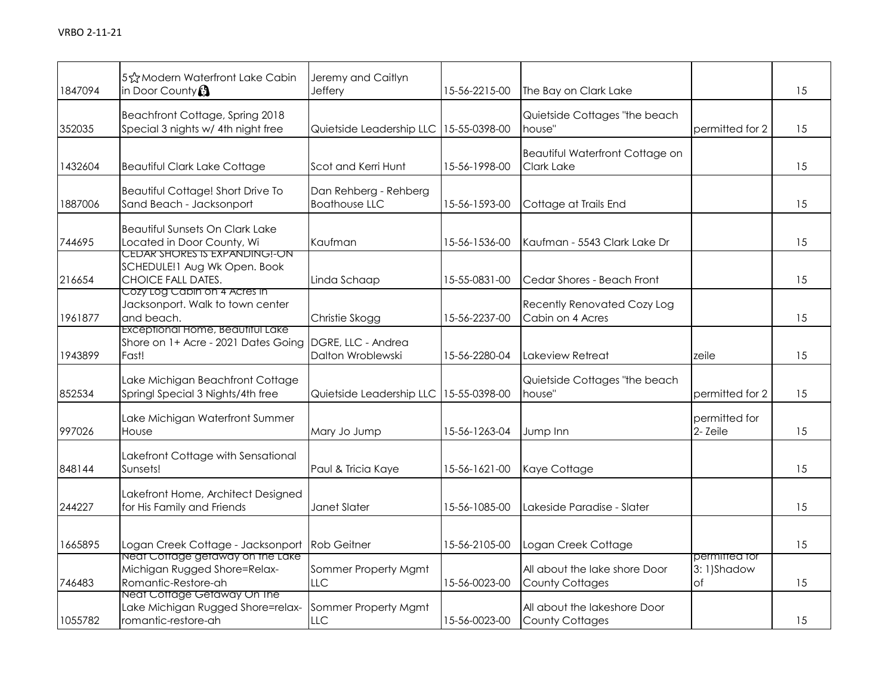VRBO 2-11-21

| | | | | | | |
|---|---|---|---|---|---|---|
| 1847094 | 5☆ Modern Waterfront Lake Cabin in Door County 🐶 | Jeremy and Caitlyn Jeffery | 15-56-2215-00 | The Bay on Clark Lake | | 15 |
| 352035 | Beachfront Cottage, Spring 2018 Special 3 nights w/ 4th night free | Quietside Leadership LLC | 15-55-0398-00 | Quietside Cottages "the beach house" | permitted for 2 | 15 |
| 1432604 | Beautiful Clark Lake Cottage | Scot and Kerri Hunt | 15-56-1998-00 | Beautiful Waterfront Cottage on Clark Lake | | 15 |
| 1887006 | Beautiful Cottage! Short Drive To Sand Beach - Jacksonport | Dan Rehberg - Rehberg Boathouse LLC | 15-56-1593-00 | Cottage at Trails End | | 15 |
| 744695 | Beautiful Sunsets On Clark Lake Located in Door County, Wi | Kaufman | 15-56-1536-00 | Kaufman - 5543 Clark Lake Dr | | 15 |
| 216654 | CEDAR SHORES IS EXPANDING!-ON SCHEDULE!1 Aug Wk Open. Book CHOICE FALL DATES. | Linda Schaap | 15-55-0831-00 | Cedar Shores - Beach Front | | 15 |
| 1961877 | Cozy Log Cabin on 4 Acres in Jacksonport. Walk to town center and beach. | Christie Skogg | 15-56-2237-00 | Recently Renovated Cozy Log Cabin on 4 Acres | | 15 |
| 1943899 | Exceptional Home, Beautiful Lake Shore on 1+ Acre - 2021 Dates Going Fast! | DGRE, LLC - Andrea Dalton Wroblewski | 15-56-2280-04 | Lakeview Retreat | zeile | 15 |
| 852534 | Lake Michigan Beachfront Cottage Springl Special 3 Nights/4th free | Quietside Leadership LLC | 15-55-0398-00 | Quietside Cottages "the beach house" | permitted for 2 | 15 |
| 997026 | Lake Michigan Waterfront Summer House | Mary Jo Jump | 15-56-1263-04 | Jump Inn | permitted for 2- Zeile | 15 |
| 848144 | Lakefront Cottage with Sensational Sunsets! | Paul & Tricia Kaye | 15-56-1621-00 | Kaye Cottage | | 15 |
| 244227 | Lakefront Home, Architect Designed for His Family and Friends | Janet Slater | 15-56-1085-00 | Lakeside Paradise - Slater | | 15 |
| 1665895 | Logan Creek Cottage - Jacksonport | Rob Geitner | 15-56-2105-00 | Logan Creek Cottage | | 15 |
| 746483 | Neat Cottage getaway on the Lake Michigan Rugged Shore=Relax-Romantic-Restore-ah | Sommer Property Mgmt LLC | 15-56-0023-00 | All about the lake shore Door County Cottages | permitted for 3: 1)Shadow of | 15 |
| 1055782 | Neat Cottage Getaway On The Lake Michigan Rugged Shore=relax-romantic-restore-ah | Sommer Property Mgmt LLC | 15-56-0023-00 | All about the lakeshore Door County Cottages | | 15 |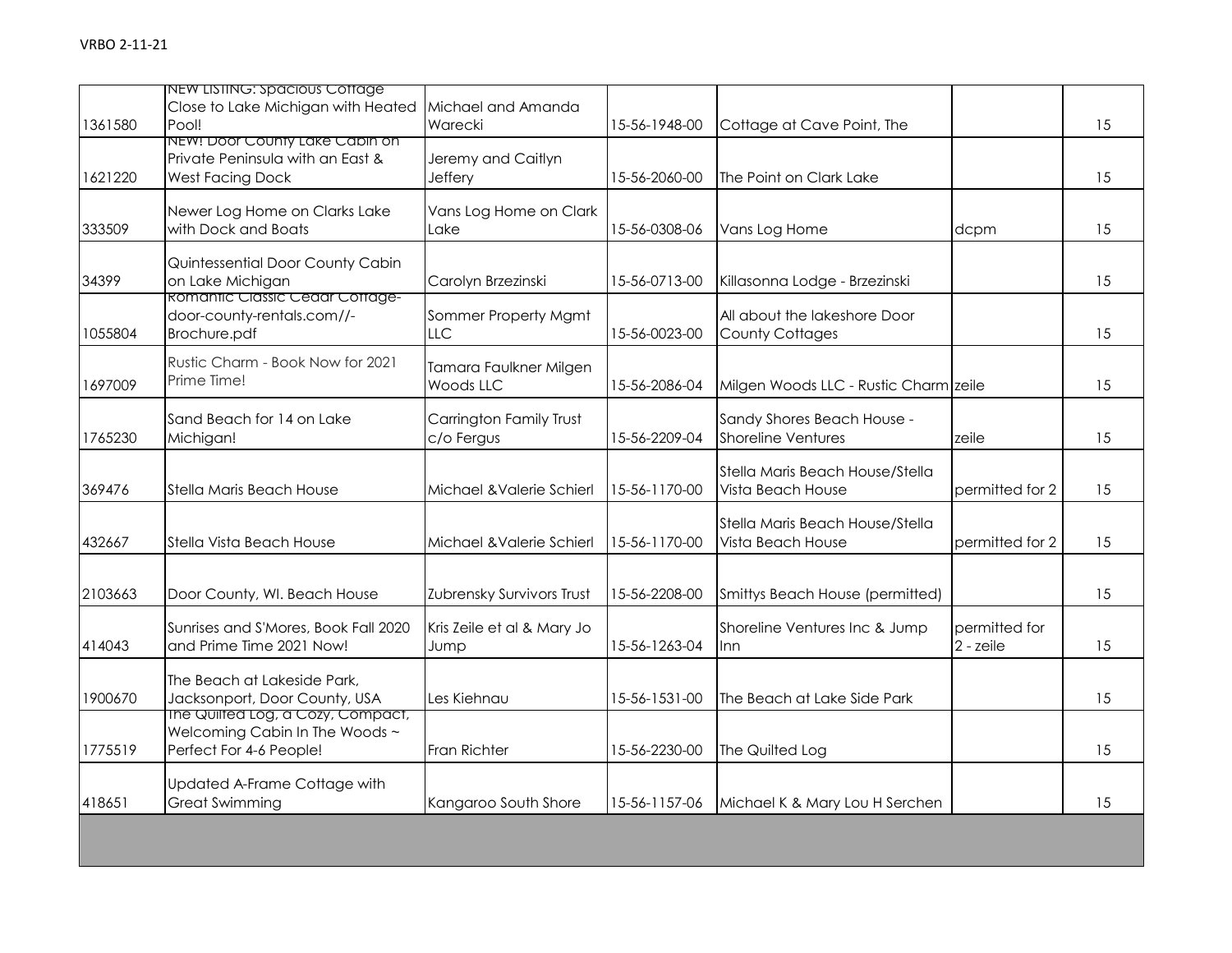| | | | | | | |
|---|---|---|---|---|---|---|
| 1361580 | NEW LISTING: Spacious Cottage Close to Lake Michigan with Heated Pool! | Michael and Amanda Warecki | 15-56-1948-00 | Cottage at Cave Point, The | | 15 |
| 1621220 | NEW! Door County Lake Cabin on Private Peninsula with an East & West Facing Dock | Jeremy and Caitlyn Jeffery | 15-56-2060-00 | The Point on Clark Lake | | 15 |
| 333509 | Newer Log Home on Clarks Lake with Dock and Boats | Vans Log Home on Clark Lake | 15-56-0308-06 | Vans Log Home | dcpm | 15 |
| 34399 | Quintessential Door County Cabin on Lake Michigan | Carolyn Brzezinski | 15-56-0713-00 | Killasonna Lodge - Brzezinski | | 15 |
| 1055804 | Romantic Classic Cedar Cottage-door-county-rentals.com//-Brochure.pdf | Sommer Property Mgmt LLC | 15-56-0023-00 | All about the lakeshore Door County Cottages | | 15 |
| 1697009 | Rustic Charm - Book Now for 2021 Prime Time! | Tamara Faulkner Milgen Woods LLC | 15-56-2086-04 | Milgen Woods LLC - Rustic Charm | zeile | 15 |
| 1765230 | Sand Beach for 14 on Lake Michigan! | Carrington Family Trust c/o Fergus | 15-56-2209-04 | Sandy Shores Beach House - Shoreline Ventures | zeile | 15 |
| 369476 | Stella Maris Beach House | Michael &Valerie Schierl | 15-56-1170-00 | Stella Maris Beach House/Stella Vista Beach House | permitted for 2 | 15 |
| 432667 | Stella Vista Beach House | Michael &Valerie Schierl | 15-56-1170-00 | Stella Maris Beach House/Stella Vista Beach House | permitted for 2 | 15 |
| 2103663 | Door County, WI. Beach House | Zubrensky Survivors Trust | 15-56-2208-00 | Smittys Beach House (permitted) | | 15 |
| 414043 | Sunrises and S'Mores, Book Fall 2020 and Prime Time 2021 Now! | Kris Zeile et al & Mary Jo Jump | 15-56-1263-04 | Shoreline Ventures Inc & Jump Inn | permitted for 2 - zeile | 15 |
| 1900670 | The Beach at Lakeside Park, Jacksonport, Door County, USA | Les Kiehnau | 15-56-1531-00 | The Beach at Lake Side Park | | 15 |
| 1775519 | The Quilted Log, a Cozy, Compact, Welcoming Cabin In The Woods ~ Perfect For 4-6 People! | Fran Richter | 15-56-2230-00 | The Quilted Log | | 15 |
| 418651 | Updated A-Frame Cottage with Great Swimming | Kangaroo South Shore | 15-56-1157-06 | Michael K & Mary Lou H Serchen | | 15 |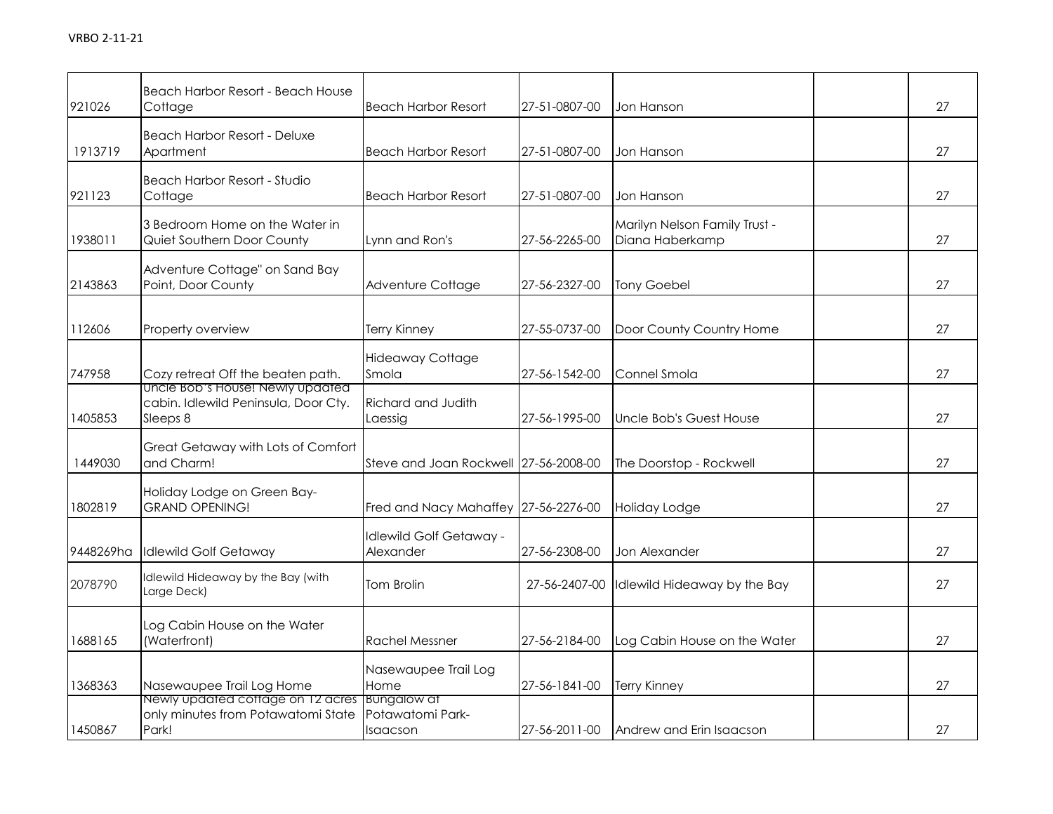VRBO 2-11-21

| | | | | | | |
|---|---|---|---|---|---|---|
| 921026 | Beach Harbor Resort - Beach House Cottage | Beach Harbor Resort | 27-51-0807-00 | Jon Hanson | | 27 |
| 1913719 | Beach Harbor Resort - Deluxe Apartment | Beach Harbor Resort | 27-51-0807-00 | Jon Hanson | | 27 |
| 921123 | Beach Harbor Resort - Studio Cottage | Beach Harbor Resort | 27-51-0807-00 | Jon Hanson | | 27 |
| 1938011 | 3 Bedroom Home on the Water in Quiet Southern Door County | Lynn and Ron's | 27-56-2265-00 | Marilyn Nelson Family Trust - Diana Haberkamp | | 27 |
| 2143863 | Adventure Cottage" on Sand Bay Point, Door County | Adventure Cottage | 27-56-2327-00 | Tony Goebel | | 27 |
| 112606 | Property overview | Terry Kinney | 27-55-0737-00 | Door County Country Home | | 27 |
| 747958 | Cozy retreat Off the beaten path. | Hideaway Cottage Smola | 27-56-1542-00 | Connel Smola | | 27 |
| 1405853 | Uncle Bob's House! Newly updated cabin. Idlewild Peninsula, Door Cty. Sleeps 8 | Richard and Judith Laessig | 27-56-1995-00 | Uncle Bob's Guest House | | 27 |
| 1449030 | Great Getaway with Lots of Comfort and Charm! | Steve and Joan Rockwell | 27-56-2008-00 | The Doorstop - Rockwell | | 27 |
| 1802819 | Holiday Lodge on Green Bay-GRAND OPENING! | Fred and Nacy Mahaffey | 27-56-2276-00 | Holiday Lodge | | 27 |
| 9448269ha | Idlewild Golf Getaway | Idlewild Golf Getaway - Alexander | 27-56-2308-00 | Jon Alexander | | 27 |
| 2078790 | Idlewild Hideaway by the Bay (with Large Deck) | Tom Brolin | 27-56-2407-00 | Idlewild Hideaway by the Bay | | 27 |
| 1688165 | Log Cabin House on the Water (Waterfront) | Rachel Messner | 27-56-2184-00 | Log Cabin House on the Water | | 27 |
| 1368363 | Nasewaupee Trail Log Home | Nasewaupee Trail Log Home | 27-56-1841-00 | Terry Kinney | | 27 |
| 1450867 | Newly updated cottage on 12 acres only minutes from Potawatomi State Park! | Bungalow at Potawatomi Park-Isaacson | 27-56-2011-00 | Andrew and Erin Isaacson | | 27 |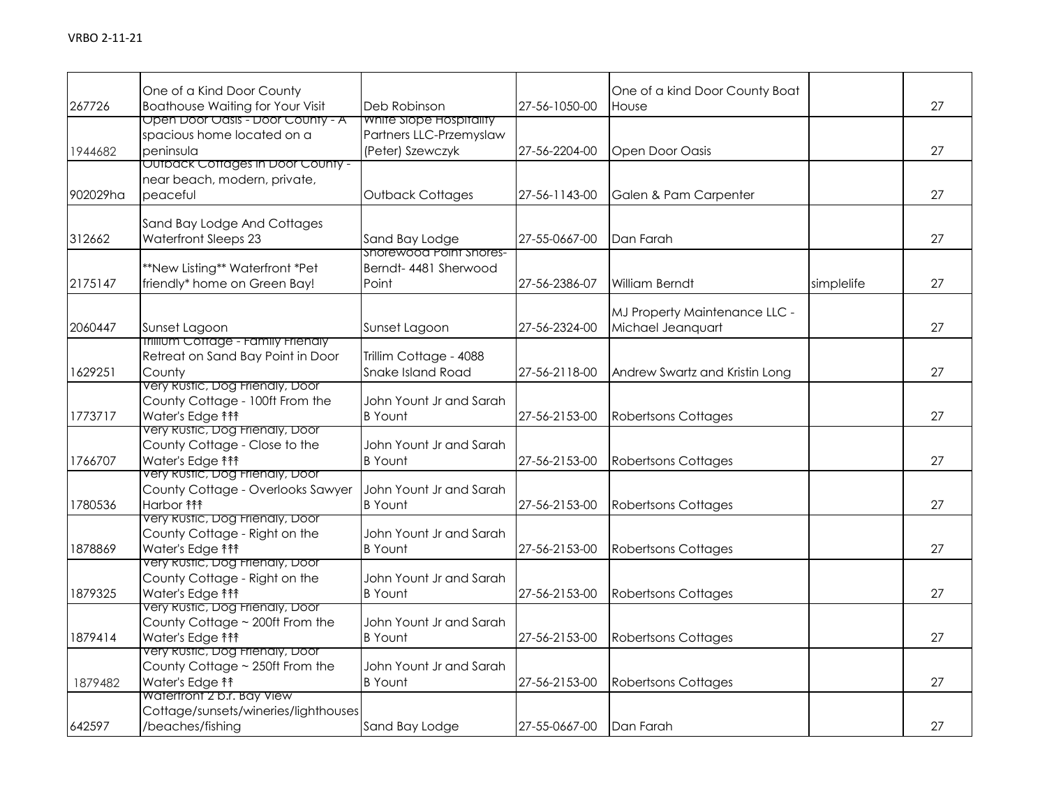VRBO 2-11-21

| | | | | | | |
|---|---|---|---|---|---|---|
| 267726 | One of a Kind Door County Boathouse Waiting for Your Visit | Deb Robinson | 27-56-1050-00 | One of a kind Door County Boat House | | 27 |
| 1944682 | Open Door Oasis - Door County - A spacious home located on a peninsula | White Slope Hospitality Partners LLC-Przemyslaw (Peter) Szewczyk | 27-56-2204-00 | Open Door Oasis | | 27 |
| 902029ha | Outback Cottages in Door County - near beach, modern, private, peaceful | Outback Cottages | 27-56-1143-00 | Galen & Pam Carpenter | | 27 |
| 312662 | Sand Bay Lodge And Cottages Waterfront Sleeps 23 | Sand Bay Lodge | 27-55-0667-00 | Dan Farah | | 27 |
| 2175147 | **New Listing** Waterfront *Pet friendly* home on Green Bay! | Shorewood Point Shores-Berndt- 4481 Sherwood Point | 27-56-2386-07 | William Berndt | simplelife | 27 |
| 2060447 | Sunset Lagoon | Sunset Lagoon | 27-56-2324-00 | MJ Property Maintenance LLC - Michael Jeanquart | | 27 |
| 1629251 | Trillium Cottage - Family Friendly Retreat on Sand Bay Point in Door County | Trillim Cottage - 4088 Snake Island Road | 27-56-2118-00 | Andrew Swartz and Kristin Long | | 27 |
| 1773717 | Very Rustic, Dog Friendly, Door County Cottage - 100ft From the Water's Edge ↟↟↟ | John Yount Jr and Sarah B Yount | 27-56-2153-00 | Robertsons Cottages | | 27 |
| 1766707 | Very Rustic, Dog Friendly, Door County Cottage - Close to the Water's Edge ↟↟↟ | John Yount Jr and Sarah B Yount | 27-56-2153-00 | Robertsons Cottages | | 27 |
| 1780536 | Very Rustic, Dog Friendly, Door County Cottage - Overlooks Sawyer Harbor ↟↟↟ | John Yount Jr and Sarah B Yount | 27-56-2153-00 | Robertsons Cottages | | 27 |
| 1878869 | Very Rustic, Dog Friendly, Door County Cottage - Right on the Water's Edge ↟↟↟ | John Yount Jr and Sarah B Yount | 27-56-2153-00 | Robertsons Cottages | | 27 |
| 1879325 | Very Rustic, Dog Friendly, Door County Cottage - Right on the Water's Edge ↟↟↟ | John Yount Jr and Sarah B Yount | 27-56-2153-00 | Robertsons Cottages | | 27 |
| 1879414 | Very Rustic, Dog Friendly, Door County Cottage ~ 200ft From the Water's Edge ↟↟↟ | John Yount Jr and Sarah B Yount | 27-56-2153-00 | Robertsons Cottages | | 27 |
| 1879482 | Very Rustic, Dog Friendly, Door County Cottage ~ 250ft From the Water's Edge ↟↟ | John Yount Jr and Sarah B Yount | 27-56-2153-00 | Robertsons Cottages | | 27 |
| 642597 | Waterfront 2 b.r. Bay View Cottage/sunsets/wineries/lighthouses/beaches/fishing | Sand Bay Lodge | 27-55-0667-00 | Dan Farah | | 27 |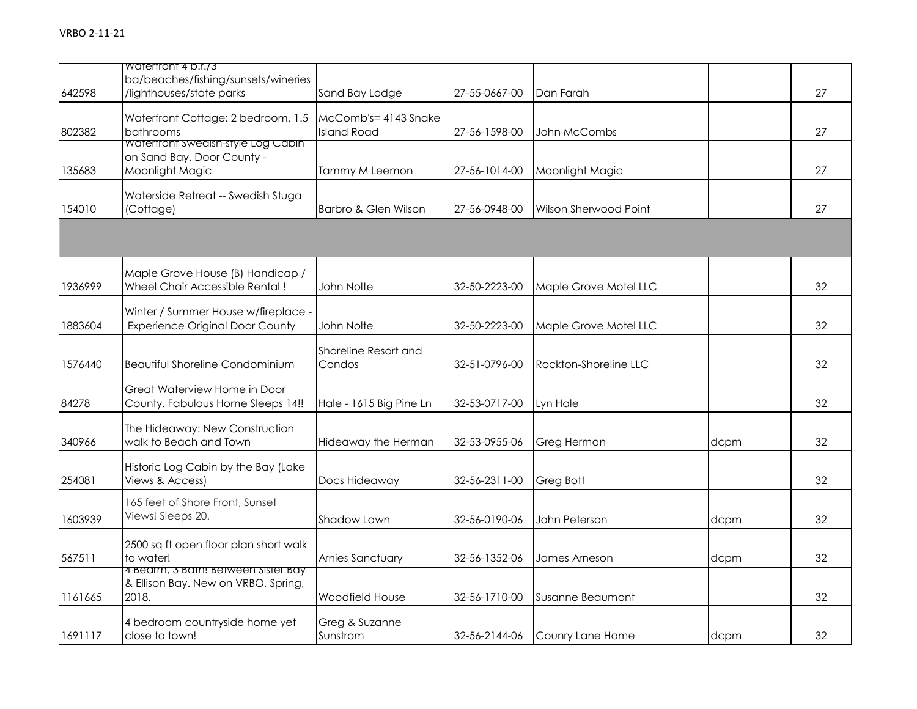VRBO 2-11-21

| | | | | | | |
|---|---|---|---|---|---|---|
| 642598 | Waterfront 4 b.r./3 ba/beaches/fishing/sunsets/wineries /lighthouses/state parks | Sand Bay Lodge | 27-55-0667-00 | Dan Farah | | 27 |
| 802382 | Waterfront Cottage: 2 bedroom, 1.5 bathrooms | McComb's= 4143 Snake Island Road | 27-56-1598-00 | John McCombs | | 27 |
| 135683 | Waterfront Swedish-style Log Cabin on Sand Bay, Door County - Moonlight Magic | Tammy M Leemon | 27-56-1014-00 | Moonlight Magic | | 27 |
| 154010 | Waterside Retreat -- Swedish Stuga (Cottage) | Barbro & Glen Wilson | 27-56-0948-00 | Wilson Sherwood Point | | 27 |
| | | | | | | |
| 1936999 | Maple Grove House (B) Handicap / Wheel Chair Accessible Rental ! | John Nolte | 32-50-2223-00 | Maple Grove Motel LLC | | 32 |
| 1883604 | Winter / Summer House w/fireplace - Experience Original Door County | John Nolte | 32-50-2223-00 | Maple Grove Motel LLC | | 32 |
| 1576440 | Beautiful Shoreline Condominium | Shoreline Resort and Condos | 32-51-0796-00 | Rockton-Shoreline LLC | | 32 |
| 84278 | Great Waterview Home in Door County. Fabulous Home Sleeps 14!! | Hale - 1615 Big Pine Ln | 32-53-0717-00 | Lyn Hale | | 32 |
| 340966 | The Hideaway: New Construction walk to Beach and Town | Hideaway the Herman | 32-53-0955-06 | Greg Herman | dcpm | 32 |
| 254081 | Historic Log Cabin by the Bay (Lake Views & Access) | Docs Hideaway | 32-56-2311-00 | Greg Bott | | 32 |
| 1603939 | 165 feet of Shore Front, Sunset Views! Sleeps 20. | Shadow Lawn | 32-56-0190-06 | John Peterson | dcpm | 32 |
| 567511 | 2500 sq ft open floor plan short walk to water! | Arnies Sanctuary | 32-56-1352-06 | James Arneson | dcpm | 32 |
| 1161665 | 4 Bedrm, 3 Bath! Between Sister Bay & Ellison Bay. New on VRBO, Spring, 2018. | Woodfield House | 32-56-1710-00 | Susanne Beaumont | | 32 |
| 1691117 | 4 bedroom countryside home yet close to town! | Greg & Suzanne Sunstrom | 32-56-2144-06 | Counry Lane Home | dcpm | 32 |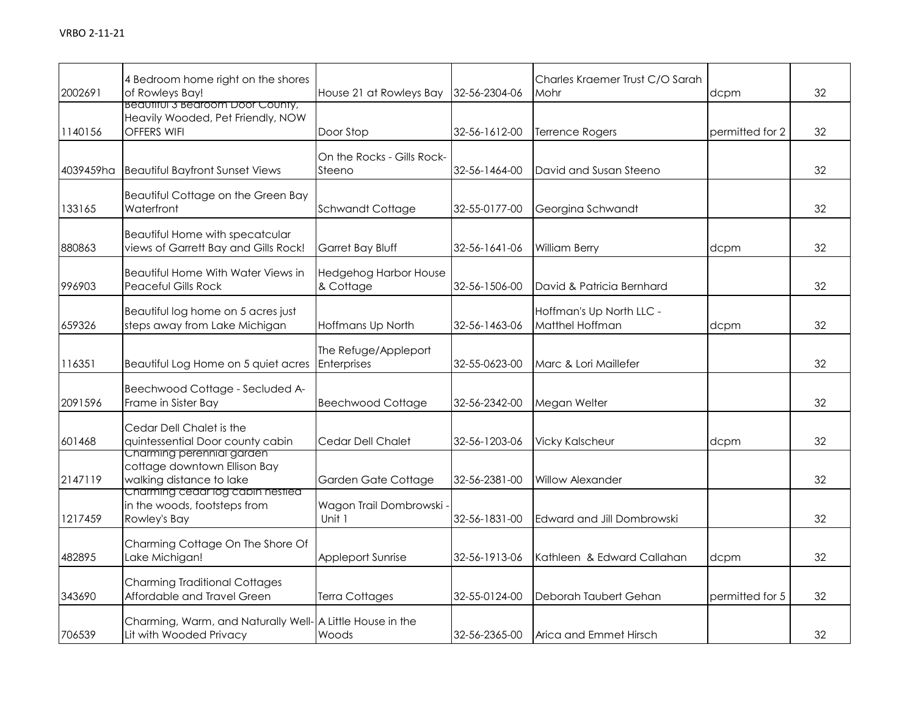| | | | | | | |
|---|---|---|---|---|---|---|
| 2002691 | 4 Bedroom home right on the shores of Rowleys Bay! | House 21 at Rowleys Bay | 32-56-2304-06 | Charles Kraemer Trust C/O Sarah Mohr | dcpm | 32 |
| 1140156 | Beautiful 3 Bedroom Door County, Heavily Wooded, Pet Friendly, NOW OFFERS WIFI | Door Stop | 32-56-1612-00 | Terrence Rogers | permitted for 2 | 32 |
| 4039459ha | Beautiful Bayfront Sunset Views | On the Rocks - Gills Rock-Steeno | 32-56-1464-00 | David and Susan Steeno | | 32 |
| 133165 | Beautiful Cottage on the Green Bay Waterfront | Schwandt Cottage | 32-55-0177-00 | Georgina Schwandt | | 32 |
| 880863 | Beautiful Home with specatcular views of Garrett Bay and Gills Rock! | Garret Bay Bluff | 32-56-1641-06 | William Berry | dcpm | 32 |
| 996903 | Beautiful Home With Water Views in Peaceful Gills Rock | Hedgehog Harbor House & Cottage | 32-56-1506-00 | David & Patricia Bernhard | | 32 |
| 659326 | Beautiful log home on 5 acres just steps away from Lake Michigan | Hoffmans Up North | 32-56-1463-06 | Hoffman's Up North LLC - Matthel Hoffman | dcpm | 32 |
| 116351 | Beautiful Log Home on 5 quiet acres | The Refuge/Appleport Enterprises | 32-55-0623-00 | Marc & Lori Maillefer | | 32 |
| 2091596 | Beechwood Cottage - Secluded A-Frame in Sister Bay | Beechwood Cottage | 32-56-2342-00 | Megan Welter | | 32 |
| 601468 | Cedar Dell Chalet is the quintessential Door county cabin | Cedar Dell Chalet | 32-56-1203-06 | Vicky Kalscheur | dcpm | 32 |
| 2147119 | Charming perennial garden cottage downtown Ellison Bay walking distance to lake | Garden Gate Cottage | 32-56-2381-00 | Willow Alexander | | 32 |
| 1217459 | Charming cedar log cabin nestled in the woods, footsteps from Rowley's Bay | Wagon Trail Dombrowski - Unit 1 | 32-56-1831-00 | Edward and Jill Dombrowski | | 32 |
| 482895 | Charming Cottage On The Shore Of Lake Michigan! | Appleport Sunrise | 32-56-1913-06 | Kathleen & Edward Callahan | dcpm | 32 |
| 343690 | Charming Traditional Cottages Affordable and Travel Green | Terra Cottages | 32-55-0124-00 | Deborah Taubert Gehan | permitted for 5 | 32 |
| 706539 | Charming, Warm, and Naturally Well-Lit with Wooded Privacy | A Little House in the Woods | 32-56-2365-00 | Arica and Emmet Hirsch | | 32 |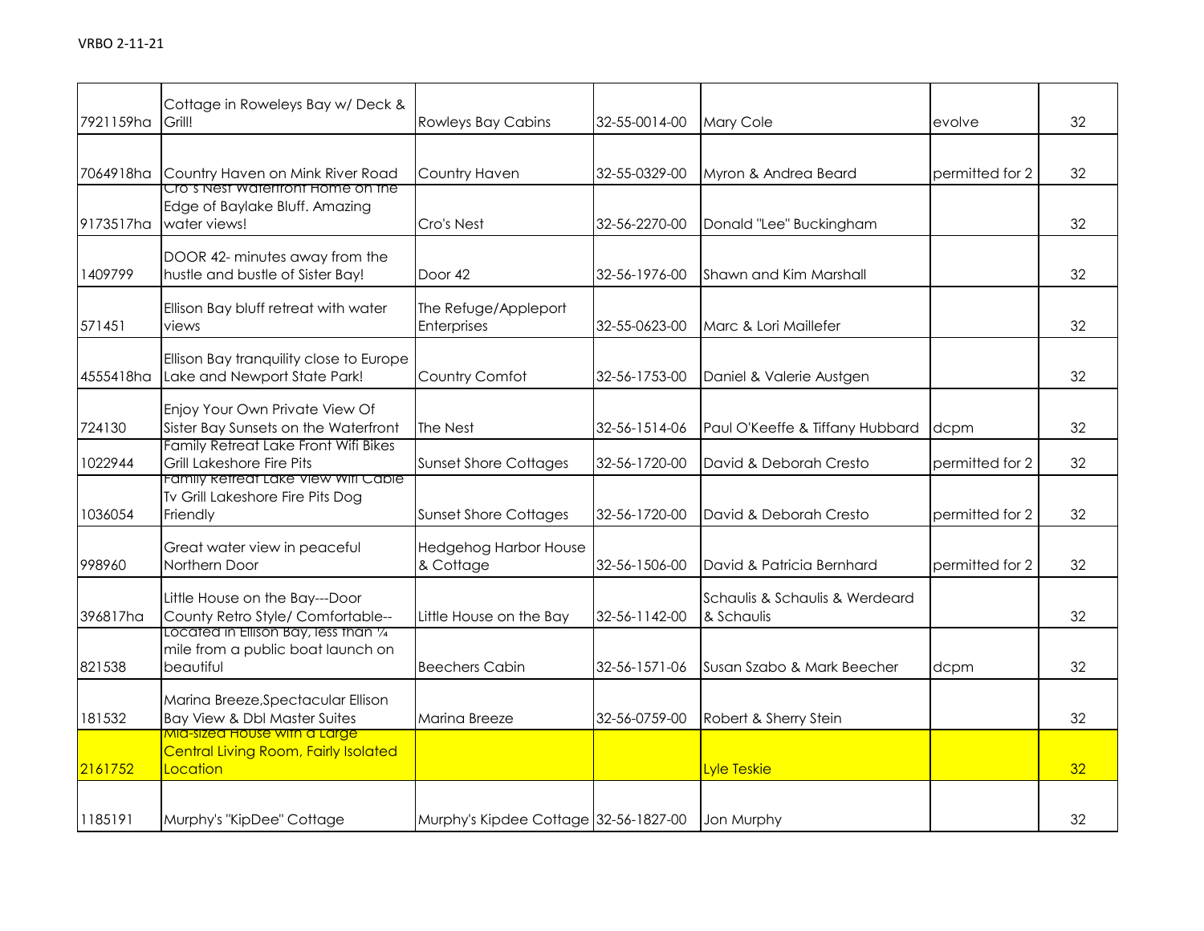| | | | | | | |
|---|---|---|---|---|---|---|
| 7921159ha | Cottage in Roweleys Bay w/ Deck & Grill! | Rowleys Bay Cabins | 32-55-0014-00 | Mary Cole | evolve | 32 |
| 7064918ha | Country Haven on Mink River Road | Country Haven | 32-55-0329-00 | Myron & Andrea Beard | permitted for 2 | 32 |
| 9173517ha | Cro's Nest Waterfront Home on the Edge of Baylake Bluff. Amazing water views! | Cro's Nest | 32-56-2270-00 | Donald "Lee" Buckingham | | 32 |
| 1409799 | DOOR 42- minutes away from the hustle and bustle of Sister Bay! | Door 42 | 32-56-1976-00 | Shawn and Kim Marshall | | 32 |
| 571451 | Ellison Bay bluff retreat with water views | The Refuge/Appleport Enterprises | 32-55-0623-00 | Marc & Lori Maillefer | | 32 |
| 4555418ha | Ellison Bay tranquility close to Europe Lake and Newport State Park! | Country Comfot | 32-56-1753-00 | Daniel & Valerie Austgen | | 32 |
| 724130 | Enjoy Your Own Private View Of Sister Bay Sunsets on the Waterfront | The Nest | 32-56-1514-06 | Paul O'Keeffe & Tiffany Hubbard | dcpm | 32 |
| 1022944 | Family Retreat Lake Front Wifi Bikes Grill Lakeshore Fire Pits | Sunset Shore Cottages | 32-56-1720-00 | David & Deborah Cresto | permitted for 2 | 32 |
| 1036054 | Family Retreat Lake View Wifi Cable Tv Grill Lakeshore Fire Pits Dog Friendly | Sunset Shore Cottages | 32-56-1720-00 | David & Deborah Cresto | permitted for 2 | 32 |
| 998960 | Great water view in peaceful Northern Door | Hedgehog Harbor House & Cottage | 32-56-1506-00 | David & Patricia Bernhard | permitted for 2 | 32 |
| 396817ha | Little House on the Bay---Door County Retro Style/ Comfortable-- | Little House on the Bay | 32-56-1142-00 | Schaulis & Schaulis & Werdeard & Schaulis | | 32 |
| 821538 | Located in Ellison Bay, less than ¼ mile from a public boat launch on beautiful | Beechers Cabin | 32-56-1571-06 | Susan Szabo & Mark Beecher | dcpm | 32 |
| 181532 | Marina Breeze,Spectacular Ellison Bay View & Dbl Master Suites | Marina Breeze | 32-56-0759-00 | Robert & Sherry Stein | | 32 |
| 2161752 | Mid-sized House with a Large Central Living Room, Fairly Isolated Location | | | Lyle Teskie | | 32 |
| 1185191 | Murphy's "KipDee" Cottage | Murphy's Kipdee Cottage | 32-56-1827-00 | Jon Murphy | | 32 |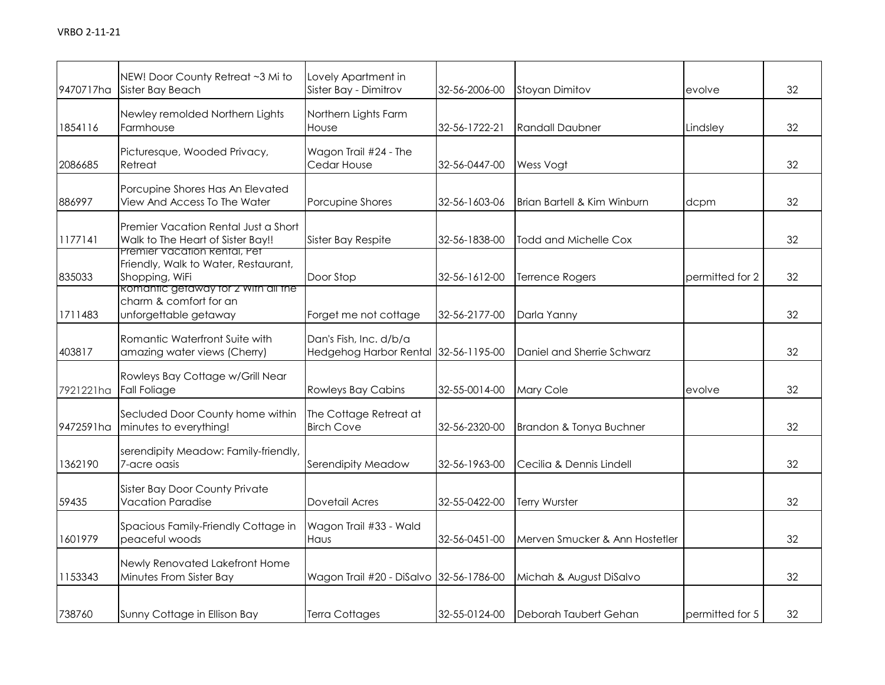VRBO 2-11-21

| | | | | | | |
|---|---|---|---|---|---|---|
| 9470717ha | NEW! Door County Retreat ~3 Mi to Sister Bay Beach | Lovely Apartment in Sister Bay - Dimitrov | 32-56-2006-00 | Stoyan Dimitov | evolve | 32 |
| 1854116 | Newley remolded Northern Lights Farmhouse | Northern Lights Farm House | 32-56-1722-21 | Randall Daubner | Lindsley | 32 |
| 2086685 | Picturesque, Wooded Privacy, Retreat | Wagon Trail #24 - The Cedar House | 32-56-0447-00 | Wess Vogt | | 32 |
| 886997 | Porcupine Shores Has An Elevated View And Access To The Water | Porcupine Shores | 32-56-1603-06 | Brian Bartell & Kim Winburn | dcpm | 32 |
| 1177141 | Premier Vacation Rental Just a Short Walk to The Heart of Sister Bay!! | Sister Bay Respite | 32-56-1838-00 | Todd and Michelle Cox | | 32 |
| 835033 | Premier Vacation Rental, Pet Friendly, Walk to Water, Restaurant, Shopping, WiFi | Door Stop | 32-56-1612-00 | Terrence Rogers | permitted for 2 | 32 |
| 1711483 | Romantic getaway for 2 with all the charm & comfort for an unforgettable getaway | Forget me not cottage | 32-56-2177-00 | Darla Yanny | | 32 |
| 403817 | Romantic Waterfront Suite with amazing water views (Cherry) | Dan's Fish, Inc. d/b/a Hedgehog Harbor Rental | 32-56-1195-00 | Daniel and Sherrie Schwarz | | 32 |
| 7921221ha | Rowleys Bay Cottage w/Grill Near Fall Foliage | Rowleys Bay Cabins | 32-55-0014-00 | Mary Cole | evolve | 32 |
| 9472591ha | Secluded Door County home within minutes to everything! | The Cottage Retreat at Birch Cove | 32-56-2320-00 | Brandon & Tonya Buchner | | 32 |
| 1362190 | serendipity Meadow: Family-friendly, 7-acre oasis | Serendipity Meadow | 32-56-1963-00 | Cecilia & Dennis Lindell | | 32 |
| 59435 | Sister Bay Door County Private Vacation Paradise | Dovetail Acres | 32-55-0422-00 | Terry Wurster | | 32 |
| 1601979 | Spacious Family-Friendly Cottage in peaceful woods | Wagon Trail #33 - Wald Haus | 32-56-0451-00 | Merven Smucker & Ann Hostetler | | 32 |
| 1153343 | Newly Renovated Lakefront Home Minutes From Sister Bay | Wagon Trail #20 - DiSalvo | 32-56-1786-00 | Michah & August DiSalvo | | 32 |
| 738760 | Sunny Cottage in Ellison Bay | Terra Cottages | 32-55-0124-00 | Deborah Taubert Gehan | permitted for 5 | 32 |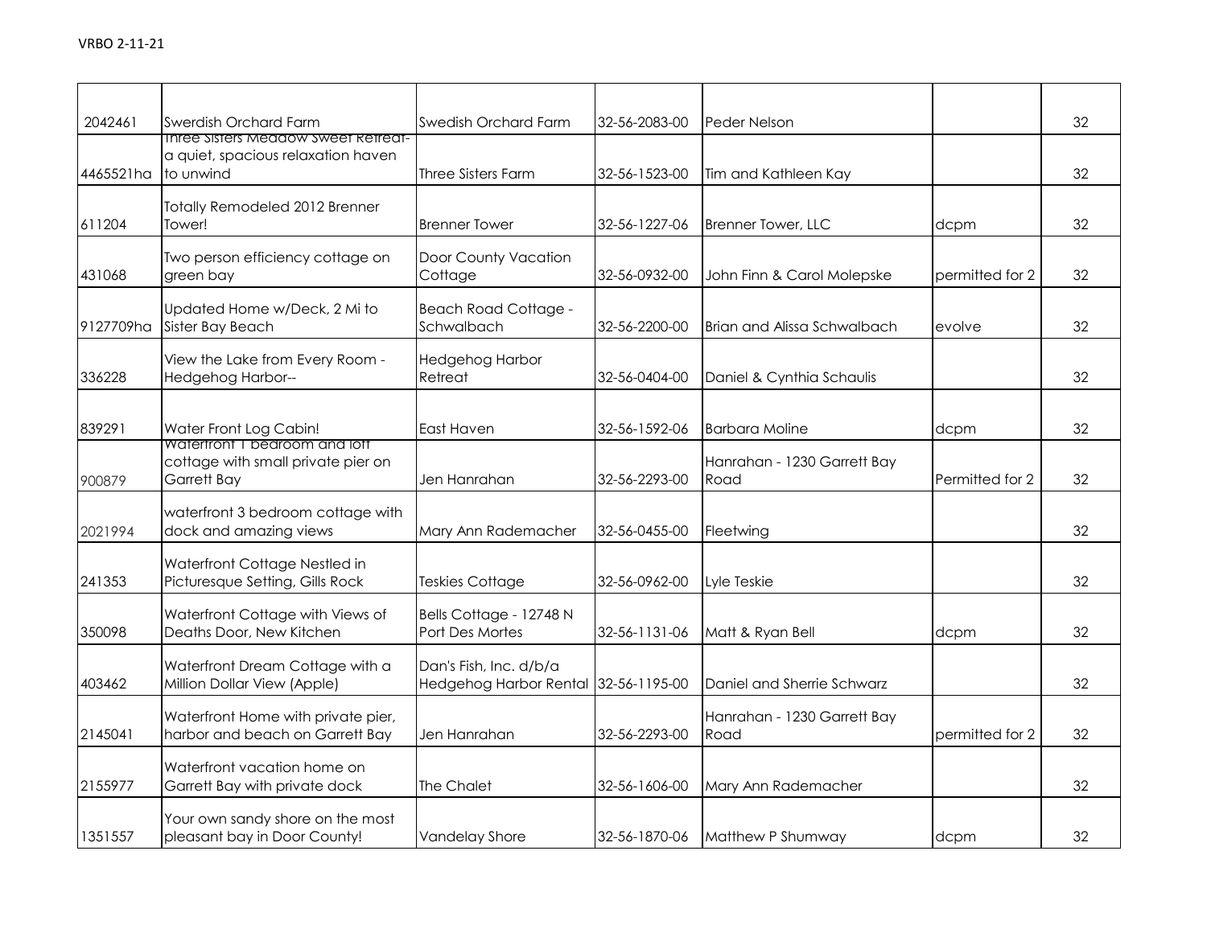| | | | | | | |
|---|---|---|---|---|---|---|
| 2042461 | Swerdish Orchard Farm | Swedish Orchard Farm | 32-56-2083-00 | Peder Nelson | | 32 |
| 4465521ha | Three Sisters Meadow Sweet Retreat- a quiet, spacious relaxation haven to unwind | Three Sisters Farm | 32-56-1523-00 | Tim and Kathleen Kay | | 32 |
| 611204 | Totally Remodeled 2012 Brenner Tower! | Brenner Tower | 32-56-1227-06 | Brenner Tower, LLC | dcpm | 32 |
| 431068 | Two person efficiency cottage on green bay | Door County Vacation Cottage | 32-56-0932-00 | John Finn & Carol Molepske | permitted for 2 | 32 |
| 9127709ha | Updated Home w/Deck, 2 Mi to Sister Bay Beach | Beach Road Cottage - Schwalbach | 32-56-2200-00 | Brian and Alissa Schwalbach | evolve | 32 |
| 336228 | View the Lake from Every Room - Hedgehog Harbor-- | Hedgehog Harbor Retreat | 32-56-0404-00 | Daniel & Cynthia Schaulis | | 32 |
| 839291 | Water Front Log Cabin! | East Haven | 32-56-1592-06 | Barbara Moline | dcpm | 32 |
| 900879 | Waterfront 1 bedroom and loft cottage with small private pier on Garrett Bay | Jen Hanrahan | 32-56-2293-00 | Hanrahan - 1230 Garrett Bay Road | Permitted for 2 | 32 |
| 2021994 | waterfront 3 bedroom cottage with dock and amazing views | Mary Ann Rademacher | 32-56-0455-00 | Fleetwing | | 32 |
| 241353 | Waterfront Cottage Nestled in Picturesque Setting, Gills Rock | Teskies Cottage | 32-56-0962-00 | Lyle Teskie | | 32 |
| 350098 | Waterfront Cottage with Views of Deaths Door, New Kitchen | Bells Cottage - 12748 N Port Des Mortes | 32-56-1131-06 | Matt & Ryan Bell | dcpm | 32 |
| 403462 | Waterfront Dream Cottage with a Million Dollar View (Apple) | Dan's Fish, Inc. d/b/a Hedgehog Harbor Rental | 32-56-1195-00 | Daniel and Sherrie Schwarz | | 32 |
| 2145041 | Waterfront Home with private pier, harbor and beach on Garrett Bay | Jen Hanrahan | 32-56-2293-00 | Hanrahan - 1230 Garrett Bay Road | permitted for 2 | 32 |
| 2155977 | Waterfront vacation home on Garrett Bay with private dock | The Chalet | 32-56-1606-00 | Mary Ann Rademacher | | 32 |
| 1351557 | Your own sandy shore on the most pleasant bay in Door County! | Vandelay Shore | 32-56-1870-06 | Matthew P Shumway | dcpm | 32 |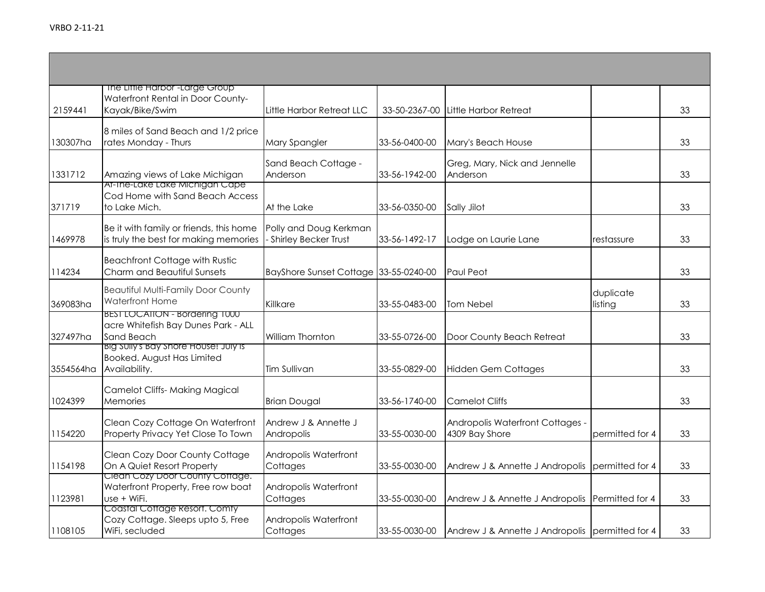| | | | | | | |
|---|---|---|---|---|---|---|
| 2159441 | The Little Harbor -Large Group Waterfront Rental in Door County-Kayak/Bike/Swim | Little Harbor Retreat LLC | 33-50-2367-00 | Little Harbor Retreat | | 33 |
| 130307ha | 8 miles of Sand Beach and 1/2 price rates Monday - Thurs | Mary Spangler | 33-56-0400-00 | Mary's Beach House | | 33 |
| 1331712 | Amazing views of Lake Michigan | Sand Beach Cottage - Anderson | 33-56-1942-00 | Greg, Mary, Nick and Jennelle Anderson | | 33 |
| 371719 | At-The-Lake Lake Michigan Cape Cod Home with Sand Beach Access to Lake Mich. | At the Lake | 33-56-0350-00 | Sally Jilot | | 33 |
| 1469978 | Be it with family or friends, this home is truly the best for making memories | Polly and Doug Kerkman - Shirley Becker Trust | 33-56-1492-17 | Lodge on Laurie Lane | restassure | 33 |
| 114234 | Beachfront Cottage with Rustic Charm and Beautiful Sunsets | BayShore Sunset Cottage | 33-55-0240-00 | Paul Peot | | 33 |
| 369083ha | Beautiful Multi-Family Door County Waterfront Home | Killkare | 33-55-0483-00 | Tom Nebel | duplicate listing | 33 |
| 327497ha | BEST LOCATION - Bordering 1000 acre Whitefish Bay Dunes Park - ALL Sand Beach | William Thornton | 33-55-0726-00 | Door County Beach Retreat | | 33 |
| 3554564ha | Big Sully's Bay Shore House! July is Booked. August Has Limited Availability. | Tim Sullivan | 33-55-0829-00 | Hidden Gem Cottages | | 33 |
| 1024399 | Camelot Cliffs- Making Magical Memories | Brian Dougal | 33-56-1740-00 | Camelot Cliffs | | 33 |
| 1154220 | Clean Cozy Cottage On Waterfront Property Privacy Yet Close To Town | Andrew J & Annette J Andropolis | 33-55-0030-00 | Andropolis Waterfront Cottages - 4309 Bay Shore | permitted for 4 | 33 |
| 1154198 | Clean Cozy Door County Cottage On A Quiet Resort Property | Andropolis Waterfront Cottages | 33-55-0030-00 | Andrew J & Annette J Andropolis | permitted for 4 | 33 |
| 1123981 | Clean Cozy Door County Cottage. Waterfront Property, Free row boat use + WiFi. | Andropolis Waterfront Cottages | 33-55-0030-00 | Andrew J & Annette J Andropolis | Permitted for 4 | 33 |
| 1108105 | Coastal Cottage Resort. Comfy Cozy Cottage. Sleeps upto 5, Free WiFi, secluded | Andropolis Waterfront Cottages | 33-55-0030-00 | Andrew J & Annette J Andropolis | permitted for 4 | 33 |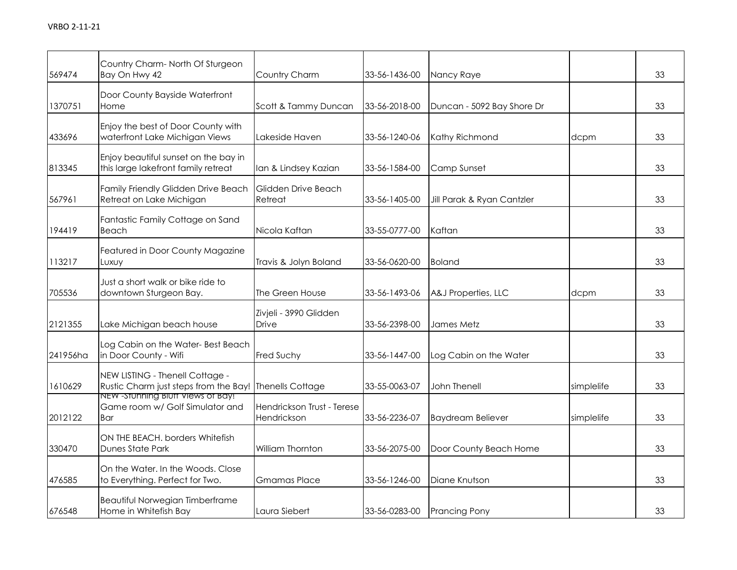| | | | | | | |
|---|---|---|---|---|---|---|
| 569474 | Country Charm- North Of Sturgeon Bay On Hwy 42 | Country Charm | 33-56-1436-00 | Nancy Raye | | 33 |
| 1370751 | Door County Bayside Waterfront Home | Scott & Tammy Duncan | 33-56-2018-00 | Duncan - 5092 Bay Shore Dr | | 33 |
| 433696 | Enjoy the best of Door County with waterfront Lake Michigan Views | Lakeside Haven | 33-56-1240-06 | Kathy Richmond | dcpm | 33 |
| 813345 | Enjoy beautiful sunset on the bay in this large lakefront family retreat | Ian & Lindsey Kazian | 33-56-1584-00 | Camp Sunset | | 33 |
| 567961 | Family Friendly Glidden Drive Beach Retreat on Lake Michigan | Glidden Drive Beach Retreat | 33-56-1405-00 | Jill Parak & Ryan Cantzler | | 33 |
| 194419 | Fantastic Family Cottage on Sand Beach | Nicola Kaftan | 33-55-0777-00 | Kaftan | | 33 |
| 113217 | Featured in Door County Magazine Luxuy | Travis & Jolyn Boland | 33-56-0620-00 | Boland | | 33 |
| 705536 | Just a short walk or bike ride to downtown Sturgeon Bay. | The Green House | 33-56-1493-06 | A&J Properties, LLC | dcpm | 33 |
| 2121355 | Lake Michigan beach house | Zivjeli - 3990 Glidden Drive | 33-56-2398-00 | James Metz | | 33 |
| 241956ha | Log Cabin on the Water- Best Beach in Door County - Wifi | Fred Suchy | 33-56-1447-00 | Log Cabin on the Water | | 33 |
| 1610629 | NEW LISTING - Thenell Cottage - Rustic Charm just steps from the Bay! | Thenells Cottage | 33-55-0063-07 | John Thenell | simplelife | 33 |
| 2012122 | NEW -Stunning Bluff Views of Bay! Game room w/ Golf Simulator and Bar | Hendrickson Trust - Terese Hendrickson | 33-56-2236-07 | Baydream Believer | simplelife | 33 |
| 330470 | ON THE BEACH. borders Whitefish Dunes State Park | William Thornton | 33-56-2075-00 | Door County Beach Home | | 33 |
| 476585 | On the Water. In the Woods. Close to Everything. Perfect for Two. | Gmamas Place | 33-56-1246-00 | Diane Knutson | | 33 |
| 676548 | Beautiful Norwegian Timberframe Home in Whitefish Bay | Laura Siebert | 33-56-0283-00 | Prancing Pony | | 33 |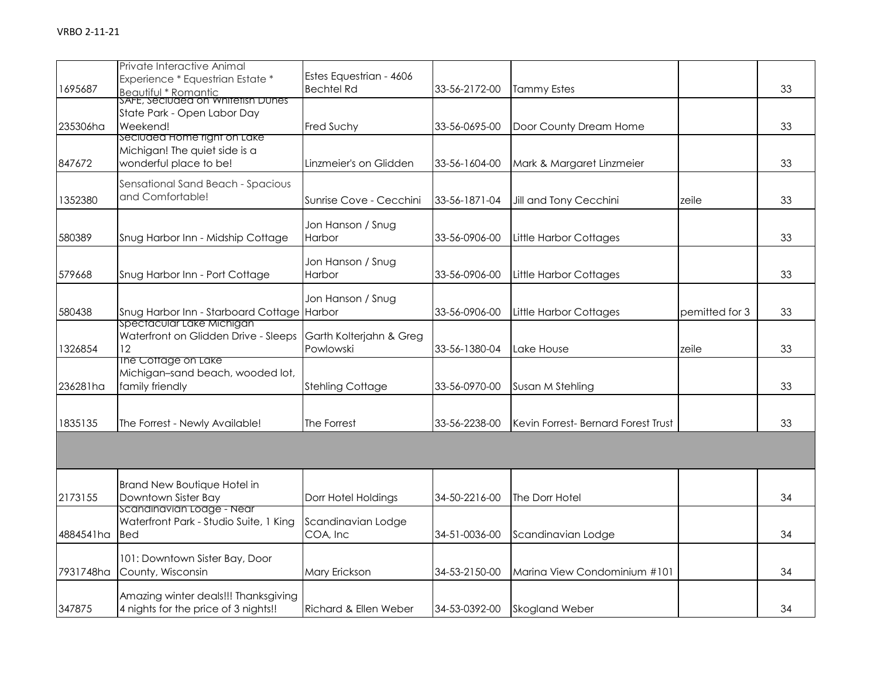| | | | | | | |
|---|---|---|---|---|---|---|
| 1695687 | Private Interactive Animal Experience * Equestrian Estate * Beautiful * Romantic | Estes Equestrian - 4606 Bechtel Rd | 33-56-2172-00 | Tammy Estes | | 33 |
| 235306ha | SAFE, Secluded on Whitefish Dunes State Park - Open Labor Day Weekend! | Fred Suchy | 33-56-0695-00 | Door County Dream Home | | 33 |
| 847672 | Secluded Home right on Lake Michigan! The quiet side is a wonderful place to be! | Linzmeier's on Glidden | 33-56-1604-00 | Mark & Margaret Linzmeier | | 33 |
| 1352380 | Sensational Sand Beach - Spacious and Comfortable! | Sunrise Cove - Cecchini | 33-56-1871-04 | Jill and Tony Cecchini | zeile | 33 |
| 580389 | Snug Harbor Inn - Midship Cottage | Jon Hanson / Snug Harbor | 33-56-0906-00 | Little Harbor Cottages | | 33 |
| 579668 | Snug Harbor Inn - Port Cottage | Jon Hanson / Snug Harbor | 33-56-0906-00 | Little Harbor Cottages | | 33 |
| 580438 | Snug Harbor Inn - Starboard Cottage | Jon Hanson / Snug Harbor | 33-56-0906-00 | Little Harbor Cottages | pemitted for 3 | 33 |
| 1326854 | Spectacular Lake Michigan Waterfront on Glidden Drive - Sleeps 12 | Garth Kolterjahn & Greg Powlowski | 33-56-1380-04 | Lake House | zeile | 33 |
| 236281ha | The Cottage on Lake Michigan–sand beach, wooded lot, family friendly | Stehling Cottage | 33-56-0970-00 | Susan M Stehling | | 33 |
| 1835135 | The Forrest - Newly Available! | The Forrest | 33-56-2238-00 | Kevin Forrest- Bernard Forest Trust | | 33 |
| | | | | | | |
| 2173155 | Brand New Boutique Hotel in Downtown Sister Bay | Dorr Hotel Holdings | 34-50-2216-00 | The Dorr Hotel | | 34 |
| 4884541ha | Scandinavian Lodge - Near Waterfront Park - Studio Suite, 1 King Bed | Scandinavian Lodge COA, Inc | 34-51-0036-00 | Scandinavian Lodge | | 34 |
| 7931748ha | 101: Downtown Sister Bay, Door County, Wisconsin | Mary Erickson | 34-53-2150-00 | Marina View Condominium #101 | | 34 |
| 347875 | Amazing winter deals!!! Thanksgiving 4 nights for the price of 3 nights!! | Richard & Ellen Weber | 34-53-0392-00 | Skogland Weber | | 34 |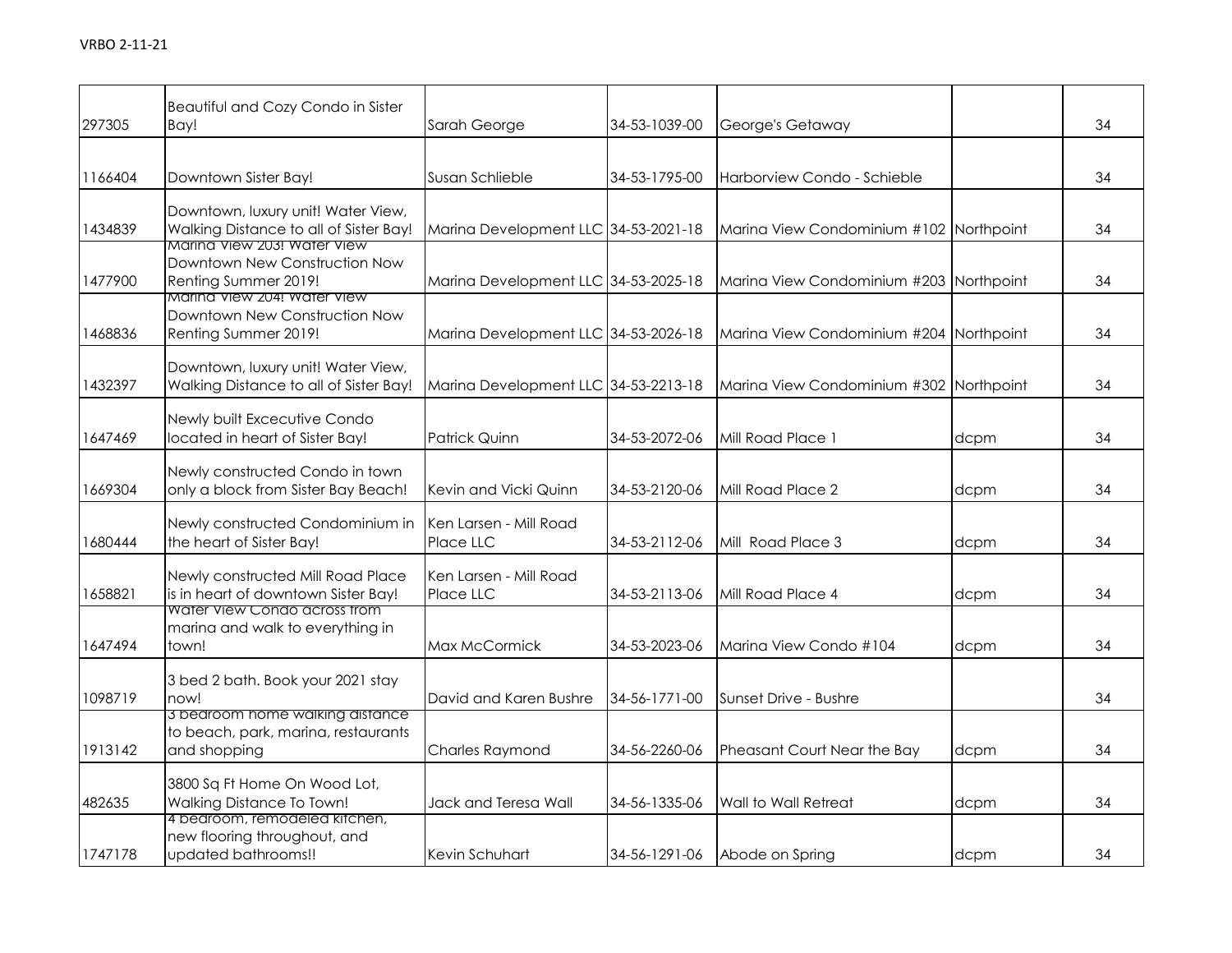| | | | | | | |
|---|---|---|---|---|---|---|
| 297305 | Beautiful and Cozy Condo in Sister Bay! | Sarah George | 34-53-1039-00 | George's Getaway | | 34 |
| 1166404 | Downtown Sister Bay! | Susan Schlieble | 34-53-1795-00 | Harborview Condo - Schieble | | 34 |
| 1434839 | Downtown, luxury unit! Water View, Walking Distance to all of Sister Bay! | Marina Development LLC | 34-53-2021-18 | Marina View Condominium #102 | Northpoint | 34 |
| 1477900 | Marina View 203! Water View Downtown New Construction Now Renting Summer 2019! | Marina Development LLC | 34-53-2025-18 | Marina View Condominium #203 | Northpoint | 34 |
| 1468836 | Marina View 204! Water View Downtown New Construction Now Renting Summer 2019! | Marina Development LLC | 34-53-2026-18 | Marina View Condominium #204 | Northpoint | 34 |
| 1432397 | Downtown, luxury unit! Water View, Walking Distance to all of Sister Bay! | Marina Development LLC | 34-53-2213-18 | Marina View Condominium #302 | Northpoint | 34 |
| 1647469 | Newly built Excecutive Condo located in heart of Sister Bay! | Patrick Quinn | 34-53-2072-06 | Mill Road Place 1 | dcpm | 34 |
| 1669304 | Newly constructed Condo in town only a block from Sister Bay Beach! | Kevin and Vicki Quinn | 34-53-2120-06 | Mill Road Place 2 | dcpm | 34 |
| 1680444 | Newly constructed Condominium in the heart of Sister Bay! | Ken Larsen - Mill Road Place LLC | 34-53-2112-06 | Mill Road Place 3 | dcpm | 34 |
| 1658821 | Newly constructed Mill Road Place is in heart of downtown Sister Bay! | Ken Larsen - Mill Road Place LLC | 34-53-2113-06 | Mill Road Place 4 | dcpm | 34 |
| 1647494 | Water View Condo across from marina and walk to everything in town! | Max McCormick | 34-53-2023-06 | Marina View Condo #104 | dcpm | 34 |
| 1098719 | 3 bed 2 bath. Book your 2021 stay now! | David and Karen Bushre | 34-56-1771-00 | Sunset Drive - Bushre | | 34 |
| 1913142 | 3 bedroom home walking distance to beach, park, marina, restaurants and shopping | Charles Raymond | 34-56-2260-06 | Pheasant Court Near the Bay | dcpm | 34 |
| 482635 | 3800 Sq Ft Home On Wood Lot, Walking Distance To Town! | Jack and Teresa Wall | 34-56-1335-06 | Wall to Wall Retreat | dcpm | 34 |
| 1747178 | 4 bedroom, remodeled kitchen, new flooring throughout, and updated bathrooms!! | Kevin Schuhart | 34-56-1291-06 | Abode on Spring | dcpm | 34 |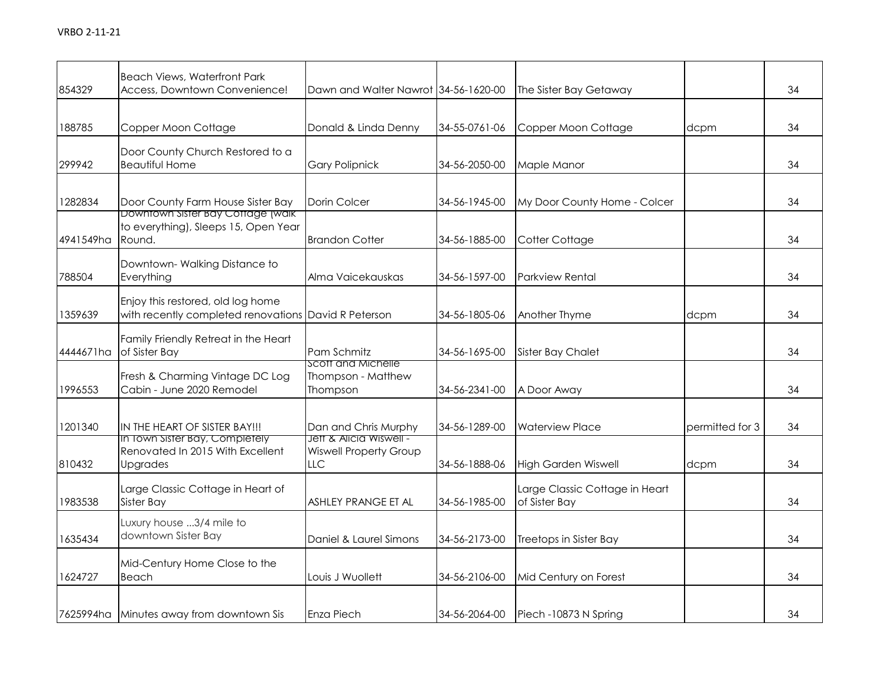VRBO 2-11-21

| | | | | | | |
|---|---|---|---|---|---|---|
| 854329 | Beach Views, Waterfront Park Access, Downtown Convenience! | Dawn and Walter Nawrot | 34-56-1620-00 | The Sister Bay Getaway | | 34 |
| 188785 | Copper Moon Cottage | Donald & Linda Denny | 34-55-0761-06 | Copper Moon Cottage | dcpm | 34 |
| 299942 | Door County Church Restored to a Beautiful Home | Gary Polipnick | 34-56-2050-00 | Maple Manor | | 34 |
| 1282834 | Door County Farm House Sister Bay | Dorin Colcer | 34-56-1945-00 | My Door County Home - Colcer | | 34 |
| 4941549ha | Downtown Sister Bay Cottage (walk to everything), Sleeps 15, Open Year Round. | Brandon Cotter | 34-56-1885-00 | Cotter Cottage | | 34 |
| 788504 | Downtown- Walking Distance to Everything | Alma Vaicekauskas | 34-56-1597-00 | Parkview Rental | | 34 |
| 1359639 | Enjoy this restored, old log home with recently completed renovations | David R Peterson | 34-56-1805-06 | Another Thyme | dcpm | 34 |
| 4444671ha | Family Friendly Retreat in the Heart of Sister Bay | Pam Schmitz | 34-56-1695-00 | Sister Bay Chalet | | 34 |
| 1996553 | Fresh & Charming Vintage DC Log Cabin - June 2020 Remodel | Scott and Michelle Thompson - Matthew Thompson | 34-56-2341-00 | A Door Away | | 34 |
| 1201340 | IN THE HEART OF SISTER BAY!!! | Dan and Chris Murphy | 34-56-1289-00 | Waterview Place | permitted for 3 | 34 |
| 810432 | In Town Sister Bay, Completely Renovated In 2015 With Excellent Upgrades | Jeff & Alicia Wiswell - Wiswell Property Group LLC | 34-56-1888-06 | High Garden Wiswell | dcpm | 34 |
| 1983538 | Large Classic Cottage in Heart of Sister Bay | ASHLEY PRANGE ET AL | 34-56-1985-00 | Large Classic Cottage in Heart of Sister Bay | | 34 |
| 1635434 | Luxury house ...3/4 mile to downtown Sister Bay | Daniel & Laurel Simons | 34-56-2173-00 | Treetops in Sister Bay | | 34 |
| 1624727 | Mid-Century Home Close to the Beach | Louis J Wuollett | 34-56-2106-00 | Mid Century on Forest | | 34 |
| 7625994ha | Minutes away from downtown Sis | Enza Piech | 34-56-2064-00 | Piech -10873 N Spring | | 34 |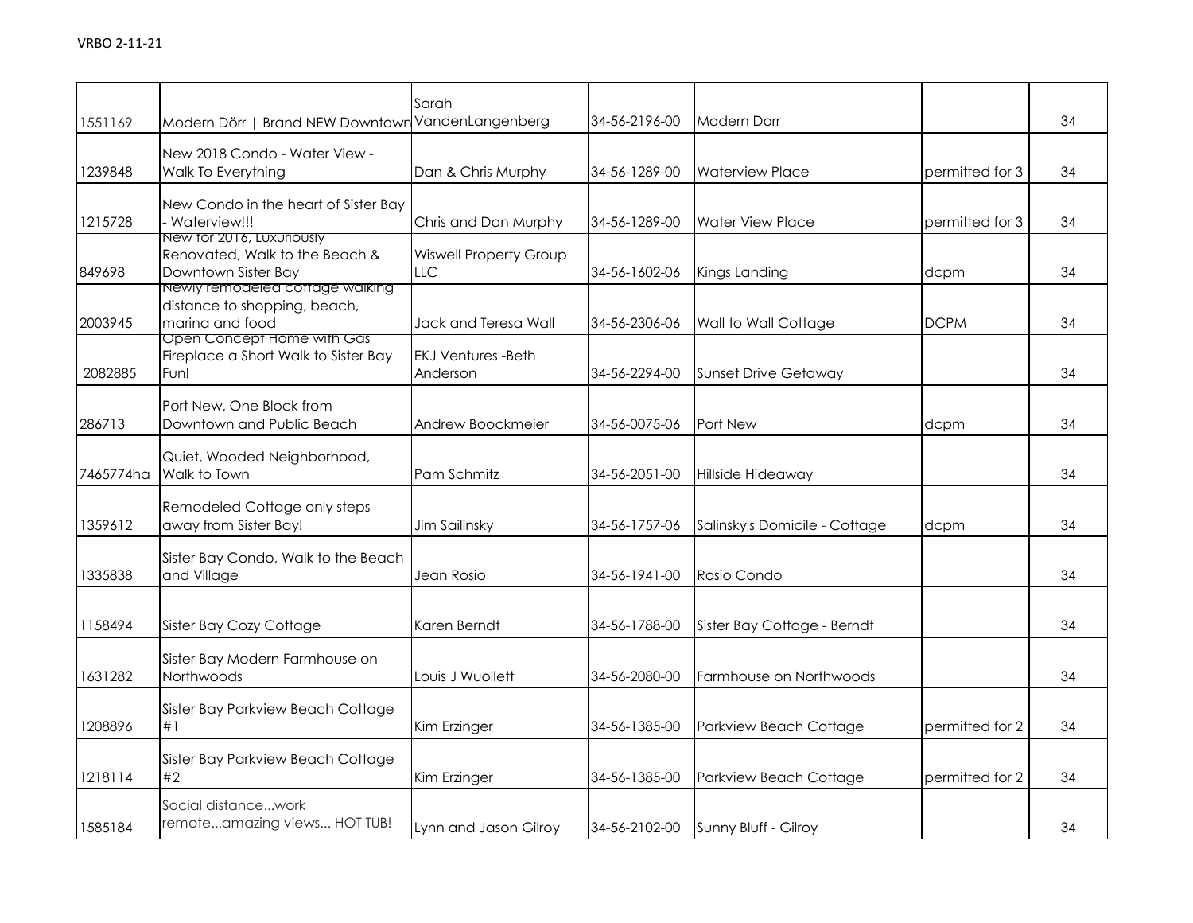VRBO 2-11-21

| | | | | | | |
|---|---|---|---|---|---|---|
| 1551169 | Modern Dörr \| Brand NEW Downtown | Sarah VandenLangenberg | 34-56-2196-00 | Modern Dorr | | 34 |
| 1239848 | New 2018 Condo - Water View - Walk To Everything | Dan & Chris Murphy | 34-56-1289-00 | Waterview Place | permitted for 3 | 34 |
| 1215728 | New Condo in the heart of Sister Bay - Waterview!!! | Chris and Dan Murphy | 34-56-1289-00 | Water View Place | permitted for 3 | 34 |
| 849698 | New for 2016, Luxuriously Renovated, Walk to the Beach & Downtown Sister Bay | Wiswell Property Group LLC | 34-56-1602-06 | Kings Landing | dcpm | 34 |
| 2003945 | Newly remodeled cottage walking distance to shopping, beach, marina and food | Jack and Teresa Wall | 34-56-2306-06 | Wall to Wall Cottage | DCPM | 34 |
| 2082885 | Open Concept Home with Gas Fireplace a Short Walk to Sister Bay Fun! | EKJ Ventures -Beth Anderson | 34-56-2294-00 | Sunset Drive Getaway | | 34 |
| 286713 | Port New, One Block from Downtown and Public Beach | Andrew Boockmeier | 34-56-0075-06 | Port New | dcpm | 34 |
| 7465774ha | Quiet, Wooded Neighborhood, Walk to Town | Pam Schmitz | 34-56-2051-00 | Hillside Hideaway | | 34 |
| 1359612 | Remodeled Cottage only steps away from Sister Bay! | Jim Sailinsky | 34-56-1757-06 | Salinsky's Domicile - Cottage | dcpm | 34 |
| 1335838 | Sister Bay Condo, Walk to the Beach and Village | Jean Rosio | 34-56-1941-00 | Rosio Condo | | 34 |
| 1158494 | Sister Bay Cozy Cottage | Karen Berndt | 34-56-1788-00 | Sister Bay Cottage - Berndt | | 34 |
| 1631282 | Sister Bay Modern Farmhouse on Northwoods | Louis J Wuollett | 34-56-2080-00 | Farmhouse on Northwoods | | 34 |
| 1208896 | Sister Bay Parkview Beach Cottage #1 | Kim Erzinger | 34-56-1385-00 | Parkview Beach Cottage | permitted for 2 | 34 |
| 1218114 | Sister Bay Parkview Beach Cottage #2 | Kim Erzinger | 34-56-1385-00 | Parkview Beach Cottage | permitted for 2 | 34 |
| 1585184 | Social distance...work remote...amazing views... HOT TUB! | Lynn and Jason Gilroy | 34-56-2102-00 | Sunny Bluff - Gilroy | | 34 |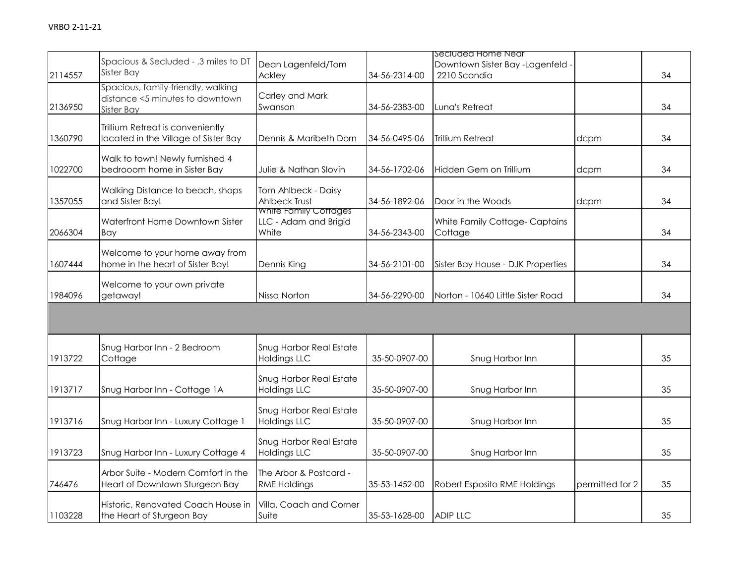VRBO 2-11-21

| | | | | | | |
|---|---|---|---|---|---|---|
| 2114557 | Spacious & Secluded - .3 miles to DT Sister Bay | Dean Lagenfeld/Tom Ackley | 34-56-2314-00 | Secluded Home Near Downtown Sister Bay -Lagenfeld - 2210 Scandia | | 34 |
| 2136950 | Spacious, family-friendly, walking distance <5 minutes to downtown Sister Bay | Carley and Mark Swanson | 34-56-2383-00 | Luna's Retreat | | 34 |
| 1360790 | Trillium Retreat is conveniently located in the Village of Sister Bay | Dennis & Maribeth Dorn | 34-56-0495-06 | Trillium Retreat | dcpm | 34 |
| 1022700 | Walk to town! Newly furnished 4 bedrooom home in Sister Bay | Julie & Nathan Slovin | 34-56-1702-06 | Hidden Gem on Trillium | dcpm | 34 |
| 1357055 | Walking Distance to beach, shops and Sister Bay! | Tom Ahlbeck - Daisy Ahlbeck Trust | 34-56-1892-06 | Door in the Woods | dcpm | 34 |
| 2066304 | Waterfront Home Downtown Sister Bay | White Family Cottages LLC - Adam and Brigid White | 34-56-2343-00 | White Family Cottage- Captains Cottage | | 34 |
| 1607444 | Welcome to your home away from home in the heart of Sister Bay! | Dennis King | 34-56-2101-00 | Sister Bay House - DJK Properties | | 34 |
| 1984096 | Welcome to your own private getaway! | Nissa Norton | 34-56-2290-00 | Norton - 10640 Little Sister Road | | 34 |
| | | | | | | |
| 1913722 | Snug Harbor Inn - 2 Bedroom Cottage | Snug Harbor Real Estate Holdings LLC | 35-50-0907-00 | Snug Harbor Inn | | 35 |
| 1913717 | Snug Harbor Inn - Cottage 1A | Snug Harbor Real Estate Holdings LLC | 35-50-0907-00 | Snug Harbor Inn | | 35 |
| 1913716 | Snug Harbor Inn - Luxury Cottage 1 | Snug Harbor Real Estate Holdings LLC | 35-50-0907-00 | Snug Harbor Inn | | 35 |
| 1913723 | Snug Harbor Inn - Luxury Cottage 4 | Snug Harbor Real Estate Holdings LLC | 35-50-0907-00 | Snug Harbor Inn | | 35 |
| 746476 | Arbor Suite - Modern Comfort in the Heart of Downtown Sturgeon Bay | The Arbor & Postcard - RME Holdings | 35-53-1452-00 | Robert Esposito RME Holdings | permitted for 2 | 35 |
| 1103228 | Historic, Renovated Coach House in the Heart of Sturgeon Bay | Villa, Coach and Corner Suite | 35-53-1628-00 | ADIP LLC | | 35 |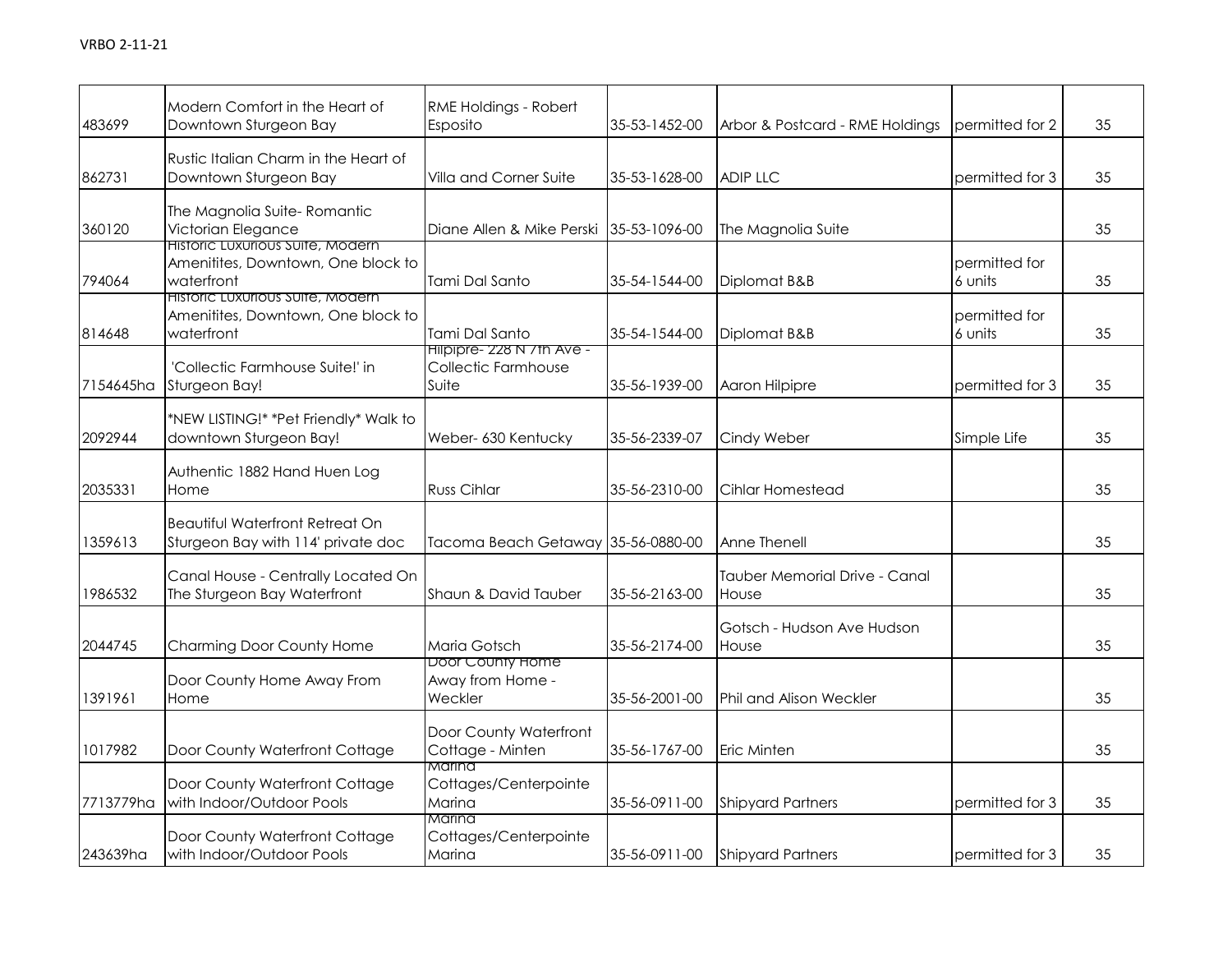VRBO 2-11-21

| | | | | | | |
|---|---|---|---|---|---|---|
| 483699 | Modern Comfort in the Heart of Downtown Sturgeon Bay | RME Holdings - Robert Esposito | 35-53-1452-00 | Arbor & Postcard - RME Holdings | permitted for 2 | 35 |
| 862731 | Rustic Italian Charm in the Heart of Downtown Sturgeon Bay | Villa and Corner Suite | 35-53-1628-00 | ADIP LLC | permitted for 3 | 35 |
| 360120 | The Magnolia Suite- Romantic Victorian Elegance | Diane Allen & Mike Perski | 35-53-1096-00 | The Magnolia Suite | | 35 |
| 794064 | Historic Luxurious Suite, Modern Amenitites, Downtown, One block to waterfront | Tami Dal Santo | 35-54-1544-00 | Diplomat B&B | permitted for 6 units | 35 |
| 814648 | Historic Luxurious Suite, Modern Amenitites, Downtown, One block to waterfront | Tami Dal Santo | 35-54-1544-00 | Diplomat B&B | permitted for 6 units | 35 |
| 7154645ha | 'Collectic Farmhouse Suite!' in Sturgeon Bay! | Hilpipre- 228 N 7th Ave - Collectic Farmhouse Suite | 35-56-1939-00 | Aaron Hilpipre | permitted for 3 | 35 |
| 2092944 | *NEW LISTING!* *Pet Friendly* Walk to downtown Sturgeon Bay! | Weber- 630 Kentucky | 35-56-2339-07 | Cindy Weber | Simple Life | 35 |
| 2035331 | Authentic 1882 Hand Huen Log Home | Russ Cihlar | 35-56-2310-00 | Cihlar Homestead | | 35 |
| 1359613 | Beautiful Waterfront Retreat On Sturgeon Bay with 114' private doc | Tacoma Beach Getaway | 35-56-0880-00 | Anne Thenell | | 35 |
| 1986532 | Canal House - Centrally Located On The Sturgeon Bay Waterfront | Shaun & David Tauber | 35-56-2163-00 | Tauber Memorial Drive - Canal House | | 35 |
| 2044745 | Charming Door County Home | Maria Gotsch | 35-56-2174-00 | Gotsch - Hudson Ave Hudson House | | 35 |
| 1391961 | Door County Home Away From Home | Door County Home Away from Home - Weckler | 35-56-2001-00 | Phil and Alison Weckler | | 35 |
| 1017982 | Door County Waterfront Cottage | Door County Waterfront Cottage - Minten | 35-56-1767-00 | Eric Minten | | 35 |
| 7713779ha | Door County Waterfront Cottage with Indoor/Outdoor Pools | Marina Cottages/Centerpointe Marina | 35-56-0911-00 | Shipyard Partners | permitted for 3 | 35 |
| 243639ha | Door County Waterfront Cottage with Indoor/Outdoor Pools | Marina Cottages/Centerpointe Marina | 35-56-0911-00 | Shipyard Partners | permitted for 3 | 35 |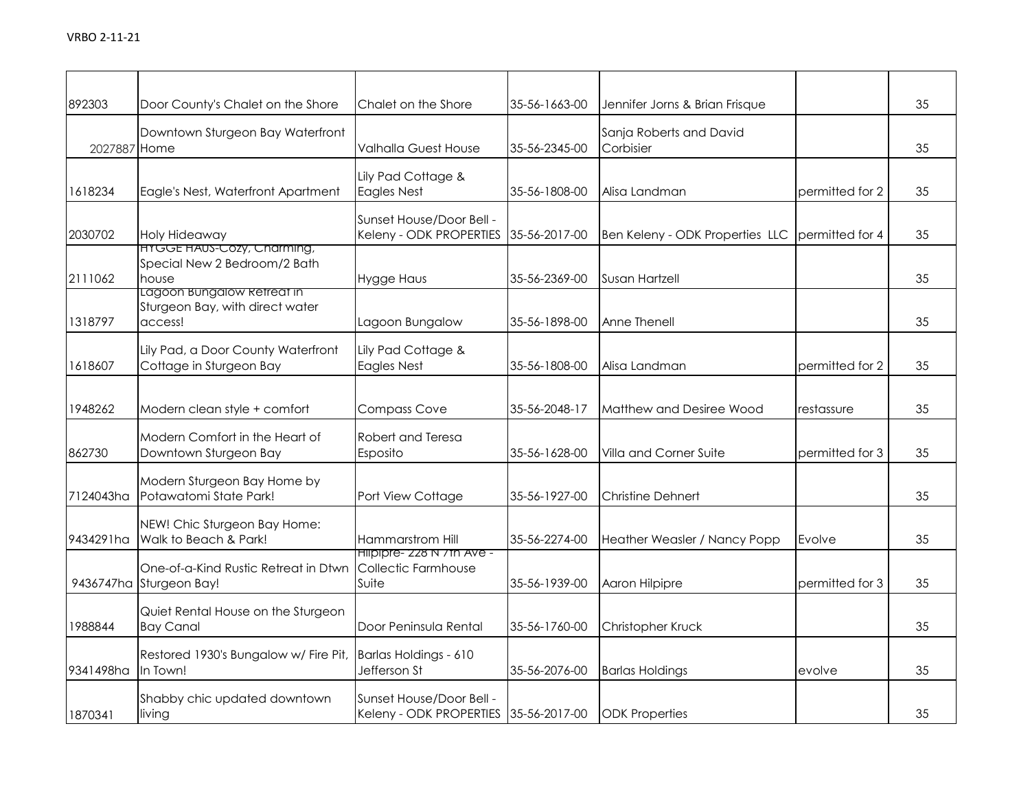VRBO 2-11-21

| | | | | | | |
|---|---|---|---|---|---|---|
| 892303 | Door County's Chalet on the Shore | Chalet on the Shore | 35-56-1663-00 | Jennifer Jorns & Brian Frisque | | 35 |
| 2027887 | Downtown Sturgeon Bay Waterfront Home | Valhalla Guest House | 35-56-2345-00 | Sanja Roberts and David Corbisier | | 35 |
| 1618234 | Eagle's Nest, Waterfront Apartment | Lily Pad Cottage & Eagles Nest | 35-56-1808-00 | Alisa Landman | permitted for 2 | 35 |
| 2030702 | Holy Hideaway | Sunset House/Door Bell - Keleny - ODK PROPERTIES | 35-56-2017-00 | Ben Keleny - ODK Properties LLC | permitted for 4 | 35 |
| 2111062 | HYGGE HAUS-Cozy, Charming, Special New 2 Bedroom/2 Bath house | Hygge Haus | 35-56-2369-00 | Susan Hartzell | | 35 |
| 1318797 | Lagoon Bungalow Retreat in Sturgeon Bay, with direct water access! | Lagoon Bungalow | 35-56-1898-00 | Anne Thenell | | 35 |
| 1618607 | Lily Pad, a Door County Waterfront Cottage in Sturgeon Bay | Lily Pad Cottage & Eagles Nest | 35-56-1808-00 | Alisa Landman | permitted for 2 | 35 |
| 1948262 | Modern clean style + comfort | Compass Cove | 35-56-2048-17 | Matthew and Desiree Wood | restassure | 35 |
| 862730 | Modern Comfort in the Heart of Downtown Sturgeon Bay | Robert and Teresa Esposito | 35-56-1628-00 | Villa and Corner Suite | permitted for 3 | 35 |
| 7124043ha | Modern Sturgeon Bay Home by Potawatomi State Park! | Port View Cottage | 35-56-1927-00 | Christine Dehnert | | 35 |
| 9434291ha | NEW! Chic Sturgeon Bay Home: Walk to Beach & Park! | Hammarstrom Hill | 35-56-2274-00 | Heather Weasler / Nancy Popp | Evolve | 35 |
| 9436747ha | One-of-a-Kind Rustic Retreat in Dtwn Sturgeon Bay! | Hilpipre- 228 N 7th Ave - Collectic Farmhouse Suite | 35-56-1939-00 | Aaron Hilpipre | permitted for 3 | 35 |
| 1988844 | Quiet Rental House on the Sturgeon Bay Canal | Door Peninsula Rental | 35-56-1760-00 | Christopher Kruck | | 35 |
| 9341498ha | Restored 1930's Bungalow w/ Fire Pit, In Town! | Barlas Holdings - 610 Jefferson St | 35-56-2076-00 | Barlas Holdings | evolve | 35 |
| 1870341 | Shabby chic updated downtown living | Sunset House/Door Bell - Keleny - ODK PROPERTIES | 35-56-2017-00 | ODK Properties | | 35 |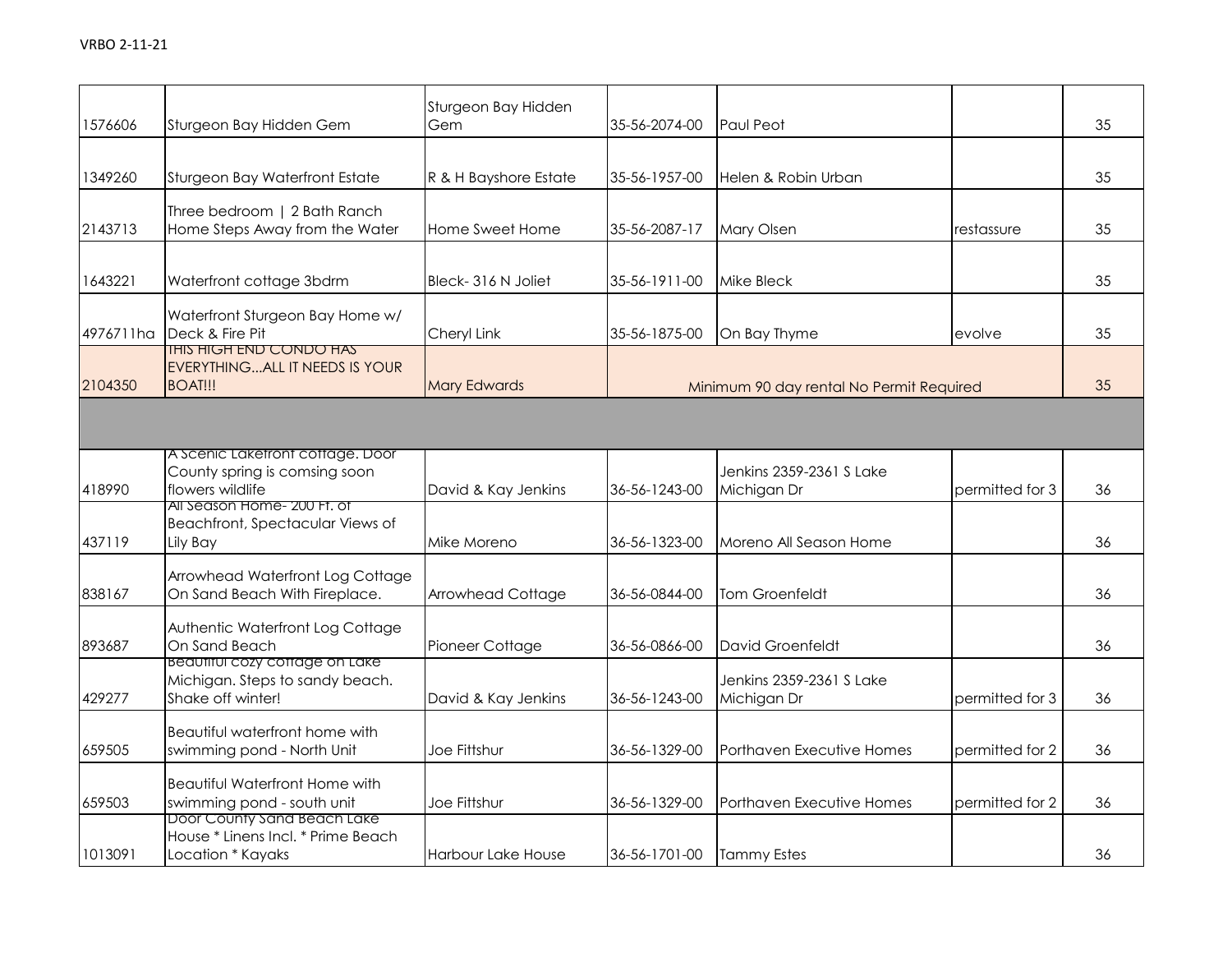VRBO 2-11-21

| | | | | | | |
|---|---|---|---|---|---|---|
| 1576606 | Sturgeon Bay Hidden Gem | Sturgeon Bay Hidden Gem | 35-56-2074-00 | Paul Peot | | 35 |
| 1349260 | Sturgeon Bay Waterfront Estate | R & H Bayshore Estate | 35-56-1957-00 | Helen & Robin Urban | | 35 |
| 2143713 | Three bedroom \| 2 Bath Ranch Home Steps Away from the Water | Home Sweet Home | 35-56-2087-17 | Mary Olsen | restassure | 35 |
| 1643221 | Waterfront cottage 3bdrm | Bleck- 316 N Joliet | 35-56-1911-00 | Mike Bleck | | 35 |
| 4976711ha | Waterfront Sturgeon Bay Home w/ Deck & Fire Pit | Cheryl Link | 35-56-1875-00 | On Bay Thyme | evolve | 35 |
| 2104350 | THIS HIGH END CONDO HAS EVERYTHING...ALL IT NEEDS IS YOUR BOAT!!! | Mary Edwards | Minimum 90 day rental No Permit Required | | | 35 |
| | | | | | | |
| 418990 | A Scenic Lakefront cottage. Door County spring is comsing soon flowers wildlife | David & Kay Jenkins | 36-56-1243-00 | Jenkins 2359-2361 S Lake Michigan Dr | permitted for 3 | 36 |
| 437119 | All Season Home- 200 Ft. of Beachfront, Spectacular Views of Lily Bay | Mike Moreno | 36-56-1323-00 | Moreno All Season Home | | 36 |
| 838167 | Arrowhead Waterfront Log Cottage On Sand Beach With Fireplace. | Arrowhead Cottage | 36-56-0844-00 | Tom Groenfeldt | | 36 |
| 893687 | Authentic Waterfront Log Cottage On Sand Beach | Pioneer Cottage | 36-56-0866-00 | David Groenfeldt | | 36 |
| 429277 | Beautiful cozy cottage on Lake Michigan. Steps to sandy beach. Shake off winter! | David & Kay Jenkins | 36-56-1243-00 | Jenkins 2359-2361 S Lake Michigan Dr | permitted for 3 | 36 |
| 659505 | Beautiful waterfront home with swimming pond - North Unit | Joe Fittshur | 36-56-1329-00 | Porthaven Executive Homes | permitted for 2 | 36 |
| 659503 | Beautiful Waterfront Home with swimming pond - south unit | Joe Fittshur | 36-56-1329-00 | Porthaven Executive Homes | permitted for 2 | 36 |
| 1013091 | Door County Sand Beach Lake House * Linens Incl. * Prime Beach Location * Kayaks | Harbour Lake House | 36-56-1701-00 | Tammy Estes | | 36 |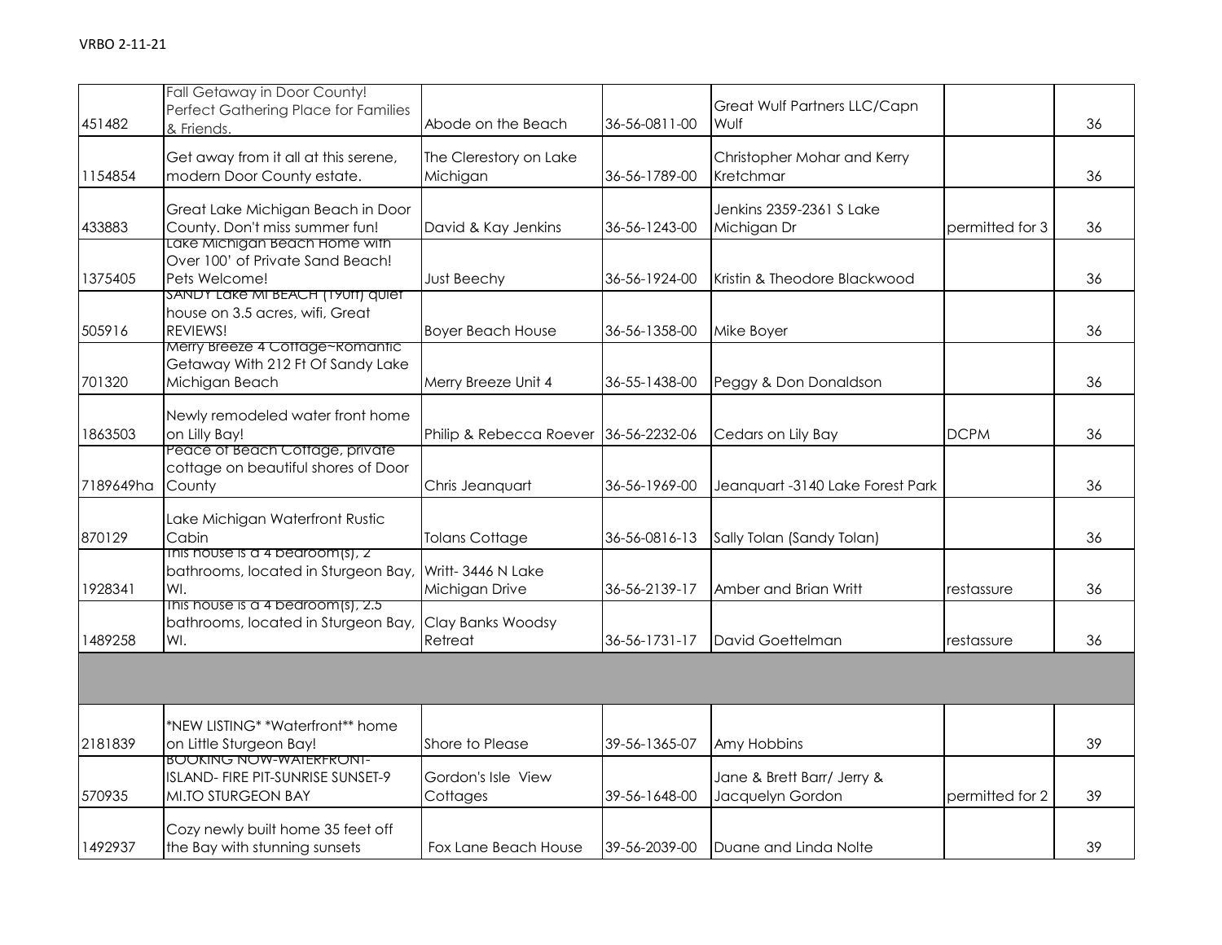VRBO 2-11-21

| | | | | | | |
|---|---|---|---|---|---|---|
| 451482 | Fall Getaway in Door County! Perfect Gathering Place for Families & Friends. | Abode on the Beach | 36-56-0811-00 | Great Wulf Partners LLC/Capn Wulf | | 36 |
| 1154854 | Get away from it all at this serene, modern Door County estate. | The Clerestory on Lake Michigan | 36-56-1789-00 | Christopher Mohar and Kerry Kretchmar | | 36 |
| 433883 | Great Lake Michigan Beach in Door County. Don't miss summer fun! | David & Kay Jenkins | 36-56-1243-00 | Jenkins 2359-2361 S Lake Michigan Dr | permitted for 3 | 36 |
| 1375405 | Lake Michigan Beach Home with Over 100' of Private Sand Beach! Pets Welcome! | Just Beechy | 36-56-1924-00 | Kristin & Theodore Blackwood | | 36 |
| 505916 | SANDY Lake MI BEACH (190ft) quiet house on 3.5 acres, wifi, Great REVIEWS! | Boyer Beach House | 36-56-1358-00 | Mike Boyer | | 36 |
| 701320 | Merry Breeze 4 Cottage~Romantic Getaway With 212 Ft Of Sandy Lake Michigan Beach | Merry Breeze Unit 4 | 36-55-1438-00 | Peggy & Don Donaldson | | 36 |
| 1863503 | Newly remodeled water front home on Lilly Bay! | Philip & Rebecca Roever | 36-56-2232-06 | Cedars on Lily Bay | DCPM | 36 |
| 7189649ha | Peace of Beach Cottage, private cottage on beautiful shores of Door County | Chris Jeanquart | 36-56-1969-00 | Jeanquart -3140 Lake Forest Park | | 36 |
| 870129 | Lake Michigan Waterfront Rustic Cabin | Tolans Cottage | 36-56-0816-13 | Sally Tolan (Sandy Tolan) | | 36 |
| 1928341 | This house is a 4 bedroom(s), 2 bathrooms, located in Sturgeon Bay, WI. | Writt- 3446 N Lake Michigan Drive | 36-56-2139-17 | Amber and Brian Writt | restassure | 36 |
| 1489258 | This house is a 4 bedroom(s), 2.5 bathrooms, located in Sturgeon Bay, WI. | Clay Banks Woodsy Retreat | 36-56-1731-17 | David Goettelman | restassure | 36 |
| | | | | | | |
| 2181839 | *NEW LISTING* *Waterfront** home on Little Sturgeon Bay! | Shore to Please | 39-56-1365-07 | Amy Hobbins | | 39 |
| 570935 | BOOKING NOW-WATERFRONT-ISLAND- FIRE PIT-SUNRISE SUNSET-9 MI.TO STURGEON BAY | Gordon's Isle View Cottages | 39-56-1648-00 | Jane & Brett Barr/ Jerry & Jacquelyn Gordon | permitted for 2 | 39 |
| 1492937 | Cozy newly built home 35 feet off the Bay with stunning sunsets | Fox Lane Beach House | 39-56-2039-00 | Duane and Linda Nolte | | 39 |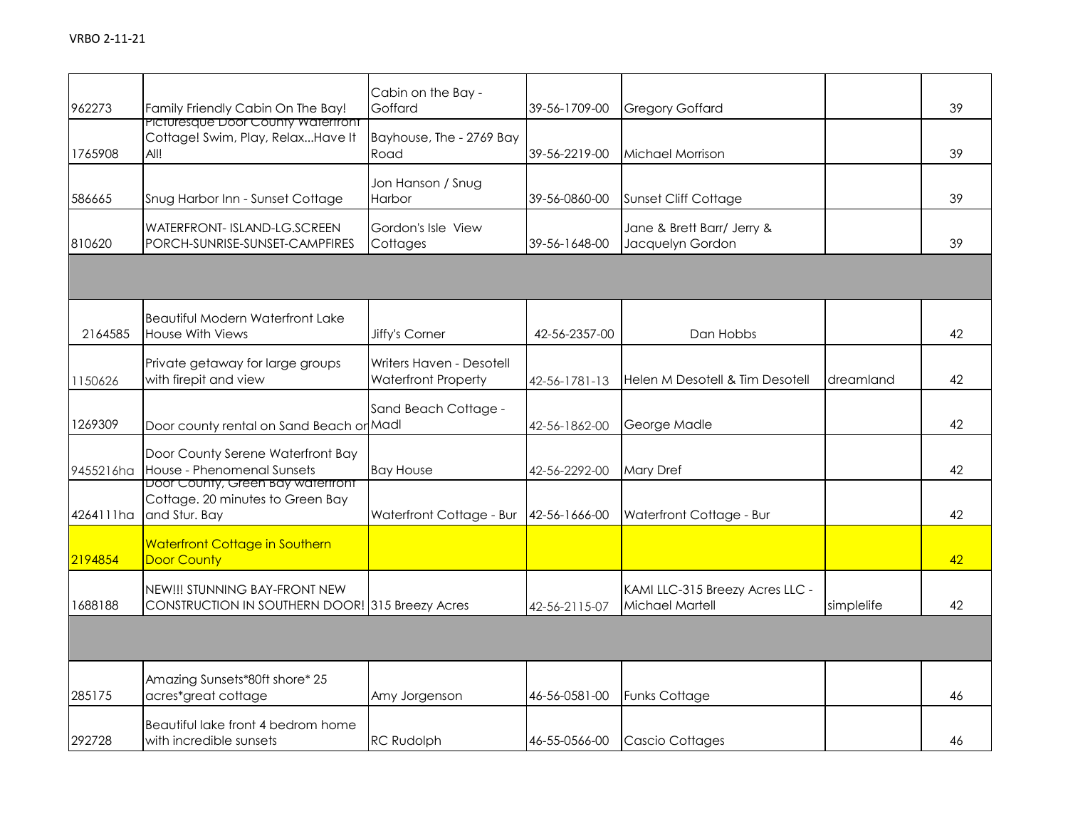VRBO 2-11-21

| | | | | | | |
|---|---|---|---|---|---|---|
| 962273 | Family Friendly Cabin On The Bay! | Cabin on the Bay - Goffard | 39-56-1709-00 | Gregory Goffard | | 39 |
| 1765908 | Picturesque Door County Waterfront Cottage! Swim, Play, Relax...Have It All! | Bayhouse, The - 2769 Bay Road | 39-56-2219-00 | Michael Morrison | | 39 |
| 586665 | Snug Harbor Inn - Sunset Cottage | Jon Hanson / Snug Harbor | 39-56-0860-00 | Sunset Cliff Cottage | | 39 |
| 810620 | WATERFRONT- ISLAND-LG.SCREEN PORCH-SUNRISE-SUNSET-CAMPFIRES | Gordon's Isle View Cottages | 39-56-1648-00 | Jane & Brett Barr/ Jerry & Jacquelyn Gordon | | 39 |
| | | | | | | |
| 2164585 | Beautiful Modern Waterfront Lake House With Views | Jiffy's Corner | 42-56-2357-00 | Dan Hobbs | | 42 |
| 1150626 | Private getaway for large groups with firepit and view | Writers Haven - Desotell Waterfront Property | 42-56-1781-13 | Helen M Desotell & Tim Desotell | dreamland | 42 |
| 1269309 | Door county rental on Sand Beach or | Sand Beach Cottage - Madl | 42-56-1862-00 | George Madle | | 42 |
| 9455216ha | Door County Serene Waterfront Bay House - Phenomenal Sunsets | Bay House | 42-56-2292-00 | Mary Dref | | 42 |
| 4264111ha | Door County, Green Bay waterfront Cottage. 20 minutes to Green Bay and Stur. Bay | Waterfront Cottage - Bur | 42-56-1666-00 | Waterfront Cottage - Bur | | 42 |
| 2194854 | Waterfront Cottage in Southern Door County | | | | | 42 |
| 1688188 | NEW!!! STUNNING BAY-FRONT NEW CONSTRUCTION IN SOUTHERN DOOR! | 315 Breezy Acres | 42-56-2115-07 | KAMI LLC-315 Breezy Acres LLC - Michael Martell | simplelife | 42 |
| | | | | | | |
| 285175 | Amazing Sunsets*80ft shore* 25 acres*great cottage | Amy Jorgenson | 46-56-0581-00 | Funks Cottage | | 46 |
| 292728 | Beautiful lake front 4 bedrom home with incredible sunsets | RC Rudolph | 46-55-0566-00 | Cascio Cottages | | 46 |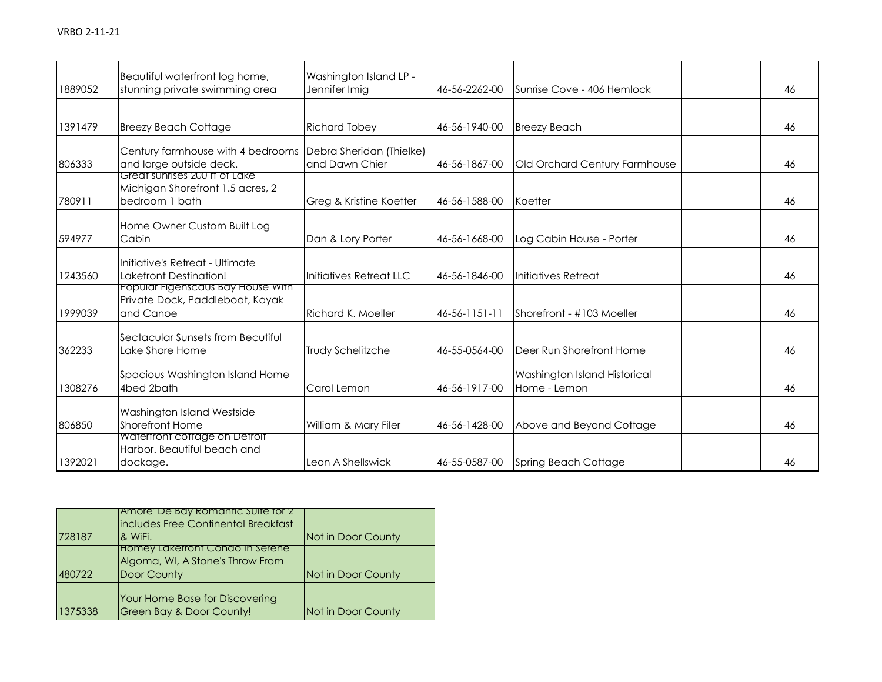| | | | | | | |
|---|---|---|---|---|---|---|
| 1889052 | Beautiful waterfront log home, stunning private swimming area | Washington Island LP - Jennifer Imig | 46-56-2262-00 | Sunrise Cove - 406 Hemlock | | 46 |
| 1391479 | Breezy Beach Cottage | Richard Tobey | 46-56-1940-00 | Breezy Beach | | 46 |
| 806333 | Century farmhouse with 4 bedrooms and large outside deck. | Debra Sheridan (Thielke) and Dawn Chier | 46-56-1867-00 | Old Orchard Century Farmhouse | | 46 |
| 780911 | Great sunrises 200 ft of Lake Michigan Shorefront 1.5 acres, 2 bedroom 1 bath | Greg & Kristine Koetter | 46-56-1588-00 | Koetter | | 46 |
| 594977 | Home Owner Custom Built Log Cabin | Dan & Lory Porter | 46-56-1668-00 | Log Cabin House - Porter | | 46 |
| 1243560 | Initiative's Retreat - Ultimate Lakefront Destination! | Initiatives Retreat LLC | 46-56-1846-00 | Initiatives Retreat | | 46 |
| 1999039 | Popular Figenscaus Bay House with Private Dock, Paddleboat, Kayak and Canoe | Richard K. Moeller | 46-56-1151-11 | Shorefront - #103 Moeller | | 46 |
| 362233 | Sectacular Sunsets from Becutiful Lake Shore Home | Trudy Schelitzche | 46-55-0564-00 | Deer Run Shorefront Home | | 46 |
| 1308276 | Spacious Washington Island Home 4bed 2bath | Carol Lemon | 46-56-1917-00 | Washington Island Historical Home - Lemon | | 46 |
| 806850 | Washington Island Westside Shorefront Home | William & Mary Filer | 46-56-1428-00 | Above and Beyond Cottage | | 46 |
| 1392021 | Waterfront cottage on Detroit Harbor. Beautiful beach and dockage. | Leon A Shellswick | 46-55-0587-00 | Spring Beach Cottage | | 46 |

| | | |
|---|---|---|
| 728187 | Amore' De Bay Romantic Suite for 2 includes Free Continental Breakfast & WiFi. | Not in Door County |
| 480722 | Homey Lakefront Condo in Serene Algoma, WI, A Stone's Throw From Door County | Not in Door County |
| 1375338 | Your Home Base for Discovering Green Bay & Door County! | Not in Door County |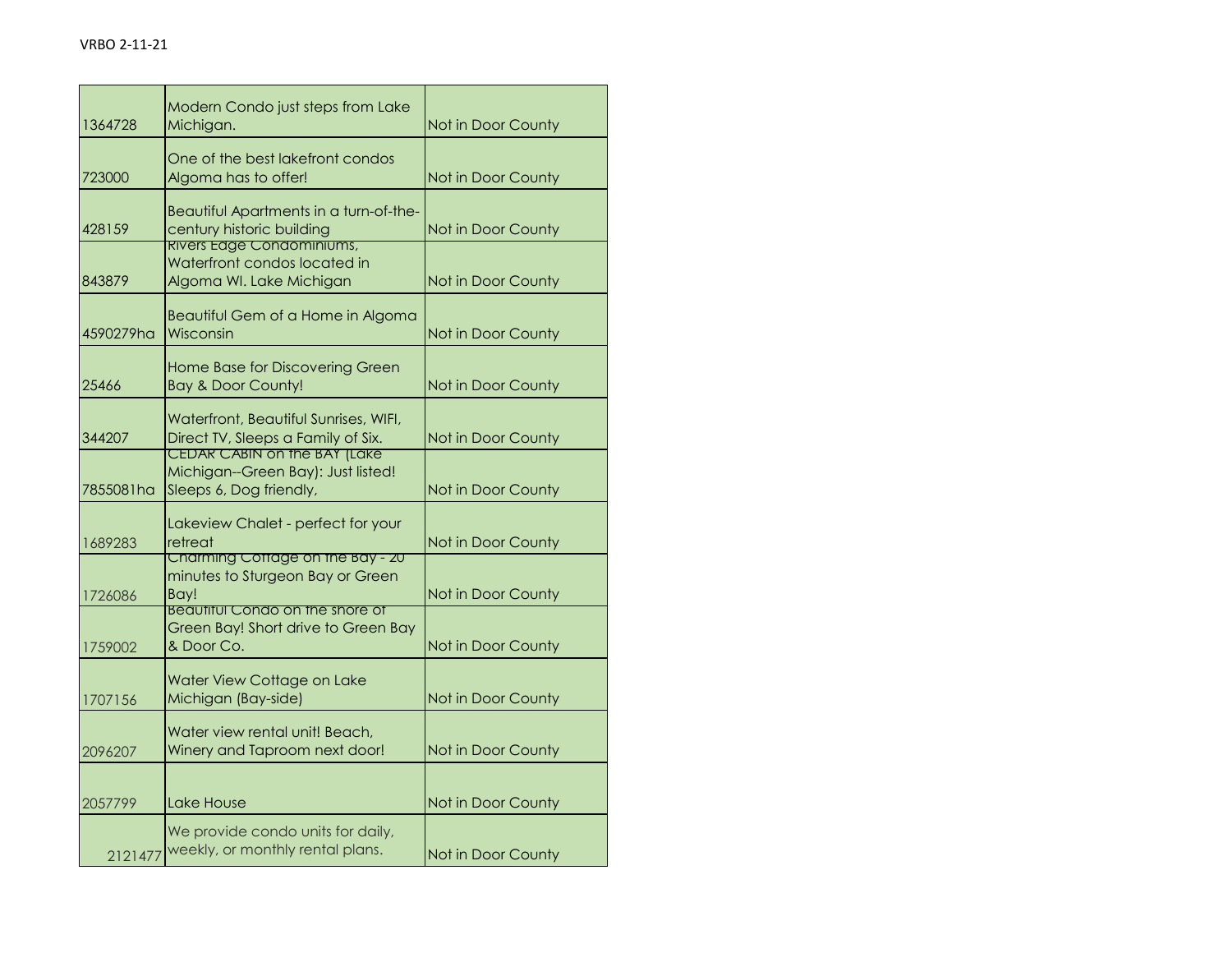VRBO 2-11-21

| | | |
|---|---|---|
| 1364728 | Modern Condo just steps from Lake Michigan. | Not in Door County |
| 723000 | One of the best lakefront condos Algoma has to offer! | Not in Door County |
| 428159 | Beautiful Apartments in a turn-of-the-century historic building | Not in Door County |
| 843879 | Rivers Edge Condominiums, Waterfront condos located in Algoma WI. Lake Michigan | Not in Door County |
| 4590279ha | Beautiful Gem of a Home in Algoma Wisconsin | Not in Door County |
| 25466 | Home Base for Discovering Green Bay & Door County! | Not in Door County |
| 344207 | Waterfront, Beautiful Sunrises, WIFI, Direct TV, Sleeps a Family of Six. | Not in Door County |
| 7855081ha | CEDAR CABIN on the BAY (Lake Michigan--Green Bay): Just listed! Sleeps 6, Dog friendly, | Not in Door County |
| 1689283 | Lakeview Chalet - perfect for your retreat | Not in Door County |
| 1726086 | Charming Cottage on the Bay - 20 minutes to Sturgeon Bay or Green Bay! | Not in Door County |
| 1759002 | Beautiful Condo on the shore of Green Bay! Short drive to Green Bay & Door Co. | Not in Door County |
| 1707156 | Water View Cottage on Lake Michigan (Bay-side) | Not in Door County |
| 2096207 | Water view rental unit! Beach, Winery and Taproom next door! | Not in Door County |
| 2057799 | Lake House | Not in Door County |
| 2121477 | We provide condo units for daily, weekly, or monthly rental plans. | Not in Door County |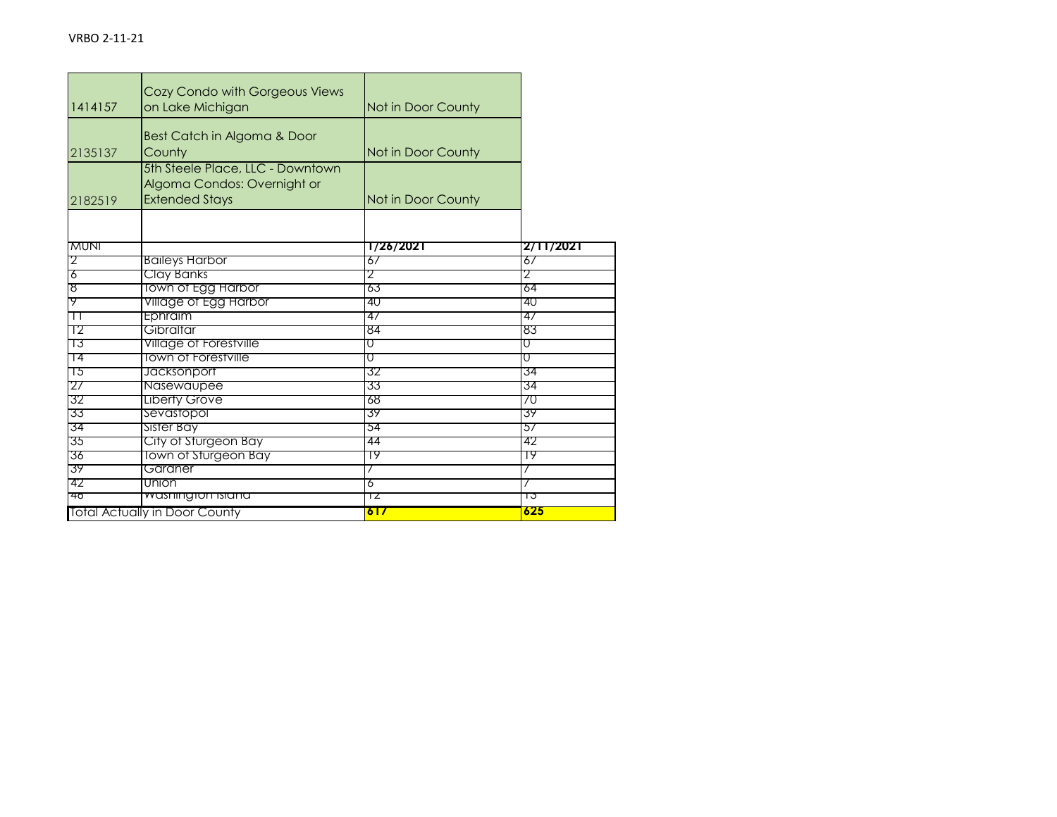VRBO 2-11-21

| | | | |
|---|---|---|---|
| 1414157 | Cozy Condo with Gorgeous Views on Lake Michigan | Not in Door County | |
| 2135137 | Best Catch in Algoma & Door County | Not in Door County | |
| 2182519 | 5th Steele Place, LLC - Downtown Algoma Condos: Overnight or Extended Stays | Not in Door County | |
| | | | |
| MUNI | | 1/26/2021 | 2/11/2021 |
| 2 | Baileys Harbor | 67 | 67 |
| 6 | Clay Banks | 2 | 2 |
| 8 | Town of Egg Harbor | 63 | 64 |
| 9 | Village of Egg Harbor | 40 | 40 |
| 11 | Ephraim | 47 | 47 |
| 12 | Gibraltar | 84 | 83 |
| 13 | Village of Forestville | 0 | 0 |
| 14 | Town of Forestville | 0 | 0 |
| 15 | Jacksonport | 32 | 34 |
| 27 | Nasewaupee | 33 | 34 |
| 32 | Liberty Grove | 68 | 70 |
| 33 | Sevastopol | 39 | 39 |
| 34 | Sister Bay | 54 | 57 |
| 35 | City of Sturgeon Bay | 44 | 42 |
| 36 | Town of Sturgeon Bay | 19 | 19 |
| 39 | Gardner | 7 | 7 |
| 42 | Union | 6 | 7 |
| 46 | Washington Island | 12 | 13 |
| Total Actually in Door County | | **617** | **625** |